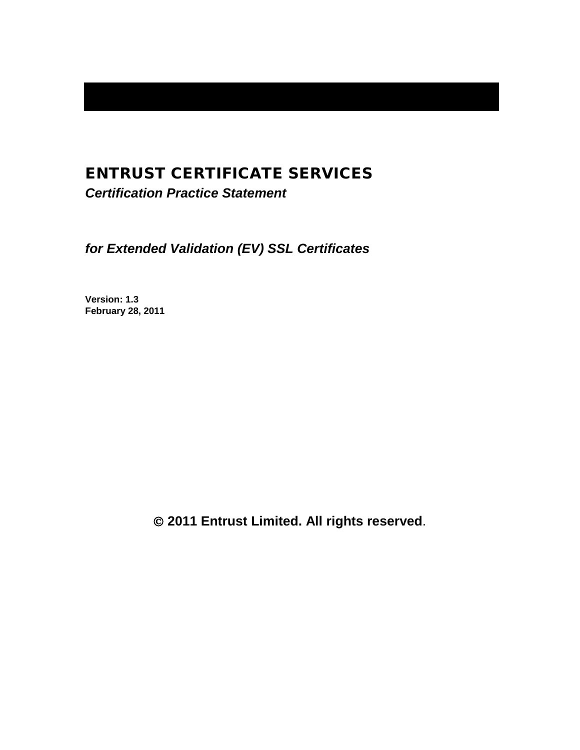# ENTRUST CERTIFICATE SERVICES

***Certification Practice Statement***

***for Extended Validation (EV) SSL Certificates***

**Version: 1.3**
**February 28, 2011**

**© 2011 Entrust Limited. All rights reserved**.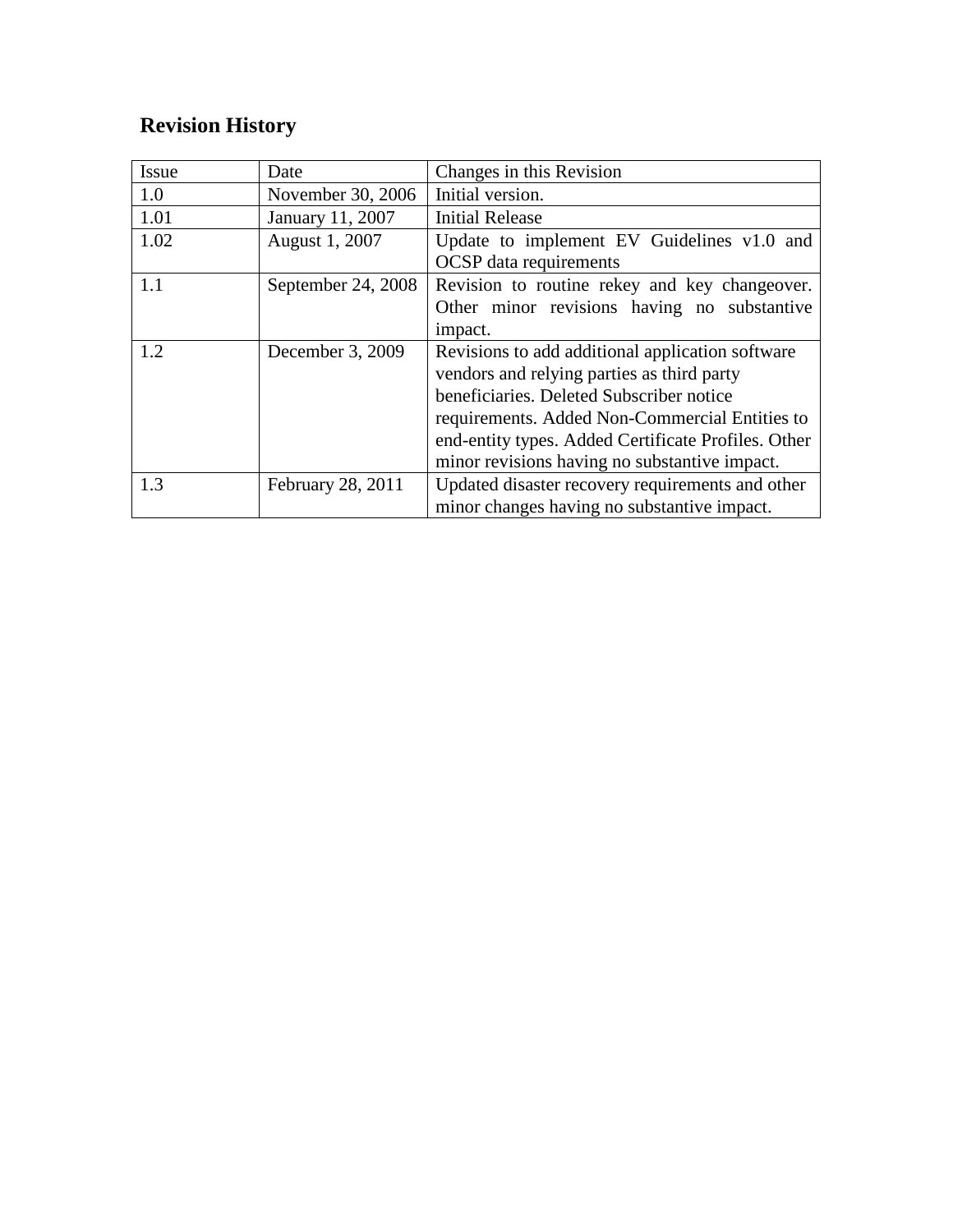## Revision History

| Issue | Date | Changes in this Revision |
|---|---|---|
| 1.0 | November 30, 2006 | Initial version. |
| 1.01 | January 11, 2007 | Initial Release |
| 1.02 | August 1, 2007 | Update to implement EV Guidelines v1.0 and OCSP data requirements |
| 1.1 | September 24, 2008 | Revision to routine rekey and key changeover. Other minor revisions having no substantive impact. |
| 1.2 | December 3, 2009 | Revisions to add additional application software vendors and relying parties as third party beneficiaries. Deleted Subscriber notice requirements. Added Non-Commercial Entities to end-entity types. Added Certificate Profiles. Other minor revisions having no substantive impact. |
| 1.3 | February 28, 2011 | Updated disaster recovery requirements and other minor changes having no substantive impact. |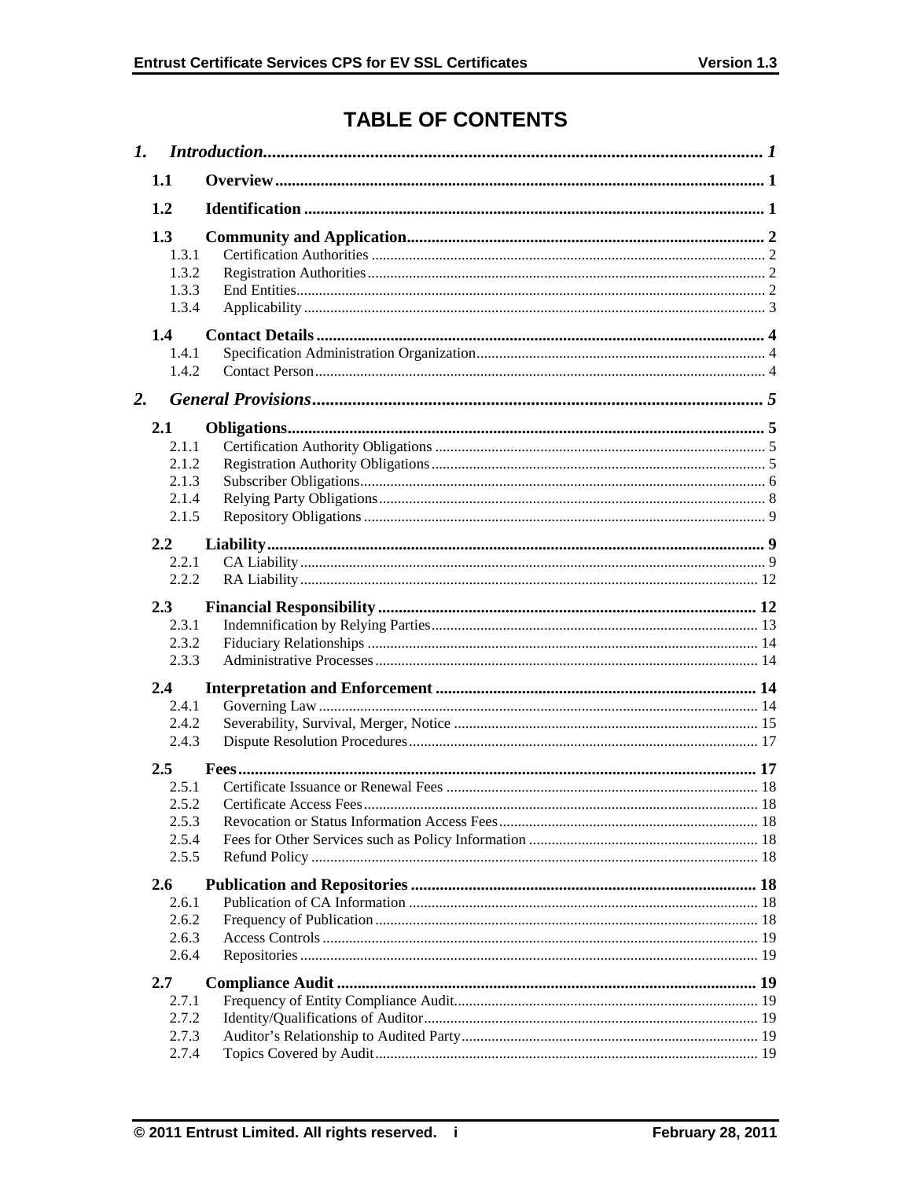# TABLE OF CONTENTS

*1. Introduction* ........ 1

- **1.1 Overview** ........ 1
- **1.2 Identification** ........ 1
- **1.3 Community and Application** ........ 2
  - 1.3.1 Certification Authorities ........ 2
  - 1.3.2 Registration Authorities ........ 2
  - 1.3.3 End Entities ........ 2
  - 1.3.4 Applicability ........ 3
- **1.4 Contact Details** ........ 4
  - 1.4.1 Specification Administration Organization ........ 4
  - 1.4.2 Contact Person ........ 4

*2. General Provisions* ........ 5

- **2.1 Obligations** ........ 5
  - 2.1.1 Certification Authority Obligations ........ 5
  - 2.1.2 Registration Authority Obligations ........ 5
  - 2.1.3 Subscriber Obligations ........ 6
  - 2.1.4 Relying Party Obligations ........ 8
  - 2.1.5 Repository Obligations ........ 9
- **2.2 Liability** ........ 9
  - 2.2.1 CA Liability ........ 9
  - 2.2.2 RA Liability ........ 12
- **2.3 Financial Responsibility** ........ 12
  - 2.3.1 Indemnification by Relying Parties ........ 13
  - 2.3.2 Fiduciary Relationships ........ 14
  - 2.3.3 Administrative Processes ........ 14
- **2.4 Interpretation and Enforcement** ........ 14
  - 2.4.1 Governing Law ........ 14
  - 2.4.2 Severability, Survival, Merger, Notice ........ 15
  - 2.4.3 Dispute Resolution Procedures ........ 17
- **2.5 Fees** ........ 17
  - 2.5.1 Certificate Issuance or Renewal Fees ........ 18
  - 2.5.2 Certificate Access Fees ........ 18
  - 2.5.3 Revocation or Status Information Access Fees ........ 18
  - 2.5.4 Fees for Other Services such as Policy Information ........ 18
  - 2.5.5 Refund Policy ........ 18
- **2.6 Publication and Repositories** ........ 18
  - 2.6.1 Publication of CA Information ........ 18
  - 2.6.2 Frequency of Publication ........ 18
  - 2.6.3 Access Controls ........ 19
  - 2.6.4 Repositories ........ 19
- **2.7 Compliance Audit** ........ 19
  - 2.7.1 Frequency of Entity Compliance Audit ........ 19
  - 2.7.2 Identity/Qualifications of Auditor ........ 19
  - 2.7.3 Auditor's Relationship to Audited Party ........ 19
  - 2.7.4 Topics Covered by Audit ........ 19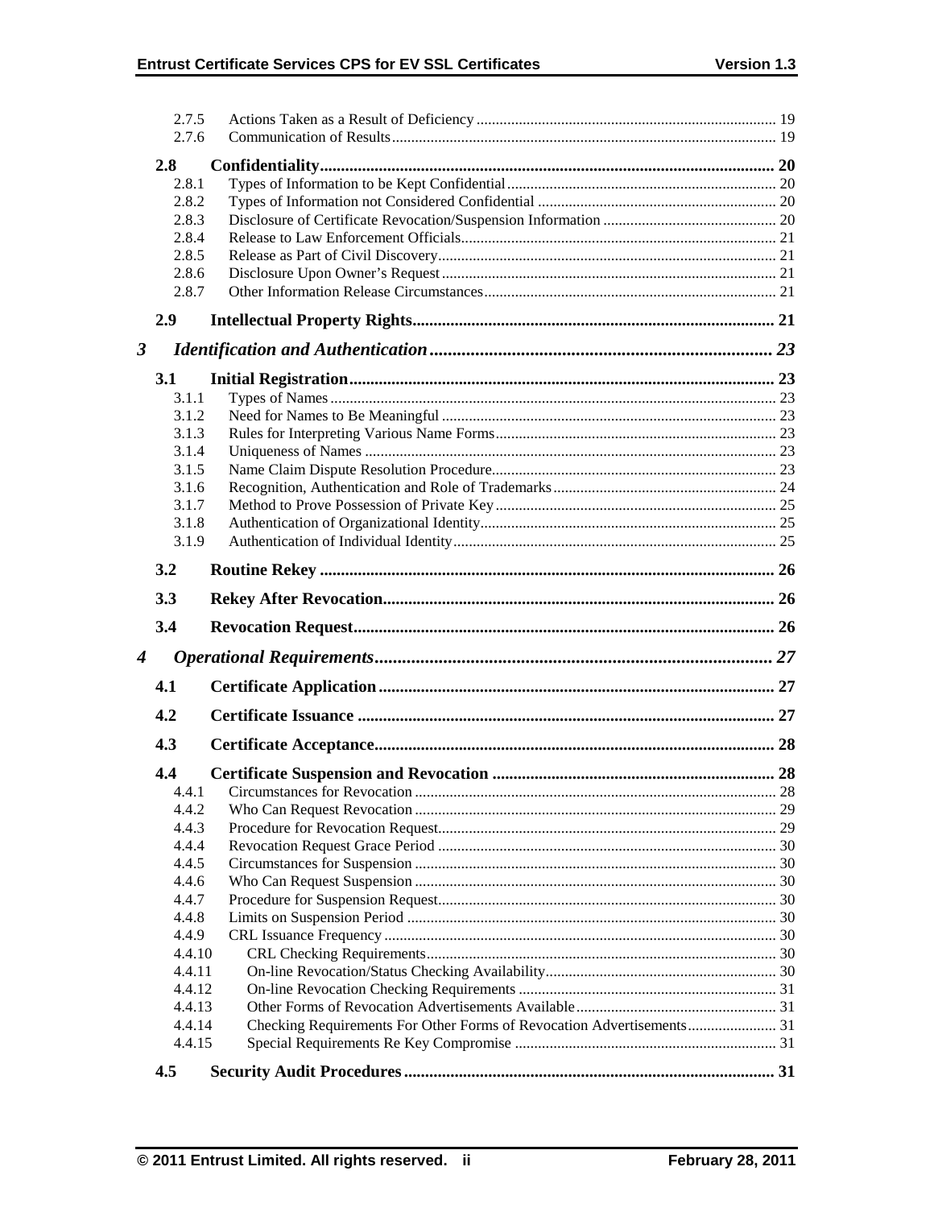| | | |
|---|---|---|
| 2.7.5 | Actions Taken as a Result of Deficiency | 19 |
| 2.7.6 | Communication of Results | 19 |
| **2.8** | **Confidentiality** | **20** |
| 2.8.1 | Types of Information to be Kept Confidential | 20 |
| 2.8.2 | Types of Information not Considered Confidential | 20 |
| 2.8.3 | Disclosure of Certificate Revocation/Suspension Information | 20 |
| 2.8.4 | Release to Law Enforcement Officials | 21 |
| 2.8.5 | Release as Part of Civil Discovery | 21 |
| 2.8.6 | Disclosure Upon Owner's Request | 21 |
| 2.8.7 | Other Information Release Circumstances | 21 |
| **2.9** | **Intellectual Property Rights** | **21** |
| ***3*** | ***Identification and Authentication*** | ***23*** |
| **3.1** | **Initial Registration** | **23** |
| 3.1.1 | Types of Names | 23 |
| 3.1.2 | Need for Names to Be Meaningful | 23 |
| 3.1.3 | Rules for Interpreting Various Name Forms | 23 |
| 3.1.4 | Uniqueness of Names | 23 |
| 3.1.5 | Name Claim Dispute Resolution Procedure | 23 |
| 3.1.6 | Recognition, Authentication and Role of Trademarks | 24 |
| 3.1.7 | Method to Prove Possession of Private Key | 25 |
| 3.1.8 | Authentication of Organizational Identity | 25 |
| 3.1.9 | Authentication of Individual Identity | 25 |
| **3.2** | **Routine Rekey** | **26** |
| **3.3** | **Rekey After Revocation** | **26** |
| **3.4** | **Revocation Request** | **26** |
| ***4*** | ***Operational Requirements*** | ***27*** |
| **4.1** | **Certificate Application** | **27** |
| **4.2** | **Certificate Issuance** | **27** |
| **4.3** | **Certificate Acceptance** | **28** |
| **4.4** | **Certificate Suspension and Revocation** | **28** |
| 4.4.1 | Circumstances for Revocation | 28 |
| 4.4.2 | Who Can Request Revocation | 29 |
| 4.4.3 | Procedure for Revocation Request | 29 |
| 4.4.4 | Revocation Request Grace Period | 30 |
| 4.4.5 | Circumstances for Suspension | 30 |
| 4.4.6 | Who Can Request Suspension | 30 |
| 4.4.7 | Procedure for Suspension Request | 30 |
| 4.4.8 | Limits on Suspension Period | 30 |
| 4.4.9 | CRL Issuance Frequency | 30 |
| 4.4.10 | CRL Checking Requirements | 30 |
| 4.4.11 | On-line Revocation/Status Checking Availability | 30 |
| 4.4.12 | On-line Revocation Checking Requirements | 31 |
| 4.4.13 | Other Forms of Revocation Advertisements Available | 31 |
| 4.4.14 | Checking Requirements For Other Forms of Revocation Advertisements | 31 |
| 4.4.15 | Special Requirements Re Key Compromise | 31 |
| **4.5** | **Security Audit Procedures** | **31** |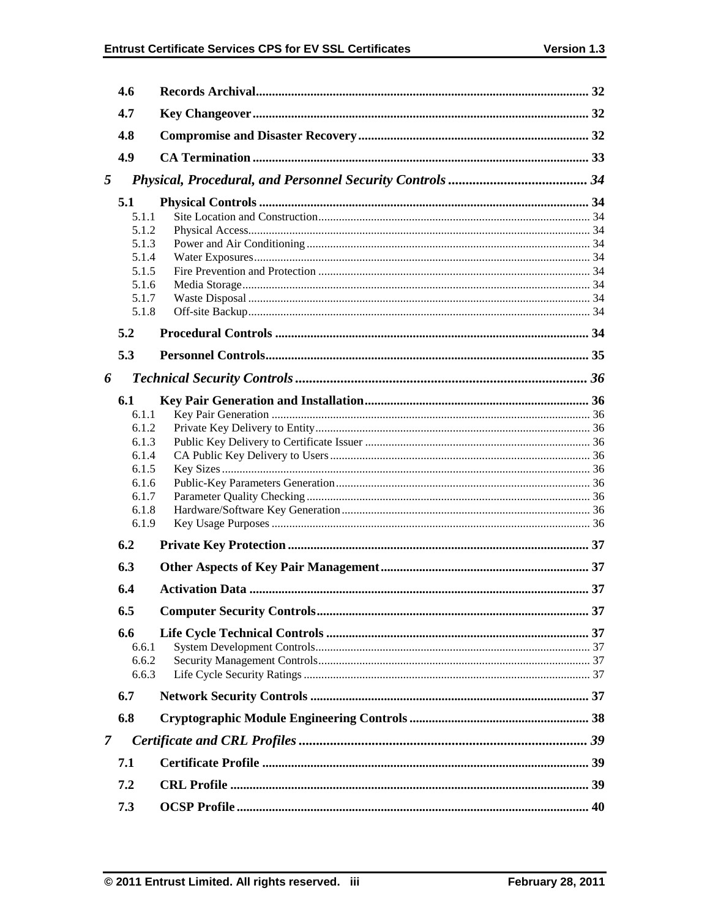4.6 **Records Archival** ........................................................................................................ 32

4.7 **Key Changeover** ......................................................................................................... 32

4.8 **Compromise and Disaster Recovery** ....................................................................... 32

4.9 **CA Termination** ......................................................................................................... 33

*5 Physical, Procedural, and Personnel Security Controls* ........................................ 34

5.1 **Physical Controls** ....................................................................................................... 34
- 5.1.1 Site Location and Construction ........................................................................................... 34
- 5.1.2 Physical Access .................................................................................................................... 34
- 5.1.3 Power and Air Conditioning ............................................................................................... 34
- 5.1.4 Water Exposures ................................................................................................................. 34
- 5.1.5 Fire Prevention and Protection ........................................................................................... 34
- 5.1.6 Media Storage ..................................................................................................................... 34
- 5.1.7 Waste Disposal .................................................................................................................... 34
- 5.1.8 Off-site Backup .................................................................................................................... 34

5.2 **Procedural Controls** ................................................................................................. 34

5.3 **Personnel Controls** .................................................................................................... 35

*6 Technical Security Controls* .................................................................................... 36

6.1 **Key Pair Generation and Installation** ..................................................................... 36
- 6.1.1 Key Pair Generation ........................................................................................................... 36
- 6.1.2 Private Key Delivery to Entity ............................................................................................ 36
- 6.1.3 Public Key Delivery to Certificate Issuer ............................................................................ 36
- 6.1.4 CA Public Key Delivery to Users ....................................................................................... 36
- 6.1.5 Key Sizes ............................................................................................................................ 36
- 6.1.6 Public-Key Parameters Generation ..................................................................................... 36
- 6.1.7 Parameter Quality Checking ............................................................................................... 36
- 6.1.8 Hardware/Software Key Generation ................................................................................... 36
- 6.1.9 Key Usage Purposes ........................................................................................................... 36

6.2 **Private Key Protection** ............................................................................................. 37

6.3 **Other Aspects of Key Pair Management** ................................................................ 37

6.4 **Activation Data** ......................................................................................................... 37

6.5 **Computer Security Controls** .................................................................................... 37

6.6 **Life Cycle Technical Controls** ................................................................................. 37
- 6.6.1 System Development Controls ............................................................................................ 37
- 6.6.2 Security Management Controls ........................................................................................... 37
- 6.6.3 Life Cycle Security Ratings ................................................................................................ 37

6.7 **Network Security Controls** ...................................................................................... 37

6.8 **Cryptographic Module Engineering Controls** ....................................................... 38

*7 Certificate and CRL Profiles* ................................................................................... 39

7.1 **Certificate Profile** ..................................................................................................... 39

7.2 **CRL Profile** ................................................................................................................ 39

7.3 **OCSP Profile** ............................................................................................................. 40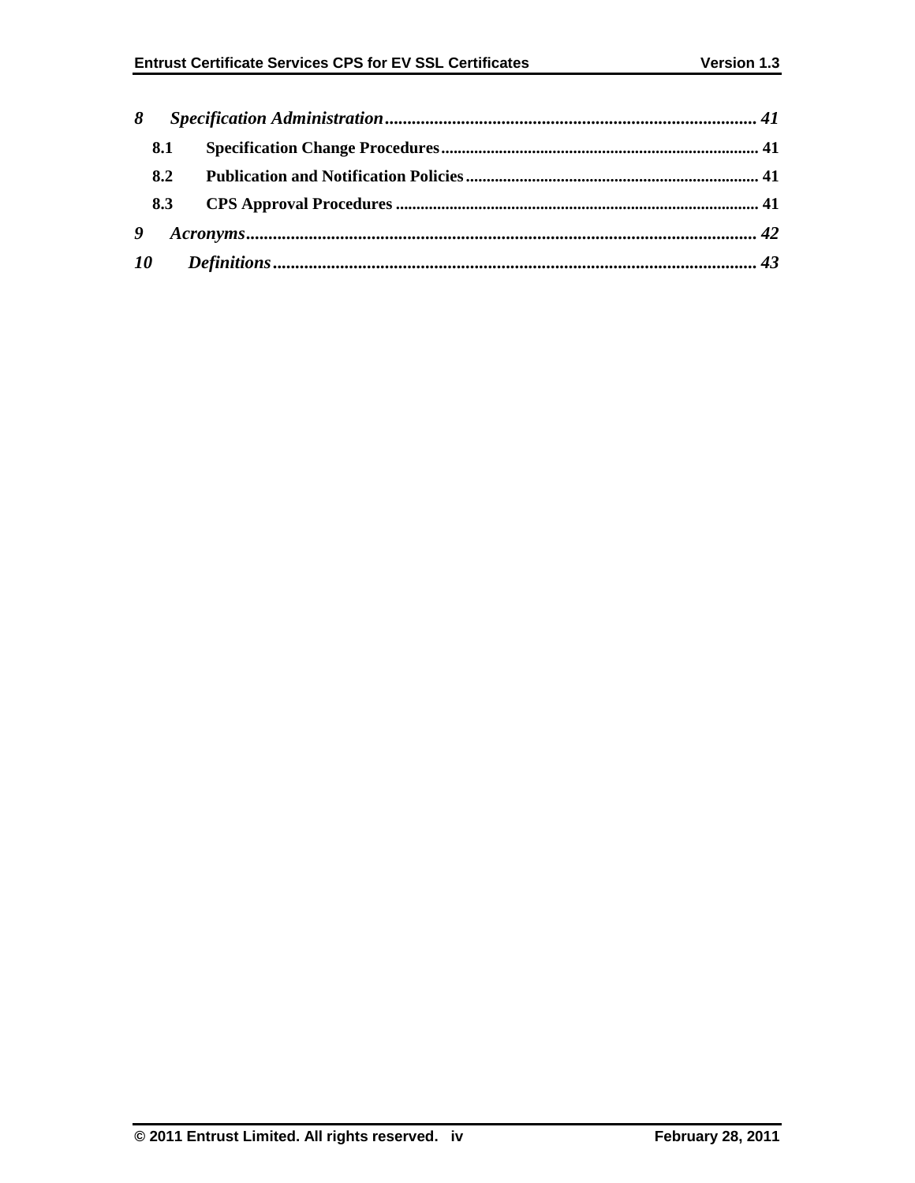*8 Specification Administration ................................................................................ 41*

**8.1 Specification Change Procedures ........................................................................... 41**

**8.2 Publication and Notification Policies ..................................................................... 41**

**8.3 CPS Approval Procedures ...................................................................................... 41**

*9 Acronyms .................................................................................................................. 42*

*10 Definitions ............................................................................................................ 43*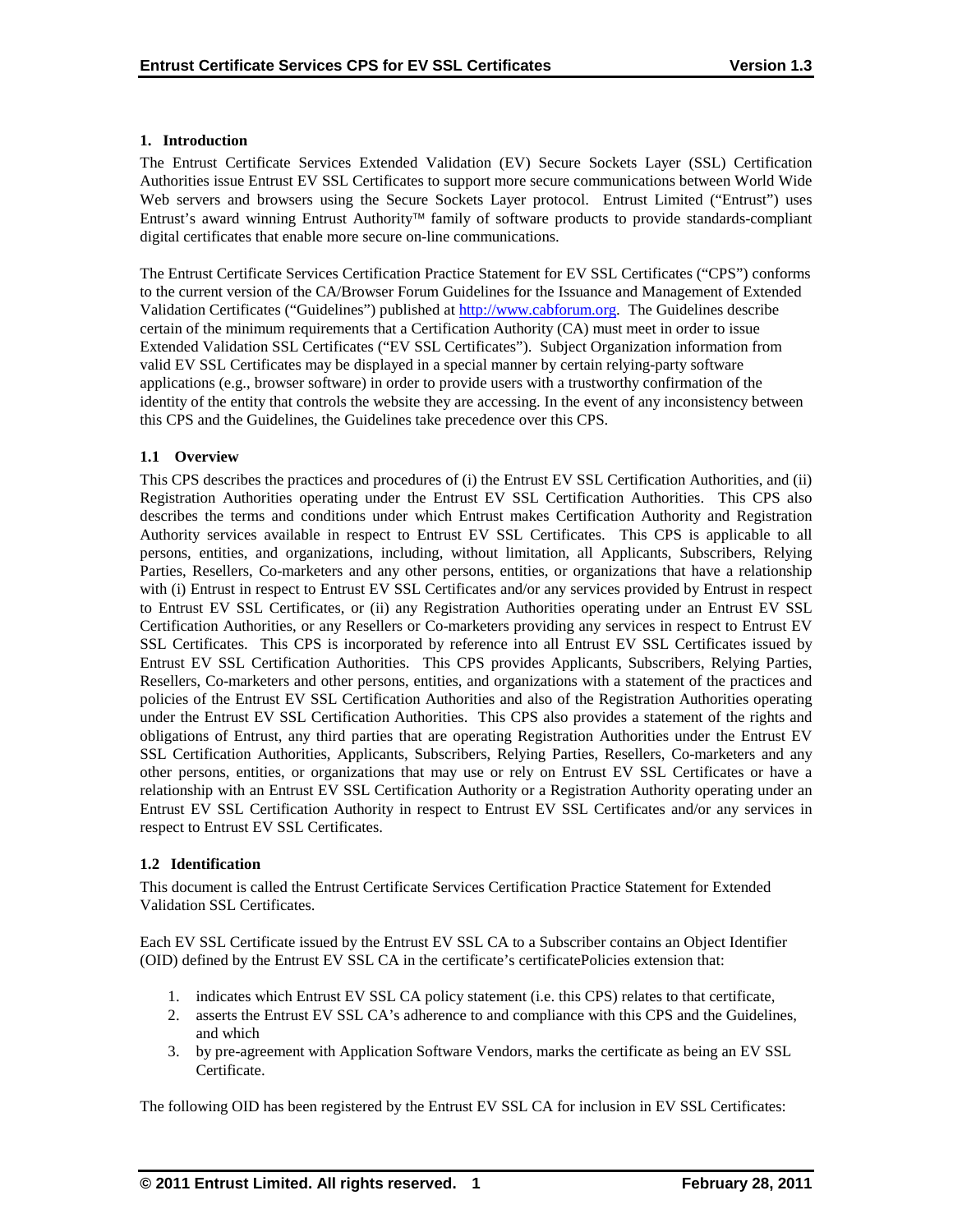## 1. Introduction

The Entrust Certificate Services Extended Validation (EV) Secure Sockets Layer (SSL) Certification Authorities issue Entrust EV SSL Certificates to support more secure communications between World Wide Web servers and browsers using the Secure Sockets Layer protocol. Entrust Limited ("Entrust") uses Entrust's award winning Entrust Authority™ family of software products to provide standards-compliant digital certificates that enable more secure on-line communications.

The Entrust Certificate Services Certification Practice Statement for EV SSL Certificates ("CPS") conforms to the current version of the CA/Browser Forum Guidelines for the Issuance and Management of Extended Validation Certificates ("Guidelines") published at http://www.cabforum.org. The Guidelines describe certain of the minimum requirements that a Certification Authority (CA) must meet in order to issue Extended Validation SSL Certificates ("EV SSL Certificates"). Subject Organization information from valid EV SSL Certificates may be displayed in a special manner by certain relying-party software applications (e.g., browser software) in order to provide users with a trustworthy confirmation of the identity of the entity that controls the website they are accessing. In the event of any inconsistency between this CPS and the Guidelines, the Guidelines take precedence over this CPS.

### 1.1 Overview

This CPS describes the practices and procedures of (i) the Entrust EV SSL Certification Authorities, and (ii) Registration Authorities operating under the Entrust EV SSL Certification Authorities. This CPS also describes the terms and conditions under which Entrust makes Certification Authority and Registration Authority services available in respect to Entrust EV SSL Certificates. This CPS is applicable to all persons, entities, and organizations, including, without limitation, all Applicants, Subscribers, Relying Parties, Resellers, Co-marketers and any other persons, entities, or organizations that have a relationship with (i) Entrust in respect to Entrust EV SSL Certificates and/or any services provided by Entrust in respect to Entrust EV SSL Certificates, or (ii) any Registration Authorities operating under an Entrust EV SSL Certification Authorities, or any Resellers or Co-marketers providing any services in respect to Entrust EV SSL Certificates. This CPS is incorporated by reference into all Entrust EV SSL Certificates issued by Entrust EV SSL Certification Authorities. This CPS provides Applicants, Subscribers, Relying Parties, Resellers, Co-marketers and other persons, entities, and organizations with a statement of the practices and policies of the Entrust EV SSL Certification Authorities and also of the Registration Authorities operating under the Entrust EV SSL Certification Authorities. This CPS also provides a statement of the rights and obligations of Entrust, any third parties that are operating Registration Authorities under the Entrust EV SSL Certification Authorities, Applicants, Subscribers, Relying Parties, Resellers, Co-marketers and any other persons, entities, or organizations that may use or rely on Entrust EV SSL Certificates or have a relationship with an Entrust EV SSL Certification Authority or a Registration Authority operating under an Entrust EV SSL Certification Authority in respect to Entrust EV SSL Certificates and/or any services in respect to Entrust EV SSL Certificates.

### 1.2 Identification

This document is called the Entrust Certificate Services Certification Practice Statement for Extended Validation SSL Certificates.

Each EV SSL Certificate issued by the Entrust EV SSL CA to a Subscriber contains an Object Identifier (OID) defined by the Entrust EV SSL CA in the certificate's certificatePolicies extension that:

1. indicates which Entrust EV SSL CA policy statement (i.e. this CPS) relates to that certificate,
2. asserts the Entrust EV SSL CA's adherence to and compliance with this CPS and the Guidelines, and which
3. by pre-agreement with Application Software Vendors, marks the certificate as being an EV SSL Certificate.

The following OID has been registered by the Entrust EV SSL CA for inclusion in EV SSL Certificates: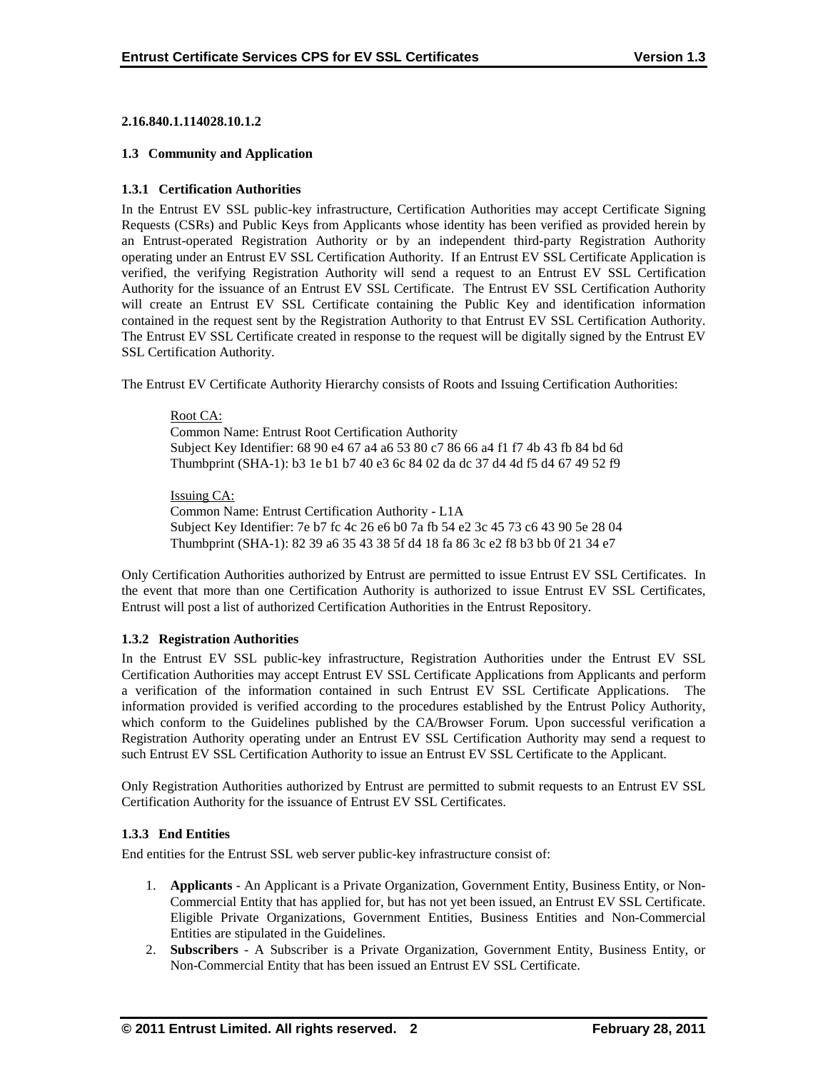**2.16.840.1.114028.10.1.2**

### 1.3 Community and Application

#### 1.3.1 Certification Authorities

In the Entrust EV SSL public-key infrastructure, Certification Authorities may accept Certificate Signing Requests (CSRs) and Public Keys from Applicants whose identity has been verified as provided herein by an Entrust-operated Registration Authority or by an independent third-party Registration Authority operating under an Entrust EV SSL Certification Authority. If an Entrust EV SSL Certificate Application is verified, the verifying Registration Authority will send a request to an Entrust EV SSL Certification Authority for the issuance of an Entrust EV SSL Certificate. The Entrust EV SSL Certification Authority will create an Entrust EV SSL Certificate containing the Public Key and identification information contained in the request sent by the Registration Authority to that Entrust EV SSL Certification Authority. The Entrust EV SSL Certificate created in response to the request will be digitally signed by the Entrust EV SSL Certification Authority.

The Entrust EV Certificate Authority Hierarchy consists of Roots and Issuing Certification Authorities:

Root CA:
Common Name: Entrust Root Certification Authority
Subject Key Identifier: 68 90 e4 67 a4 a6 53 80 c7 86 66 a4 f1 f7 4b 43 fb 84 bd 6d
Thumbprint (SHA-1): b3 1e b1 b7 40 e3 6c 84 02 da dc 37 d4 4d f5 d4 67 49 52 f9

Issuing CA:
Common Name: Entrust Certification Authority - L1A
Subject Key Identifier: 7e b7 fc 4c 26 e6 b0 7a fb 54 e2 3c 45 73 c6 43 90 5e 28 04
Thumbprint (SHA-1): 82 39 a6 35 43 38 5f d4 18 fa 86 3c e2 f8 b3 bb 0f 21 34 e7

Only Certification Authorities authorized by Entrust are permitted to issue Entrust EV SSL Certificates. In the event that more than one Certification Authority is authorized to issue Entrust EV SSL Certificates, Entrust will post a list of authorized Certification Authorities in the Entrust Repository.

#### 1.3.2 Registration Authorities

In the Entrust EV SSL public-key infrastructure, Registration Authorities under the Entrust EV SSL Certification Authorities may accept Entrust EV SSL Certificate Applications from Applicants and perform a verification of the information contained in such Entrust EV SSL Certificate Applications. The information provided is verified according to the procedures established by the Entrust Policy Authority, which conform to the Guidelines published by the CA/Browser Forum. Upon successful verification a Registration Authority operating under an Entrust EV SSL Certification Authority may send a request to such Entrust EV SSL Certification Authority to issue an Entrust EV SSL Certificate to the Applicant.

Only Registration Authorities authorized by Entrust are permitted to submit requests to an Entrust EV SSL Certification Authority for the issuance of Entrust EV SSL Certificates.

#### 1.3.3 End Entities

End entities for the Entrust SSL web server public-key infrastructure consist of:

1. **Applicants** - An Applicant is a Private Organization, Government Entity, Business Entity, or Non-Commercial Entity that has applied for, but has not yet been issued, an Entrust EV SSL Certificate. Eligible Private Organizations, Government Entities, Business Entities and Non-Commercial Entities are stipulated in the Guidelines.
2. **Subscribers** - A Subscriber is a Private Organization, Government Entity, Business Entity, or Non-Commercial Entity that has been issued an Entrust EV SSL Certificate.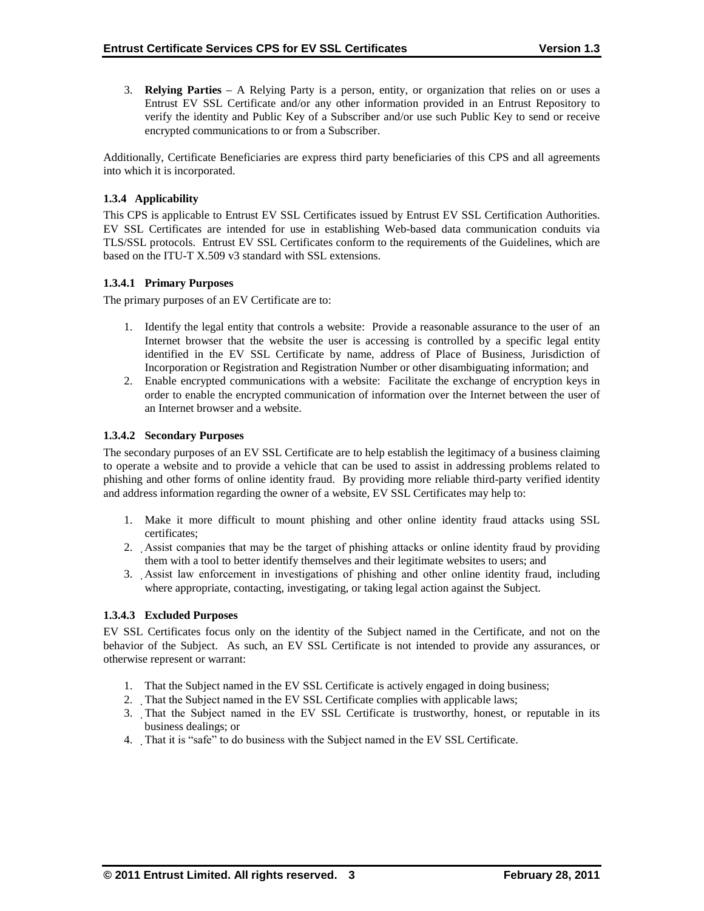3. **Relying Parties** – A Relying Party is a person, entity, or organization that relies on or uses a Entrust EV SSL Certificate and/or any other information provided in an Entrust Repository to verify the identity and Public Key of a Subscriber and/or use such Public Key to send or receive encrypted communications to or from a Subscriber.

Additionally, Certificate Beneficiaries are express third party beneficiaries of this CPS and all agreements into which it is incorporated.

### 1.3.4 Applicability

This CPS is applicable to Entrust EV SSL Certificates issued by Entrust EV SSL Certification Authorities. EV SSL Certificates are intended for use in establishing Web-based data communication conduits via TLS/SSL protocols. Entrust EV SSL Certificates conform to the requirements of the Guidelines, which are based on the ITU-T X.509 v3 standard with SSL extensions.

#### 1.3.4.1 Primary Purposes

The primary purposes of an EV Certificate are to:

1. Identify the legal entity that controls a website: Provide a reasonable assurance to the user of an Internet browser that the website the user is accessing is controlled by a specific legal entity identified in the EV SSL Certificate by name, address of Place of Business, Jurisdiction of Incorporation or Registration and Registration Number or other disambiguating information; and
2. Enable encrypted communications with a website: Facilitate the exchange of encryption keys in order to enable the encrypted communication of information over the Internet between the user of an Internet browser and a website.

#### 1.3.4.2 Secondary Purposes

The secondary purposes of an EV SSL Certificate are to help establish the legitimacy of a business claiming to operate a website and to provide a vehicle that can be used to assist in addressing problems related to phishing and other forms of online identity fraud. By providing more reliable third-party verified identity and address information regarding the owner of a website, EV SSL Certificates may help to:

1. Make it more difficult to mount phishing and other online identity fraud attacks using SSL certificates;
2. Assist companies that may be the target of phishing attacks or online identity fraud by providing them with a tool to better identify themselves and their legitimate websites to users; and
3. Assist law enforcement in investigations of phishing and other online identity fraud, including where appropriate, contacting, investigating, or taking legal action against the Subject.

#### 1.3.4.3 Excluded Purposes

EV SSL Certificates focus only on the identity of the Subject named in the Certificate, and not on the behavior of the Subject. As such, an EV SSL Certificate is not intended to provide any assurances, or otherwise represent or warrant:

1. That the Subject named in the EV SSL Certificate is actively engaged in doing business;
2. That the Subject named in the EV SSL Certificate complies with applicable laws;
3. That the Subject named in the EV SSL Certificate is trustworthy, honest, or reputable in its business dealings; or
4. That it is "safe" to do business with the Subject named in the EV SSL Certificate.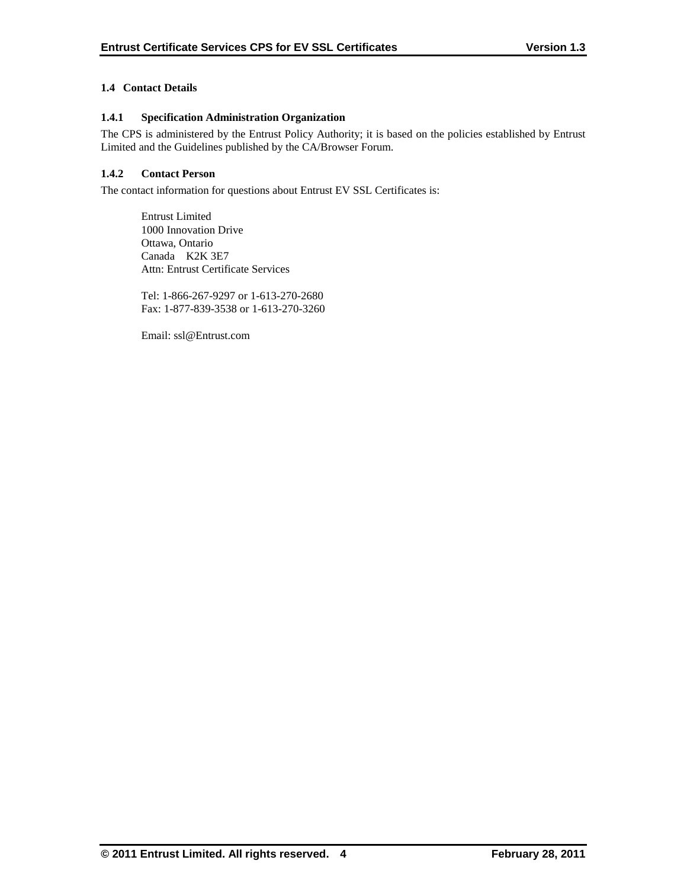## 1.4 Contact Details

### 1.4.1 Specification Administration Organization

The CPS is administered by the Entrust Policy Authority; it is based on the policies established by Entrust Limited and the Guidelines published by the CA/Browser Forum.

### 1.4.2 Contact Person

The contact information for questions about Entrust EV SSL Certificates is:

Entrust Limited
1000 Innovation Drive
Ottawa, Ontario
Canada K2K 3E7
Attn: Entrust Certificate Services

Tel: 1-866-267-9297 or 1-613-270-2680
Fax: 1-877-839-3538 or 1-613-270-3260

Email: ssl@Entrust.com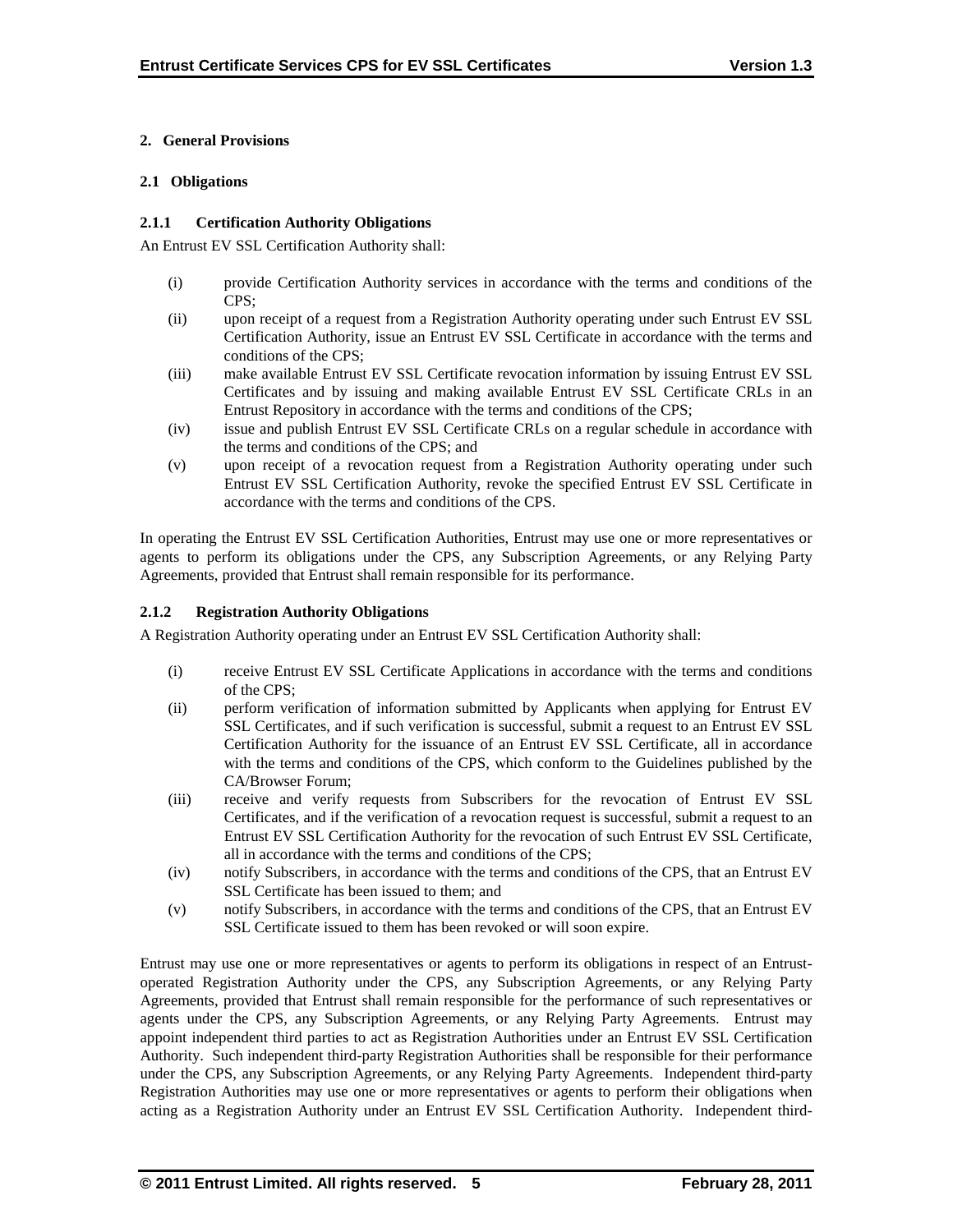## 2. General Provisions

### 2.1 Obligations

#### 2.1.1 Certification Authority Obligations

An Entrust EV SSL Certification Authority shall:

(i) provide Certification Authority services in accordance with the terms and conditions of the CPS;

(ii) upon receipt of a request from a Registration Authority operating under such Entrust EV SSL Certification Authority, issue an Entrust EV SSL Certificate in accordance with the terms and conditions of the CPS;

(iii) make available Entrust EV SSL Certificate revocation information by issuing Entrust EV SSL Certificates and by issuing and making available Entrust EV SSL Certificate CRLs in an Entrust Repository in accordance with the terms and conditions of the CPS;

(iv) issue and publish Entrust EV SSL Certificate CRLs on a regular schedule in accordance with the terms and conditions of the CPS; and

(v) upon receipt of a revocation request from a Registration Authority operating under such Entrust EV SSL Certification Authority, revoke the specified Entrust EV SSL Certificate in accordance with the terms and conditions of the CPS.

In operating the Entrust EV SSL Certification Authorities, Entrust may use one or more representatives or agents to perform its obligations under the CPS, any Subscription Agreements, or any Relying Party Agreements, provided that Entrust shall remain responsible for its performance.

#### 2.1.2 Registration Authority Obligations

A Registration Authority operating under an Entrust EV SSL Certification Authority shall:

(i) receive Entrust EV SSL Certificate Applications in accordance with the terms and conditions of the CPS;

(ii) perform verification of information submitted by Applicants when applying for Entrust EV SSL Certificates, and if such verification is successful, submit a request to an Entrust EV SSL Certification Authority for the issuance of an Entrust EV SSL Certificate, all in accordance with the terms and conditions of the CPS, which conform to the Guidelines published by the CA/Browser Forum;

(iii) receive and verify requests from Subscribers for the revocation of Entrust EV SSL Certificates, and if the verification of a revocation request is successful, submit a request to an Entrust EV SSL Certification Authority for the revocation of such Entrust EV SSL Certificate, all in accordance with the terms and conditions of the CPS;

(iv) notify Subscribers, in accordance with the terms and conditions of the CPS, that an Entrust EV SSL Certificate has been issued to them; and

(v) notify Subscribers, in accordance with the terms and conditions of the CPS, that an Entrust EV SSL Certificate issued to them has been revoked or will soon expire.

Entrust may use one or more representatives or agents to perform its obligations in respect of an Entrust-operated Registration Authority under the CPS, any Subscription Agreements, or any Relying Party Agreements, provided that Entrust shall remain responsible for the performance of such representatives or agents under the CPS, any Subscription Agreements, or any Relying Party Agreements. Entrust may appoint independent third parties to act as Registration Authorities under an Entrust EV SSL Certification Authority. Such independent third-party Registration Authorities shall be responsible for their performance under the CPS, any Subscription Agreements, or any Relying Party Agreements. Independent third-party Registration Authorities may use one or more representatives or agents to perform their obligations when acting as a Registration Authority under an Entrust EV SSL Certification Authority. Independent third-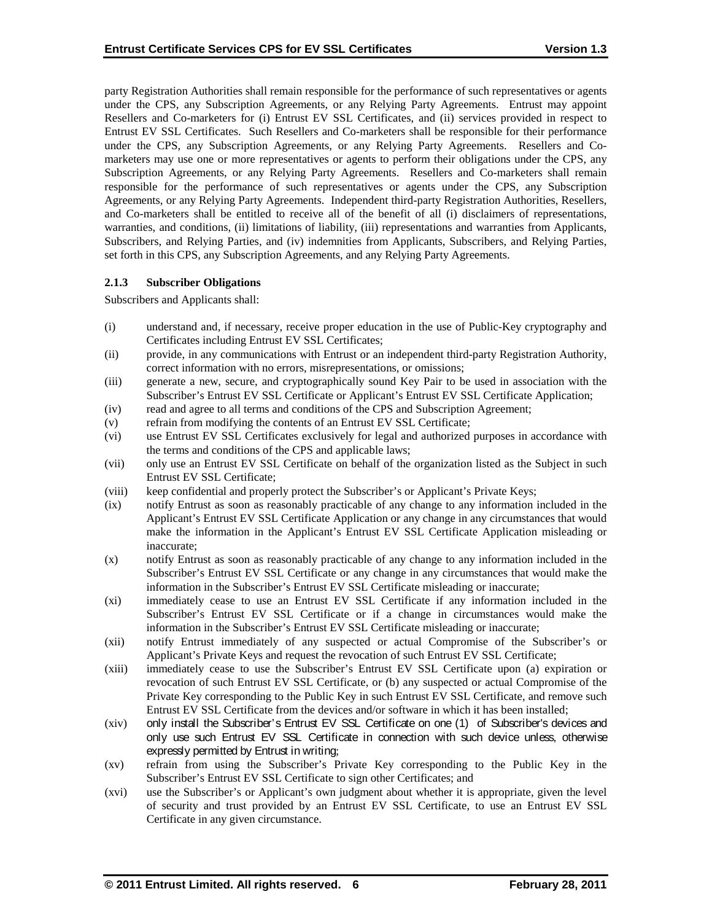party Registration Authorities shall remain responsible for the performance of such representatives or agents under the CPS, any Subscription Agreements, or any Relying Party Agreements. Entrust may appoint Resellers and Co-marketers for (i) Entrust EV SSL Certificates, and (ii) services provided in respect to Entrust EV SSL Certificates. Such Resellers and Co-marketers shall be responsible for their performance under the CPS, any Subscription Agreements, or any Relying Party Agreements. Resellers and Co-marketers may use one or more representatives or agents to perform their obligations under the CPS, any Subscription Agreements, or any Relying Party Agreements. Resellers and Co-marketers shall remain responsible for the performance of such representatives or agents under the CPS, any Subscription Agreements, or any Relying Party Agreements. Independent third-party Registration Authorities, Resellers, and Co-marketers shall be entitled to receive all of the benefit of all (i) disclaimers of representations, warranties, and conditions, (ii) limitations of liability, (iii) representations and warranties from Applicants, Subscribers, and Relying Parties, and (iv) indemnities from Applicants, Subscribers, and Relying Parties, set forth in this CPS, any Subscription Agreements, and any Relying Party Agreements.

### 2.1.3 Subscriber Obligations

Subscribers and Applicants shall:

(i) understand and, if necessary, receive proper education in the use of Public-Key cryptography and Certificates including Entrust EV SSL Certificates;

(ii) provide, in any communications with Entrust or an independent third-party Registration Authority, correct information with no errors, misrepresentations, or omissions;

(iii) generate a new, secure, and cryptographically sound Key Pair to be used in association with the Subscriber's Entrust EV SSL Certificate or Applicant's Entrust EV SSL Certificate Application;

(iv) read and agree to all terms and conditions of the CPS and Subscription Agreement;

(v) refrain from modifying the contents of an Entrust EV SSL Certificate;

(vi) use Entrust EV SSL Certificates exclusively for legal and authorized purposes in accordance with the terms and conditions of the CPS and applicable laws;

(vii) only use an Entrust EV SSL Certificate on behalf of the organization listed as the Subject in such Entrust EV SSL Certificate;

(viii) keep confidential and properly protect the Subscriber's or Applicant's Private Keys;

(ix) notify Entrust as soon as reasonably practicable of any change to any information included in the Applicant's Entrust EV SSL Certificate Application or any change in any circumstances that would make the information in the Applicant's Entrust EV SSL Certificate Application misleading or inaccurate;

(x) notify Entrust as soon as reasonably practicable of any change to any information included in the Subscriber's Entrust EV SSL Certificate or any change in any circumstances that would make the information in the Subscriber's Entrust EV SSL Certificate misleading or inaccurate;

(xi) immediately cease to use an Entrust EV SSL Certificate if any information included in the Subscriber's Entrust EV SSL Certificate or if a change in circumstances would make the information in the Subscriber's Entrust EV SSL Certificate misleading or inaccurate;

(xii) notify Entrust immediately of any suspected or actual Compromise of the Subscriber's or Applicant's Private Keys and request the revocation of such Entrust EV SSL Certificate;

(xiii) immediately cease to use the Subscriber's Entrust EV SSL Certificate upon (a) expiration or revocation of such Entrust EV SSL Certificate, or (b) any suspected or actual Compromise of the Private Key corresponding to the Public Key in such Entrust EV SSL Certificate, and remove such Entrust EV SSL Certificate from the devices and/or software in which it has been installed;

(xiv) only install the Subscriber's Entrust EV SSL Certificate on one (1) of Subscriber's devices and only use such Entrust EV SSL Certificate in connection with such device unless, otherwise expressly permitted by Entrust in writing;

(xv) refrain from using the Subscriber's Private Key corresponding to the Public Key in the Subscriber's Entrust EV SSL Certificate to sign other Certificates; and

(xvi) use the Subscriber's or Applicant's own judgment about whether it is appropriate, given the level of security and trust provided by an Entrust EV SSL Certificate, to use an Entrust EV SSL Certificate in any given circumstance.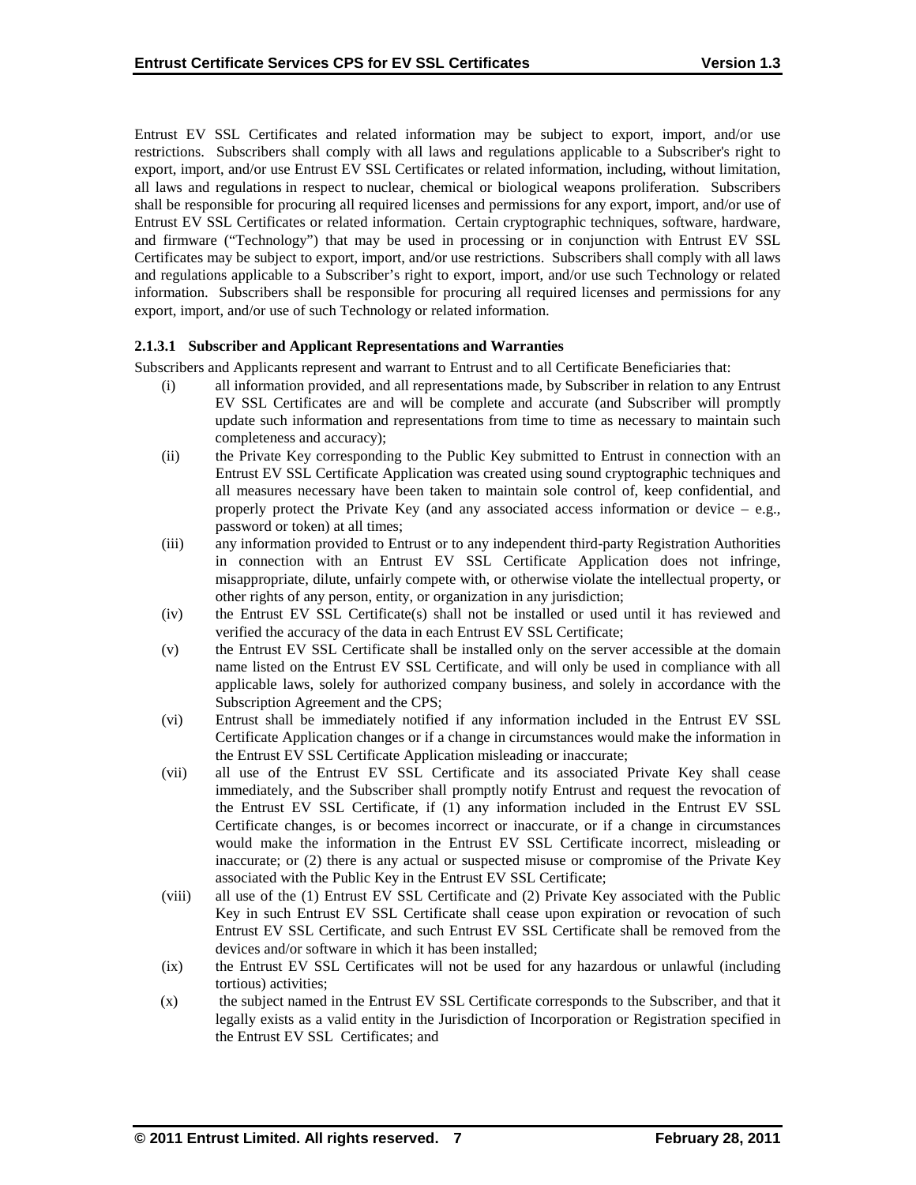Entrust EV SSL Certificates and related information may be subject to export, import, and/or use restrictions. Subscribers shall comply with all laws and regulations applicable to a Subscriber's right to export, import, and/or use Entrust EV SSL Certificates or related information, including, without limitation, all laws and regulations in respect to nuclear, chemical or biological weapons proliferation. Subscribers shall be responsible for procuring all required licenses and permissions for any export, import, and/or use of Entrust EV SSL Certificates or related information. Certain cryptographic techniques, software, hardware, and firmware ("Technology") that may be used in processing or in conjunction with Entrust EV SSL Certificates may be subject to export, import, and/or use restrictions. Subscribers shall comply with all laws and regulations applicable to a Subscriber's right to export, import, and/or use such Technology or related information. Subscribers shall be responsible for procuring all required licenses and permissions for any export, import, and/or use of such Technology or related information.

#### 2.1.3.1 Subscriber and Applicant Representations and Warranties

Subscribers and Applicants represent and warrant to Entrust and to all Certificate Beneficiaries that:

(i) all information provided, and all representations made, by Subscriber in relation to any Entrust EV SSL Certificates are and will be complete and accurate (and Subscriber will promptly update such information and representations from time to time as necessary to maintain such completeness and accuracy);

(ii) the Private Key corresponding to the Public Key submitted to Entrust in connection with an Entrust EV SSL Certificate Application was created using sound cryptographic techniques and all measures necessary have been taken to maintain sole control of, keep confidential, and properly protect the Private Key (and any associated access information or device – e.g., password or token) at all times;

(iii) any information provided to Entrust or to any independent third-party Registration Authorities in connection with an Entrust EV SSL Certificate Application does not infringe, misappropriate, dilute, unfairly compete with, or otherwise violate the intellectual property, or other rights of any person, entity, or organization in any jurisdiction;

(iv) the Entrust EV SSL Certificate(s) shall not be installed or used until it has reviewed and verified the accuracy of the data in each Entrust EV SSL Certificate;

(v) the Entrust EV SSL Certificate shall be installed only on the server accessible at the domain name listed on the Entrust EV SSL Certificate, and will only be used in compliance with all applicable laws, solely for authorized company business, and solely in accordance with the Subscription Agreement and the CPS;

(vi) Entrust shall be immediately notified if any information included in the Entrust EV SSL Certificate Application changes or if a change in circumstances would make the information in the Entrust EV SSL Certificate Application misleading or inaccurate;

(vii) all use of the Entrust EV SSL Certificate and its associated Private Key shall cease immediately, and the Subscriber shall promptly notify Entrust and request the revocation of the Entrust EV SSL Certificate, if (1) any information included in the Entrust EV SSL Certificate changes, is or becomes incorrect or inaccurate, or if a change in circumstances would make the information in the Entrust EV SSL Certificate incorrect, misleading or inaccurate; or (2) there is any actual or suspected misuse or compromise of the Private Key associated with the Public Key in the Entrust EV SSL Certificate;

(viii) all use of the (1) Entrust EV SSL Certificate and (2) Private Key associated with the Public Key in such Entrust EV SSL Certificate shall cease upon expiration or revocation of such Entrust EV SSL Certificate, and such Entrust EV SSL Certificate shall be removed from the devices and/or software in which it has been installed;

(ix) the Entrust EV SSL Certificates will not be used for any hazardous or unlawful (including tortious) activities;

(x) the subject named in the Entrust EV SSL Certificate corresponds to the Subscriber, and that it legally exists as a valid entity in the Jurisdiction of Incorporation or Registration specified in the Entrust EV SSL Certificates; and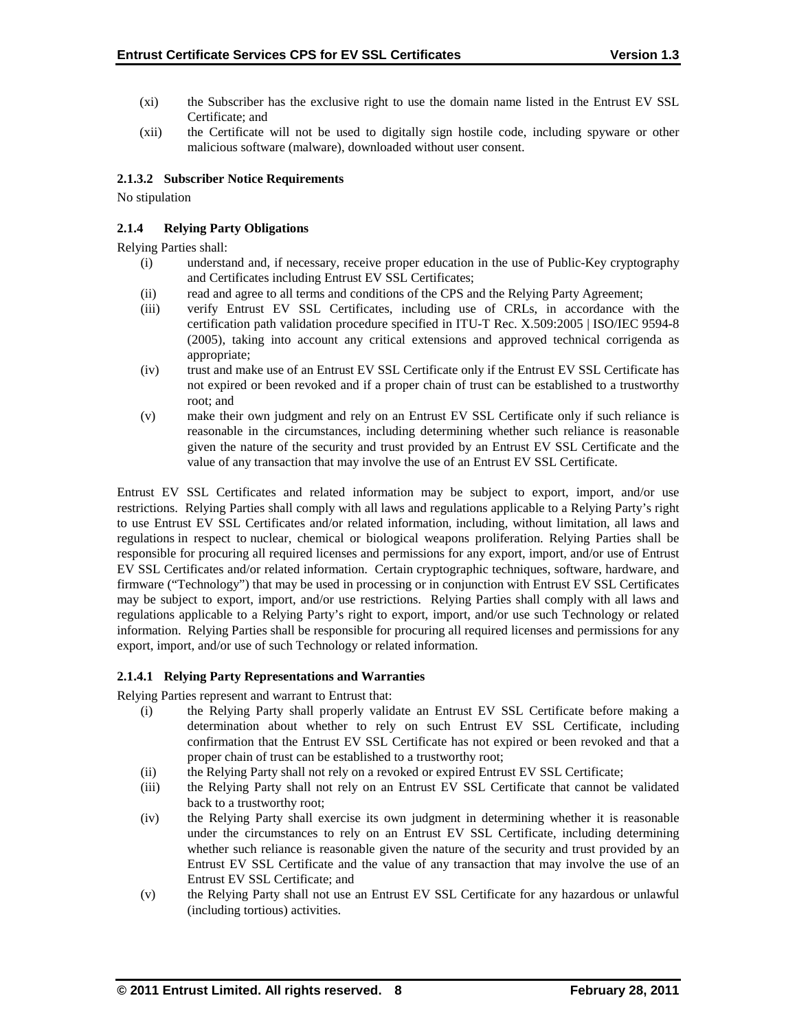(xi) the Subscriber has the exclusive right to use the domain name listed in the Entrust EV SSL Certificate; and

(xii) the Certificate will not be used to digitally sign hostile code, including spyware or other malicious software (malware), downloaded without user consent.

#### 2.1.3.2 Subscriber Notice Requirements

No stipulation

### 2.1.4 Relying Party Obligations

Relying Parties shall:

(i) understand and, if necessary, receive proper education in the use of Public-Key cryptography and Certificates including Entrust EV SSL Certificates;

(ii) read and agree to all terms and conditions of the CPS and the Relying Party Agreement;

(iii) verify Entrust EV SSL Certificates, including use of CRLs, in accordance with the certification path validation procedure specified in ITU-T Rec. X.509:2005 | ISO/IEC 9594-8 (2005), taking into account any critical extensions and approved technical corrigenda as appropriate;

(iv) trust and make use of an Entrust EV SSL Certificate only if the Entrust EV SSL Certificate has not expired or been revoked and if a proper chain of trust can be established to a trustworthy root; and

(v) make their own judgment and rely on an Entrust EV SSL Certificate only if such reliance is reasonable in the circumstances, including determining whether such reliance is reasonable given the nature of the security and trust provided by an Entrust EV SSL Certificate and the value of any transaction that may involve the use of an Entrust EV SSL Certificate.

Entrust EV SSL Certificates and related information may be subject to export, import, and/or use restrictions. Relying Parties shall comply with all laws and regulations applicable to a Relying Party's right to use Entrust EV SSL Certificates and/or related information, including, without limitation, all laws and regulations in respect to nuclear, chemical or biological weapons proliferation. Relying Parties shall be responsible for procuring all required licenses and permissions for any export, import, and/or use of Entrust EV SSL Certificates and/or related information. Certain cryptographic techniques, software, hardware, and firmware ("Technology") that may be used in processing or in conjunction with Entrust EV SSL Certificates may be subject to export, import, and/or use restrictions. Relying Parties shall comply with all laws and regulations applicable to a Relying Party's right to export, import, and/or use such Technology or related information. Relying Parties shall be responsible for procuring all required licenses and permissions for any export, import, and/or use of such Technology or related information.

#### 2.1.4.1 Relying Party Representations and Warranties

Relying Parties represent and warrant to Entrust that:

(i) the Relying Party shall properly validate an Entrust EV SSL Certificate before making a determination about whether to rely on such Entrust EV SSL Certificate, including confirmation that the Entrust EV SSL Certificate has not expired or been revoked and that a proper chain of trust can be established to a trustworthy root;

(ii) the Relying Party shall not rely on a revoked or expired Entrust EV SSL Certificate;

(iii) the Relying Party shall not rely on an Entrust EV SSL Certificate that cannot be validated back to a trustworthy root;

(iv) the Relying Party shall exercise its own judgment in determining whether it is reasonable under the circumstances to rely on an Entrust EV SSL Certificate, including determining whether such reliance is reasonable given the nature of the security and trust provided by an Entrust EV SSL Certificate and the value of any transaction that may involve the use of an Entrust EV SSL Certificate; and

(v) the Relying Party shall not use an Entrust EV SSL Certificate for any hazardous or unlawful (including tortious) activities.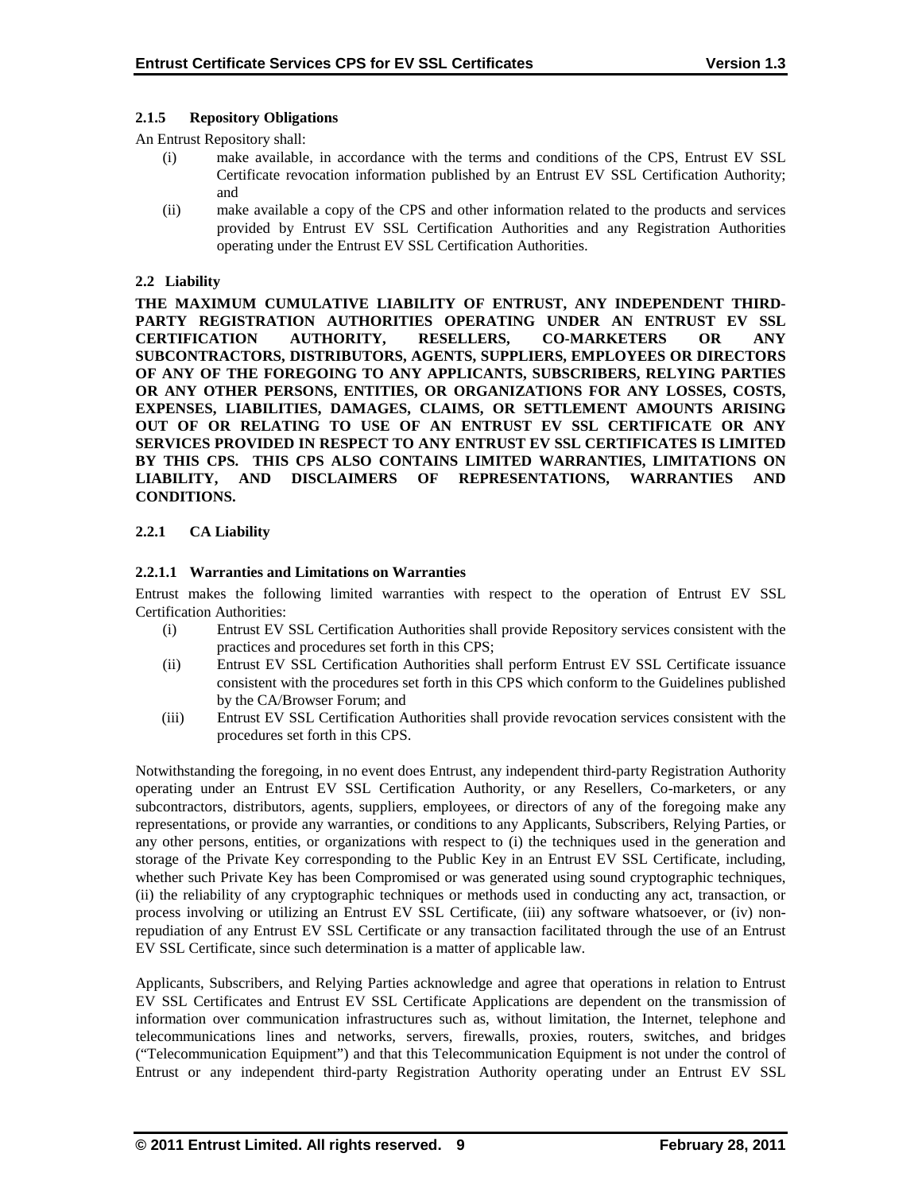#### 2.1.5 Repository Obligations

An Entrust Repository shall:

(i) make available, in accordance with the terms and conditions of the CPS, Entrust EV SSL Certificate revocation information published by an Entrust EV SSL Certification Authority; and

(ii) make available a copy of the CPS and other information related to the products and services provided by Entrust EV SSL Certification Authorities and any Registration Authorities operating under the Entrust EV SSL Certification Authorities.

### 2.2 Liability

**THE MAXIMUM CUMULATIVE LIABILITY OF ENTRUST, ANY INDEPENDENT THIRD-PARTY REGISTRATION AUTHORITIES OPERATING UNDER AN ENTRUST EV SSL CERTIFICATION AUTHORITY, RESELLERS, CO-MARKETERS OR ANY SUBCONTRACTORS, DISTRIBUTORS, AGENTS, SUPPLIERS, EMPLOYEES OR DIRECTORS OF ANY OF THE FOREGOING TO ANY APPLICANTS, SUBSCRIBERS, RELYING PARTIES OR ANY OTHER PERSONS, ENTITIES, OR ORGANIZATIONS FOR ANY LOSSES, COSTS, EXPENSES, LIABILITIES, DAMAGES, CLAIMS, OR SETTLEMENT AMOUNTS ARISING OUT OF OR RELATING TO USE OF AN ENTRUST EV SSL CERTIFICATE OR ANY SERVICES PROVIDED IN RESPECT TO ANY ENTRUST EV SSL CERTIFICATES IS LIMITED BY THIS CPS. THIS CPS ALSO CONTAINS LIMITED WARRANTIES, LIMITATIONS ON LIABILITY, AND DISCLAIMERS OF REPRESENTATIONS, WARRANTIES AND CONDITIONS.**

#### 2.2.1 CA Liability

##### 2.2.1.1 Warranties and Limitations on Warranties

Entrust makes the following limited warranties with respect to the operation of Entrust EV SSL Certification Authorities:

(i) Entrust EV SSL Certification Authorities shall provide Repository services consistent with the practices and procedures set forth in this CPS;

(ii) Entrust EV SSL Certification Authorities shall perform Entrust EV SSL Certificate issuance consistent with the procedures set forth in this CPS which conform to the Guidelines published by the CA/Browser Forum; and

(iii) Entrust EV SSL Certification Authorities shall provide revocation services consistent with the procedures set forth in this CPS.

Notwithstanding the foregoing, in no event does Entrust, any independent third-party Registration Authority operating under an Entrust EV SSL Certification Authority, or any Resellers, Co-marketers, or any subcontractors, distributors, agents, suppliers, employees, or directors of any of the foregoing make any representations, or provide any warranties, or conditions to any Applicants, Subscribers, Relying Parties, or any other persons, entities, or organizations with respect to (i) the techniques used in the generation and storage of the Private Key corresponding to the Public Key in an Entrust EV SSL Certificate, including, whether such Private Key has been Compromised or was generated using sound cryptographic techniques, (ii) the reliability of any cryptographic techniques or methods used in conducting any act, transaction, or process involving or utilizing an Entrust EV SSL Certificate, (iii) any software whatsoever, or (iv) non-repudiation of any Entrust EV SSL Certificate or any transaction facilitated through the use of an Entrust EV SSL Certificate, since such determination is a matter of applicable law.

Applicants, Subscribers, and Relying Parties acknowledge and agree that operations in relation to Entrust EV SSL Certificates and Entrust EV SSL Certificate Applications are dependent on the transmission of information over communication infrastructures such as, without limitation, the Internet, telephone and telecommunications lines and networks, servers, firewalls, proxies, routers, switches, and bridges ("Telecommunication Equipment") and that this Telecommunication Equipment is not under the control of Entrust or any independent third-party Registration Authority operating under an Entrust EV SSL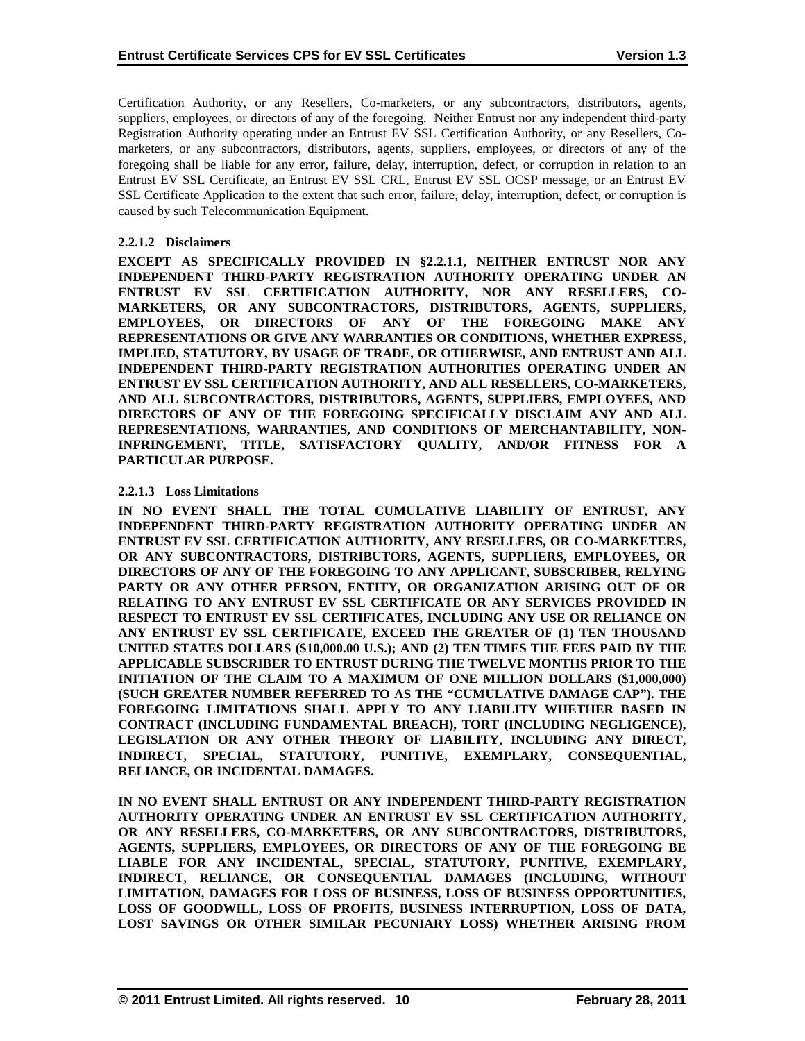Certification Authority, or any Resellers, Co-marketers, or any subcontractors, distributors, agents, suppliers, employees, or directors of any of the foregoing. Neither Entrust nor any independent third-party Registration Authority operating under an Entrust EV SSL Certification Authority, or any Resellers, Co-marketers, or any subcontractors, distributors, agents, suppliers, employees, or directors of any of the foregoing shall be liable for any error, failure, delay, interruption, defect, or corruption in relation to an Entrust EV SSL Certificate, an Entrust EV SSL CRL, Entrust EV SSL OCSP message, or an Entrust EV SSL Certificate Application to the extent that such error, failure, delay, interruption, defect, or corruption is caused by such Telecommunication Equipment.

#### 2.2.1.2 Disclaimers

**EXCEPT AS SPECIFICALLY PROVIDED IN §2.2.1.1, NEITHER ENTRUST NOR ANY INDEPENDENT THIRD-PARTY REGISTRATION AUTHORITY OPERATING UNDER AN ENTRUST EV SSL CERTIFICATION AUTHORITY, NOR ANY RESELLERS, CO-MARKETERS, OR ANY SUBCONTRACTORS, DISTRIBUTORS, AGENTS, SUPPLIERS, EMPLOYEES, OR DIRECTORS OF ANY OF THE FOREGOING MAKE ANY REPRESENTATIONS OR GIVE ANY WARRANTIES OR CONDITIONS, WHETHER EXPRESS, IMPLIED, STATUTORY, BY USAGE OF TRADE, OR OTHERWISE, AND ENTRUST AND ALL INDEPENDENT THIRD-PARTY REGISTRATION AUTHORITIES OPERATING UNDER AN ENTRUST EV SSL CERTIFICATION AUTHORITY, AND ALL RESELLERS, CO-MARKETERS, AND ALL SUBCONTRACTORS, DISTRIBUTORS, AGENTS, SUPPLIERS, EMPLOYEES, AND DIRECTORS OF ANY OF THE FOREGOING SPECIFICALLY DISCLAIM ANY AND ALL REPRESENTATIONS, WARRANTIES, AND CONDITIONS OF MERCHANTABILITY, NON-INFRINGEMENT, TITLE, SATISFACTORY QUALITY, AND/OR FITNESS FOR A PARTICULAR PURPOSE.**

#### 2.2.1.3 Loss Limitations

**IN NO EVENT SHALL THE TOTAL CUMULATIVE LIABILITY OF ENTRUST, ANY INDEPENDENT THIRD-PARTY REGISTRATION AUTHORITY OPERATING UNDER AN ENTRUST EV SSL CERTIFICATION AUTHORITY, ANY RESELLERS, OR CO-MARKETERS, OR ANY SUBCONTRACTORS, DISTRIBUTORS, AGENTS, SUPPLIERS, EMPLOYEES, OR DIRECTORS OF ANY OF THE FOREGOING TO ANY APPLICANT, SUBSCRIBER, RELYING PARTY OR ANY OTHER PERSON, ENTITY, OR ORGANIZATION ARISING OUT OF OR RELATING TO ANY ENTRUST EV SSL CERTIFICATE OR ANY SERVICES PROVIDED IN RESPECT TO ENTRUST EV SSL CERTIFICATES, INCLUDING ANY USE OR RELIANCE ON ANY ENTRUST EV SSL CERTIFICATE, EXCEED THE GREATER OF (1) TEN THOUSAND UNITED STATES DOLLARS ($10,000.00 U.S.); AND (2) TEN TIMES THE FEES PAID BY THE APPLICABLE SUBSCRIBER TO ENTRUST DURING THE TWELVE MONTHS PRIOR TO THE INITIATION OF THE CLAIM TO A MAXIMUM OF ONE MILLION DOLLARS ($1,000,000) (SUCH GREATER NUMBER REFERRED TO AS THE "CUMULATIVE DAMAGE CAP"). THE FOREGOING LIMITATIONS SHALL APPLY TO ANY LIABILITY WHETHER BASED IN CONTRACT (INCLUDING FUNDAMENTAL BREACH), TORT (INCLUDING NEGLIGENCE), LEGISLATION OR ANY OTHER THEORY OF LIABILITY, INCLUDING ANY DIRECT, INDIRECT, SPECIAL, STATUTORY, PUNITIVE, EXEMPLARY, CONSEQUENTIAL, RELIANCE, OR INCIDENTAL DAMAGES.**

**IN NO EVENT SHALL ENTRUST OR ANY INDEPENDENT THIRD-PARTY REGISTRATION AUTHORITY OPERATING UNDER AN ENTRUST EV SSL CERTIFICATION AUTHORITY, OR ANY RESELLERS, CO-MARKETERS, OR ANY SUBCONTRACTORS, DISTRIBUTORS, AGENTS, SUPPLIERS, EMPLOYEES, OR DIRECTORS OF ANY OF THE FOREGOING BE LIABLE FOR ANY INCIDENTAL, SPECIAL, STATUTORY, PUNITIVE, EXEMPLARY, INDIRECT, RELIANCE, OR CONSEQUENTIAL DAMAGES (INCLUDING, WITHOUT LIMITATION, DAMAGES FOR LOSS OF BUSINESS, LOSS OF BUSINESS OPPORTUNITIES, LOSS OF GOODWILL, LOSS OF PROFITS, BUSINESS INTERRUPTION, LOSS OF DATA, LOST SAVINGS OR OTHER SIMILAR PECUNIARY LOSS) WHETHER ARISING FROM**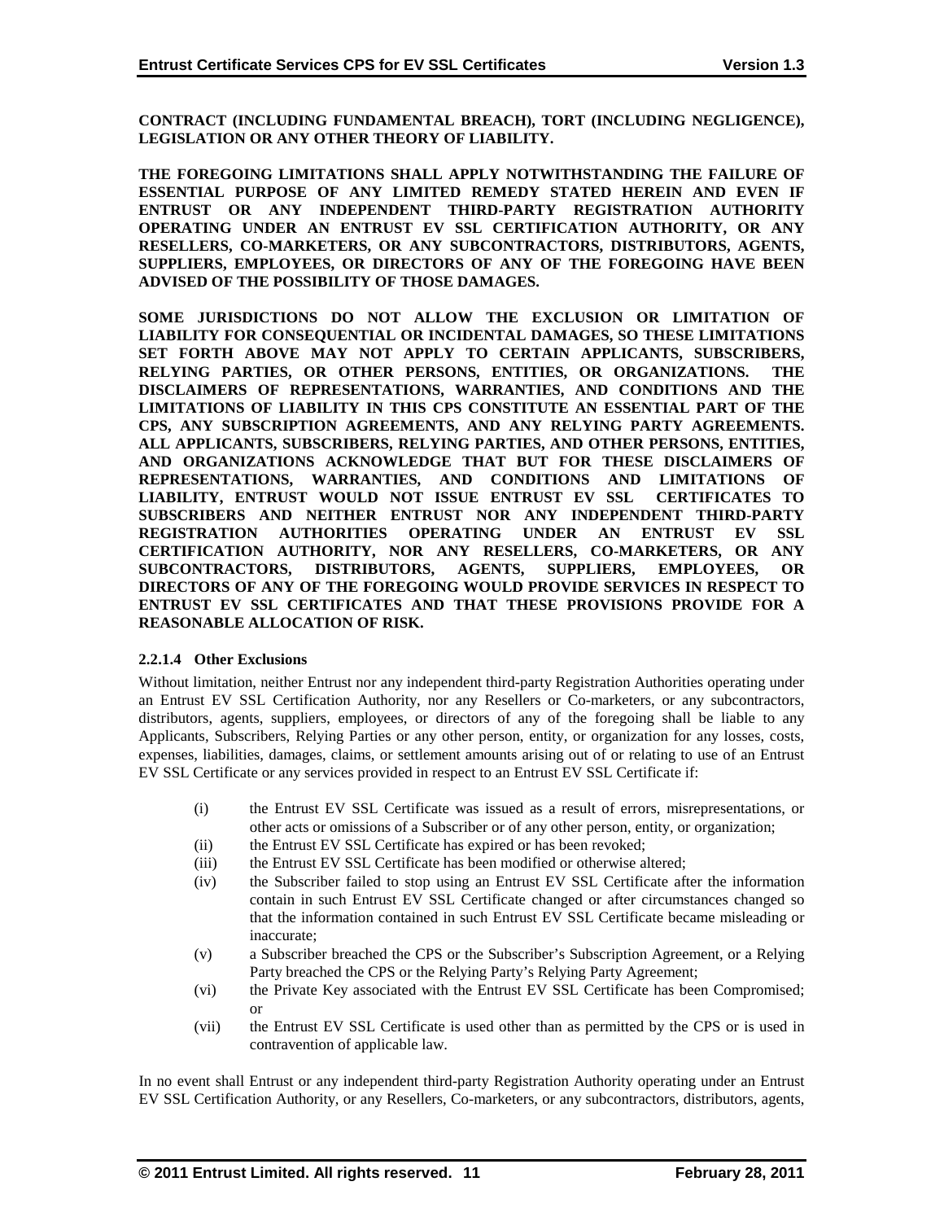**CONTRACT (INCLUDING FUNDAMENTAL BREACH), TORT (INCLUDING NEGLIGENCE), LEGISLATION OR ANY OTHER THEORY OF LIABILITY.**

**THE FOREGOING LIMITATIONS SHALL APPLY NOTWITHSTANDING THE FAILURE OF ESSENTIAL PURPOSE OF ANY LIMITED REMEDY STATED HEREIN AND EVEN IF ENTRUST OR ANY INDEPENDENT THIRD-PARTY REGISTRATION AUTHORITY OPERATING UNDER AN ENTRUST EV SSL CERTIFICATION AUTHORITY, OR ANY RESELLERS, CO-MARKETERS, OR ANY SUBCONTRACTORS, DISTRIBUTORS, AGENTS, SUPPLIERS, EMPLOYEES, OR DIRECTORS OF ANY OF THE FOREGOING HAVE BEEN ADVISED OF THE POSSIBILITY OF THOSE DAMAGES.**

**SOME JURISDICTIONS DO NOT ALLOW THE EXCLUSION OR LIMITATION OF LIABILITY FOR CONSEQUENTIAL OR INCIDENTAL DAMAGES, SO THESE LIMITATIONS SET FORTH ABOVE MAY NOT APPLY TO CERTAIN APPLICANTS, SUBSCRIBERS, RELYING PARTIES, OR OTHER PERSONS, ENTITIES, OR ORGANIZATIONS. THE DISCLAIMERS OF REPRESENTATIONS, WARRANTIES, AND CONDITIONS AND THE LIMITATIONS OF LIABILITY IN THIS CPS CONSTITUTE AN ESSENTIAL PART OF THE CPS, ANY SUBSCRIPTION AGREEMENTS, AND ANY RELYING PARTY AGREEMENTS. ALL APPLICANTS, SUBSCRIBERS, RELYING PARTIES, AND OTHER PERSONS, ENTITIES, AND ORGANIZATIONS ACKNOWLEDGE THAT BUT FOR THESE DISCLAIMERS OF REPRESENTATIONS, WARRANTIES, AND CONDITIONS AND LIMITATIONS OF LIABILITY, ENTRUST WOULD NOT ISSUE ENTRUST EV SSL CERTIFICATES TO SUBSCRIBERS AND NEITHER ENTRUST NOR ANY INDEPENDENT THIRD-PARTY REGISTRATION AUTHORITIES OPERATING UNDER AN ENTRUST EV SSL CERTIFICATION AUTHORITY, NOR ANY RESELLERS, CO-MARKETERS, OR ANY SUBCONTRACTORS, DISTRIBUTORS, AGENTS, SUPPLIERS, EMPLOYEES, OR DIRECTORS OF ANY OF THE FOREGOING WOULD PROVIDE SERVICES IN RESPECT TO ENTRUST EV SSL CERTIFICATES AND THAT THESE PROVISIONS PROVIDE FOR A REASONABLE ALLOCATION OF RISK.**

#### 2.2.1.4 Other Exclusions

Without limitation, neither Entrust nor any independent third-party Registration Authorities operating under an Entrust EV SSL Certification Authority, nor any Resellers or Co-marketers, or any subcontractors, distributors, agents, suppliers, employees, or directors of any of the foregoing shall be liable to any Applicants, Subscribers, Relying Parties or any other person, entity, or organization for any losses, costs, expenses, liabilities, damages, claims, or settlement amounts arising out of or relating to use of an Entrust EV SSL Certificate or any services provided in respect to an Entrust EV SSL Certificate if:

(i) the Entrust EV SSL Certificate was issued as a result of errors, misrepresentations, or other acts or omissions of a Subscriber or of any other person, entity, or organization;
(ii) the Entrust EV SSL Certificate has expired or has been revoked;
(iii) the Entrust EV SSL Certificate has been modified or otherwise altered;
(iv) the Subscriber failed to stop using an Entrust EV SSL Certificate after the information contain in such Entrust EV SSL Certificate changed or after circumstances changed so that the information contained in such Entrust EV SSL Certificate became misleading or inaccurate;
(v) a Subscriber breached the CPS or the Subscriber's Subscription Agreement, or a Relying Party breached the CPS or the Relying Party's Relying Party Agreement;
(vi) the Private Key associated with the Entrust EV SSL Certificate has been Compromised; or
(vii) the Entrust EV SSL Certificate is used other than as permitted by the CPS or is used in contravention of applicable law.

In no event shall Entrust or any independent third-party Registration Authority operating under an Entrust EV SSL Certification Authority, or any Resellers, Co-marketers, or any subcontractors, distributors, agents,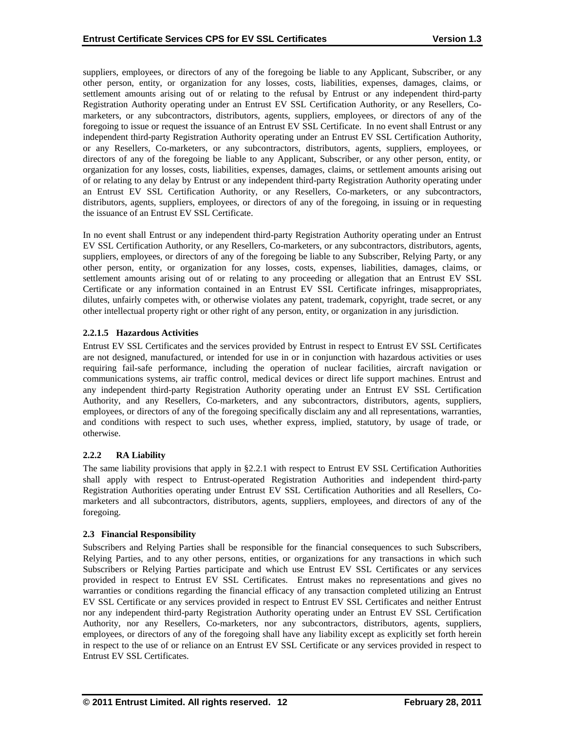suppliers, employees, or directors of any of the foregoing be liable to any Applicant, Subscriber, or any other person, entity, or organization for any losses, costs, liabilities, expenses, damages, claims, or settlement amounts arising out of or relating to the refusal by Entrust or any independent third-party Registration Authority operating under an Entrust EV SSL Certification Authority, or any Resellers, Co-marketers, or any subcontractors, distributors, agents, suppliers, employees, or directors of any of the foregoing to issue or request the issuance of an Entrust EV SSL Certificate. In no event shall Entrust or any independent third-party Registration Authority operating under an Entrust EV SSL Certification Authority, or any Resellers, Co-marketers, or any subcontractors, distributors, agents, suppliers, employees, or directors of any of the foregoing be liable to any Applicant, Subscriber, or any other person, entity, or organization for any losses, costs, liabilities, expenses, damages, claims, or settlement amounts arising out of or relating to any delay by Entrust or any independent third-party Registration Authority operating under an Entrust EV SSL Certification Authority, or any Resellers, Co-marketers, or any subcontractors, distributors, agents, suppliers, employees, or directors of any of the foregoing, in issuing or in requesting the issuance of an Entrust EV SSL Certificate.

In no event shall Entrust or any independent third-party Registration Authority operating under an Entrust EV SSL Certification Authority, or any Resellers, Co-marketers, or any subcontractors, distributors, agents, suppliers, employees, or directors of any of the foregoing be liable to any Subscriber, Relying Party, or any other person, entity, or organization for any losses, costs, expenses, liabilities, damages, claims, or settlement amounts arising out of or relating to any proceeding or allegation that an Entrust EV SSL Certificate or any information contained in an Entrust EV SSL Certificate infringes, misappropriates, dilutes, unfairly competes with, or otherwise violates any patent, trademark, copyright, trade secret, or any other intellectual property right or other right of any person, entity, or organization in any jurisdiction.

#### 2.2.1.5 Hazardous Activities

Entrust EV SSL Certificates and the services provided by Entrust in respect to Entrust EV SSL Certificates are not designed, manufactured, or intended for use in or in conjunction with hazardous activities or uses requiring fail-safe performance, including the operation of nuclear facilities, aircraft navigation or communications systems, air traffic control, medical devices or direct life support machines. Entrust and any independent third-party Registration Authority operating under an Entrust EV SSL Certification Authority, and any Resellers, Co-marketers, and any subcontractors, distributors, agents, suppliers, employees, or directors of any of the foregoing specifically disclaim any and all representations, warranties, and conditions with respect to such uses, whether express, implied, statutory, by usage of trade, or otherwise.

### 2.2.2 RA Liability

The same liability provisions that apply in §2.2.1 with respect to Entrust EV SSL Certification Authorities shall apply with respect to Entrust-operated Registration Authorities and independent third-party Registration Authorities operating under Entrust EV SSL Certification Authorities and all Resellers, Co-marketers and all subcontractors, distributors, agents, suppliers, employees, and directors of any of the foregoing.

## 2.3 Financial Responsibility

Subscribers and Relying Parties shall be responsible for the financial consequences to such Subscribers, Relying Parties, and to any other persons, entities, or organizations for any transactions in which such Subscribers or Relying Parties participate and which use Entrust EV SSL Certificates or any services provided in respect to Entrust EV SSL Certificates. Entrust makes no representations and gives no warranties or conditions regarding the financial efficacy of any transaction completed utilizing an Entrust EV SSL Certificate or any services provided in respect to Entrust EV SSL Certificates and neither Entrust nor any independent third-party Registration Authority operating under an Entrust EV SSL Certification Authority, nor any Resellers, Co-marketers, nor any subcontractors, distributors, agents, suppliers, employees, or directors of any of the foregoing shall have any liability except as explicitly set forth herein in respect to the use of or reliance on an Entrust EV SSL Certificate or any services provided in respect to Entrust EV SSL Certificates.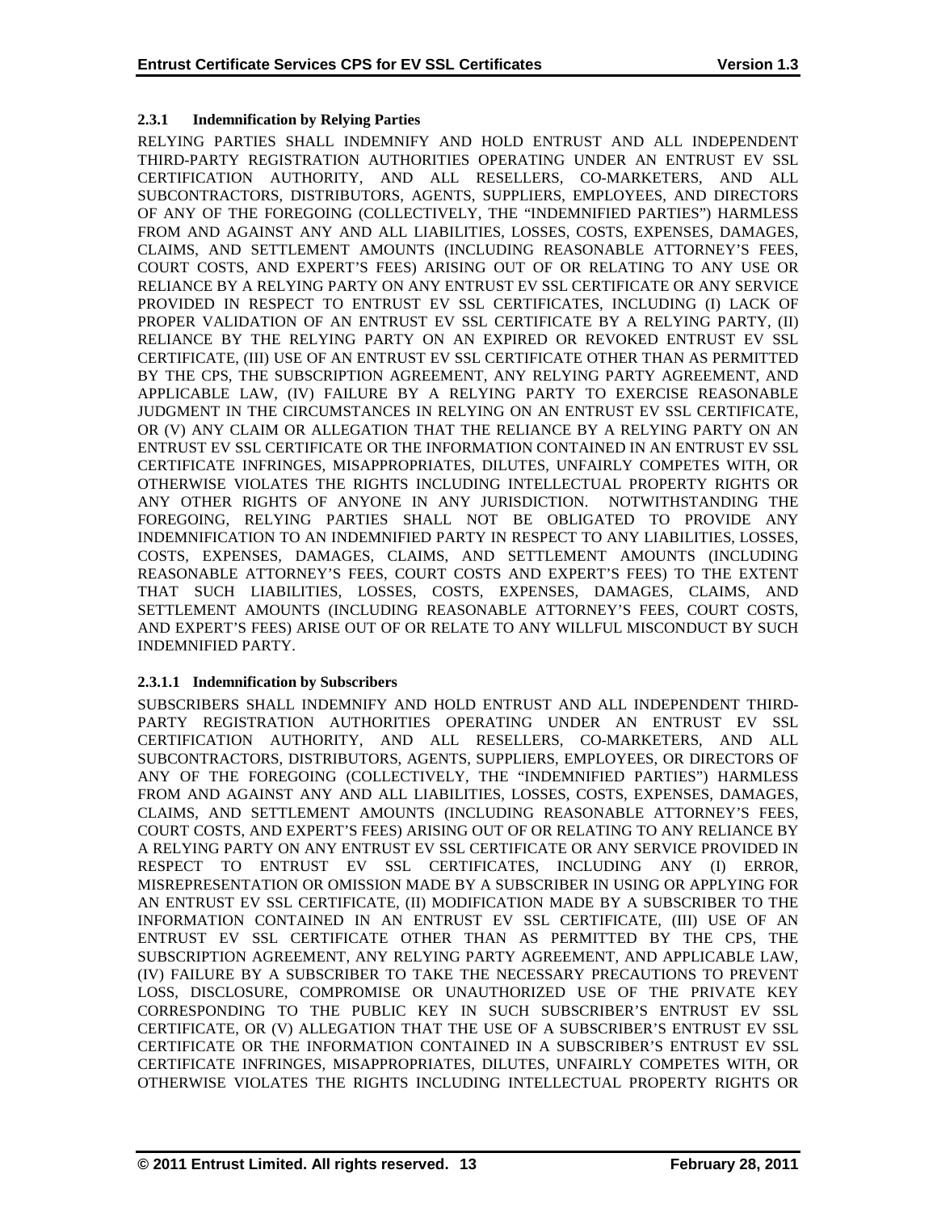### 2.3.1 Indemnification by Relying Parties

RELYING PARTIES SHALL INDEMNIFY AND HOLD ENTRUST AND ALL INDEPENDENT THIRD-PARTY REGISTRATION AUTHORITIES OPERATING UNDER AN ENTRUST EV SSL CERTIFICATION AUTHORITY, AND ALL RESELLERS, CO-MARKETERS, AND ALL SUBCONTRACTORS, DISTRIBUTORS, AGENTS, SUPPLIERS, EMPLOYEES, AND DIRECTORS OF ANY OF THE FOREGOING (COLLECTIVELY, THE "INDEMNIFIED PARTIES") HARMLESS FROM AND AGAINST ANY AND ALL LIABILITIES, LOSSES, COSTS, EXPENSES, DAMAGES, CLAIMS, AND SETTLEMENT AMOUNTS (INCLUDING REASONABLE ATTORNEY'S FEES, COURT COSTS, AND EXPERT'S FEES) ARISING OUT OF OR RELATING TO ANY USE OR RELIANCE BY A RELYING PARTY ON ANY ENTRUST EV SSL CERTIFICATE OR ANY SERVICE PROVIDED IN RESPECT TO ENTRUST EV SSL CERTIFICATES, INCLUDING (I) LACK OF PROPER VALIDATION OF AN ENTRUST EV SSL CERTIFICATE BY A RELYING PARTY, (II) RELIANCE BY THE RELYING PARTY ON AN EXPIRED OR REVOKED ENTRUST EV SSL CERTIFICATE, (III) USE OF AN ENTRUST EV SSL CERTIFICATE OTHER THAN AS PERMITTED BY THE CPS, THE SUBSCRIPTION AGREEMENT, ANY RELYING PARTY AGREEMENT, AND APPLICABLE LAW, (IV) FAILURE BY A RELYING PARTY TO EXERCISE REASONABLE JUDGMENT IN THE CIRCUMSTANCES IN RELYING ON AN ENTRUST EV SSL CERTIFICATE, OR (V) ANY CLAIM OR ALLEGATION THAT THE RELIANCE BY A RELYING PARTY ON AN ENTRUST EV SSL CERTIFICATE OR THE INFORMATION CONTAINED IN AN ENTRUST EV SSL CERTIFICATE INFRINGES, MISAPPROPRIATES, DILUTES, UNFAIRLY COMPETES WITH, OR OTHERWISE VIOLATES THE RIGHTS INCLUDING INTELLECTUAL PROPERTY RIGHTS OR ANY OTHER RIGHTS OF ANYONE IN ANY JURISDICTION. NOTWITHSTANDING THE FOREGOING, RELYING PARTIES SHALL NOT BE OBLIGATED TO PROVIDE ANY INDEMNIFICATION TO AN INDEMNIFIED PARTY IN RESPECT TO ANY LIABILITIES, LOSSES, COSTS, EXPENSES, DAMAGES, CLAIMS, AND SETTLEMENT AMOUNTS (INCLUDING REASONABLE ATTORNEY'S FEES, COURT COSTS AND EXPERT'S FEES) TO THE EXTENT THAT SUCH LIABILITIES, LOSSES, COSTS, EXPENSES, DAMAGES, CLAIMS, AND SETTLEMENT AMOUNTS (INCLUDING REASONABLE ATTORNEY'S FEES, COURT COSTS, AND EXPERT'S FEES) ARISE OUT OF OR RELATE TO ANY WILLFUL MISCONDUCT BY SUCH INDEMNIFIED PARTY.

#### 2.3.1.1 Indemnification by Subscribers

SUBSCRIBERS SHALL INDEMNIFY AND HOLD ENTRUST AND ALL INDEPENDENT THIRD-PARTY REGISTRATION AUTHORITIES OPERATING UNDER AN ENTRUST EV SSL CERTIFICATION AUTHORITY, AND ALL RESELLERS, CO-MARKETERS, AND ALL SUBCONTRACTORS, DISTRIBUTORS, AGENTS, SUPPLIERS, EMPLOYEES, OR DIRECTORS OF ANY OF THE FOREGOING (COLLECTIVELY, THE "INDEMNIFIED PARTIES") HARMLESS FROM AND AGAINST ANY AND ALL LIABILITIES, LOSSES, COSTS, EXPENSES, DAMAGES, CLAIMS, AND SETTLEMENT AMOUNTS (INCLUDING REASONABLE ATTORNEY'S FEES, COURT COSTS, AND EXPERT'S FEES) ARISING OUT OF OR RELATING TO ANY RELIANCE BY A RELYING PARTY ON ANY ENTRUST EV SSL CERTIFICATE OR ANY SERVICE PROVIDED IN RESPECT TO ENTRUST EV SSL CERTIFICATES, INCLUDING ANY (I) ERROR, MISREPRESENTATION OR OMISSION MADE BY A SUBSCRIBER IN USING OR APPLYING FOR AN ENTRUST EV SSL CERTIFICATE, (II) MODIFICATION MADE BY A SUBSCRIBER TO THE INFORMATION CONTAINED IN AN ENTRUST EV SSL CERTIFICATE, (III) USE OF AN ENTRUST EV SSL CERTIFICATE OTHER THAN AS PERMITTED BY THE CPS, THE SUBSCRIPTION AGREEMENT, ANY RELYING PARTY AGREEMENT, AND APPLICABLE LAW, (IV) FAILURE BY A SUBSCRIBER TO TAKE THE NECESSARY PRECAUTIONS TO PREVENT LOSS, DISCLOSURE, COMPROMISE OR UNAUTHORIZED USE OF THE PRIVATE KEY CORRESPONDING TO THE PUBLIC KEY IN SUCH SUBSCRIBER'S ENTRUST EV SSL CERTIFICATE, OR (V) ALLEGATION THAT THE USE OF A SUBSCRIBER'S ENTRUST EV SSL CERTIFICATE OR THE INFORMATION CONTAINED IN A SUBSCRIBER'S ENTRUST EV SSL CERTIFICATE INFRINGES, MISAPPROPRIATES, DILUTES, UNFAIRLY COMPETES WITH, OR OTHERWISE VIOLATES THE RIGHTS INCLUDING INTELLECTUAL PROPERTY RIGHTS OR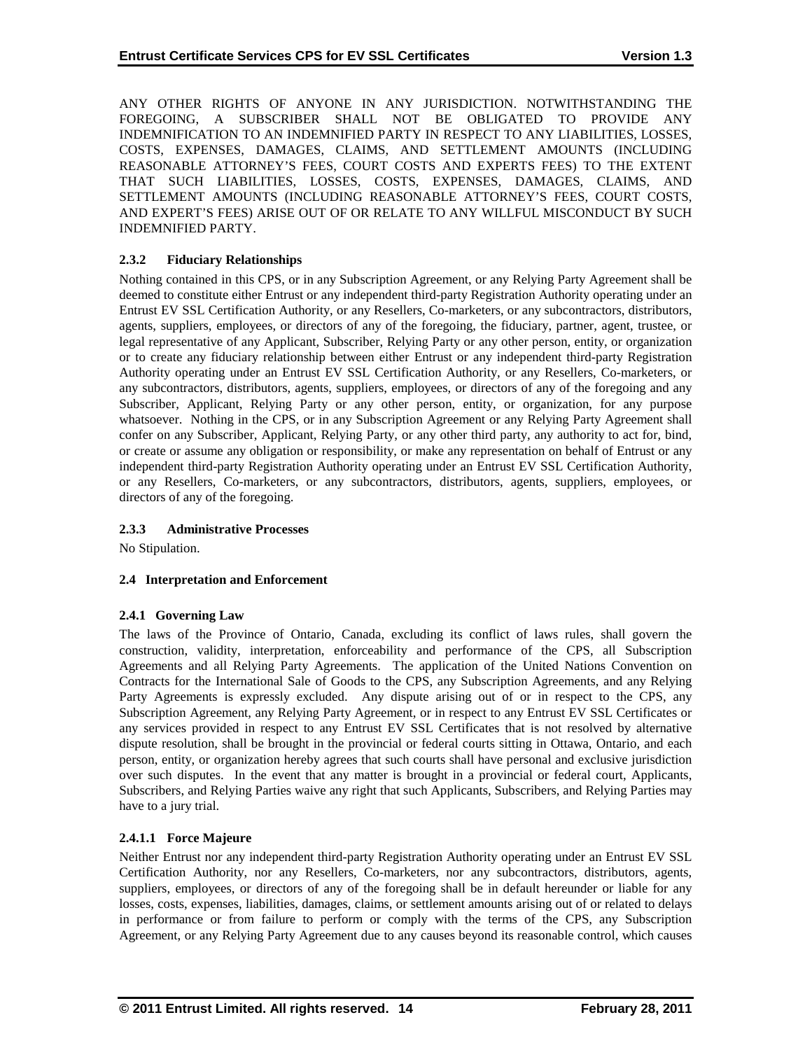ANY OTHER RIGHTS OF ANYONE IN ANY JURISDICTION. NOTWITHSTANDING THE FOREGOING, A SUBSCRIBER SHALL NOT BE OBLIGATED TO PROVIDE ANY INDEMNIFICATION TO AN INDEMNIFIED PARTY IN RESPECT TO ANY LIABILITIES, LOSSES, COSTS, EXPENSES, DAMAGES, CLAIMS, AND SETTLEMENT AMOUNTS (INCLUDING REASONABLE ATTORNEY'S FEES, COURT COSTS AND EXPERTS FEES) TO THE EXTENT THAT SUCH LIABILITIES, LOSSES, COSTS, EXPENSES, DAMAGES, CLAIMS, AND SETTLEMENT AMOUNTS (INCLUDING REASONABLE ATTORNEY'S FEES, COURT COSTS, AND EXPERT'S FEES) ARISE OUT OF OR RELATE TO ANY WILLFUL MISCONDUCT BY SUCH INDEMNIFIED PARTY.

#### 2.3.2 Fiduciary Relationships

Nothing contained in this CPS, or in any Subscription Agreement, or any Relying Party Agreement shall be deemed to constitute either Entrust or any independent third-party Registration Authority operating under an Entrust EV SSL Certification Authority, or any Resellers, Co-marketers, or any subcontractors, distributors, agents, suppliers, employees, or directors of any of the foregoing, the fiduciary, partner, agent, trustee, or legal representative of any Applicant, Subscriber, Relying Party or any other person, entity, or organization or to create any fiduciary relationship between either Entrust or any independent third-party Registration Authority operating under an Entrust EV SSL Certification Authority, or any Resellers, Co-marketers, or any subcontractors, distributors, agents, suppliers, employees, or directors of any of the foregoing and any Subscriber, Applicant, Relying Party or any other person, entity, or organization, for any purpose whatsoever. Nothing in the CPS, or in any Subscription Agreement or any Relying Party Agreement shall confer on any Subscriber, Applicant, Relying Party, or any other third party, any authority to act for, bind, or create or assume any obligation or responsibility, or make any representation on behalf of Entrust or any independent third-party Registration Authority operating under an Entrust EV SSL Certification Authority, or any Resellers, Co-marketers, or any subcontractors, distributors, agents, suppliers, employees, or directors of any of the foregoing.

#### 2.3.3 Administrative Processes

No Stipulation.

### 2.4 Interpretation and Enforcement

#### 2.4.1 Governing Law

The laws of the Province of Ontario, Canada, excluding its conflict of laws rules, shall govern the construction, validity, interpretation, enforceability and performance of the CPS, all Subscription Agreements and all Relying Party Agreements. The application of the United Nations Convention on Contracts for the International Sale of Goods to the CPS, any Subscription Agreements, and any Relying Party Agreements is expressly excluded. Any dispute arising out of or in respect to the CPS, any Subscription Agreement, any Relying Party Agreement, or in respect to any Entrust EV SSL Certificates or any services provided in respect to any Entrust EV SSL Certificates that is not resolved by alternative dispute resolution, shall be brought in the provincial or federal courts sitting in Ottawa, Ontario, and each person, entity, or organization hereby agrees that such courts shall have personal and exclusive jurisdiction over such disputes. In the event that any matter is brought in a provincial or federal court, Applicants, Subscribers, and Relying Parties waive any right that such Applicants, Subscribers, and Relying Parties may have to a jury trial.

##### 2.4.1.1 Force Majeure

Neither Entrust nor any independent third-party Registration Authority operating under an Entrust EV SSL Certification Authority, nor any Resellers, Co-marketers, nor any subcontractors, distributors, agents, suppliers, employees, or directors of any of the foregoing shall be in default hereunder or liable for any losses, costs, expenses, liabilities, damages, claims, or settlement amounts arising out of or related to delays in performance or from failure to perform or comply with the terms of the CPS, any Subscription Agreement, or any Relying Party Agreement due to any causes beyond its reasonable control, which causes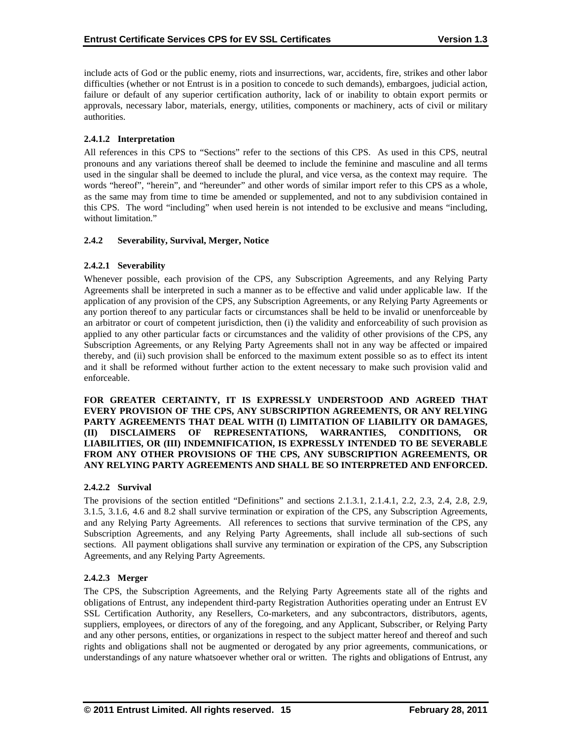include acts of God or the public enemy, riots and insurrections, war, accidents, fire, strikes and other labor difficulties (whether or not Entrust is in a position to concede to such demands), embargoes, judicial action, failure or default of any superior certification authority, lack of or inability to obtain export permits or approvals, necessary labor, materials, energy, utilities, components or machinery, acts of civil or military authorities.

#### 2.4.1.2 Interpretation

All references in this CPS to "Sections" refer to the sections of this CPS. As used in this CPS, neutral pronouns and any variations thereof shall be deemed to include the feminine and masculine and all terms used in the singular shall be deemed to include the plural, and vice versa, as the context may require. The words "hereof", "herein", and "hereunder" and other words of similar import refer to this CPS as a whole, as the same may from time to time be amended or supplemented, and not to any subdivision contained in this CPS. The word "including" when used herein is not intended to be exclusive and means "including, without limitation."

### 2.4.2 Severability, Survival, Merger, Notice

#### 2.4.2.1 Severability

Whenever possible, each provision of the CPS, any Subscription Agreements, and any Relying Party Agreements shall be interpreted in such a manner as to be effective and valid under applicable law. If the application of any provision of the CPS, any Subscription Agreements, or any Relying Party Agreements or any portion thereof to any particular facts or circumstances shall be held to be invalid or unenforceable by an arbitrator or court of competent jurisdiction, then (i) the validity and enforceability of such provision as applied to any other particular facts or circumstances and the validity of other provisions of the CPS, any Subscription Agreements, or any Relying Party Agreements shall not in any way be affected or impaired thereby, and (ii) such provision shall be enforced to the maximum extent possible so as to effect its intent and it shall be reformed without further action to the extent necessary to make such provision valid and enforceable.

**FOR GREATER CERTAINTY, IT IS EXPRESSLY UNDERSTOOD AND AGREED THAT EVERY PROVISION OF THE CPS, ANY SUBSCRIPTION AGREEMENTS, OR ANY RELYING PARTY AGREEMENTS THAT DEAL WITH (I) LIMITATION OF LIABILITY OR DAMAGES, (II) DISCLAIMERS OF REPRESENTATIONS, WARRANTIES, CONDITIONS, OR LIABILITIES, OR (III) INDEMNIFICATION, IS EXPRESSLY INTENDED TO BE SEVERABLE FROM ANY OTHER PROVISIONS OF THE CPS, ANY SUBSCRIPTION AGREEMENTS, OR ANY RELYING PARTY AGREEMENTS AND SHALL BE SO INTERPRETED AND ENFORCED.**

#### 2.4.2.2 Survival

The provisions of the section entitled "Definitions" and sections 2.1.3.1, 2.1.4.1, 2.2, 2.3, 2.4, 2.8, 2.9, 3.1.5, 3.1.6, 4.6 and 8.2 shall survive termination or expiration of the CPS, any Subscription Agreements, and any Relying Party Agreements. All references to sections that survive termination of the CPS, any Subscription Agreements, and any Relying Party Agreements, shall include all sub-sections of such sections. All payment obligations shall survive any termination or expiration of the CPS, any Subscription Agreements, and any Relying Party Agreements.

#### 2.4.2.3 Merger

The CPS, the Subscription Agreements, and the Relying Party Agreements state all of the rights and obligations of Entrust, any independent third-party Registration Authorities operating under an Entrust EV SSL Certification Authority, any Resellers, Co-marketers, and any subcontractors, distributors, agents, suppliers, employees, or directors of any of the foregoing, and any Applicant, Subscriber, or Relying Party and any other persons, entities, or organizations in respect to the subject matter hereof and thereof and such rights and obligations shall not be augmented or derogated by any prior agreements, communications, or understandings of any nature whatsoever whether oral or written. The rights and obligations of Entrust, any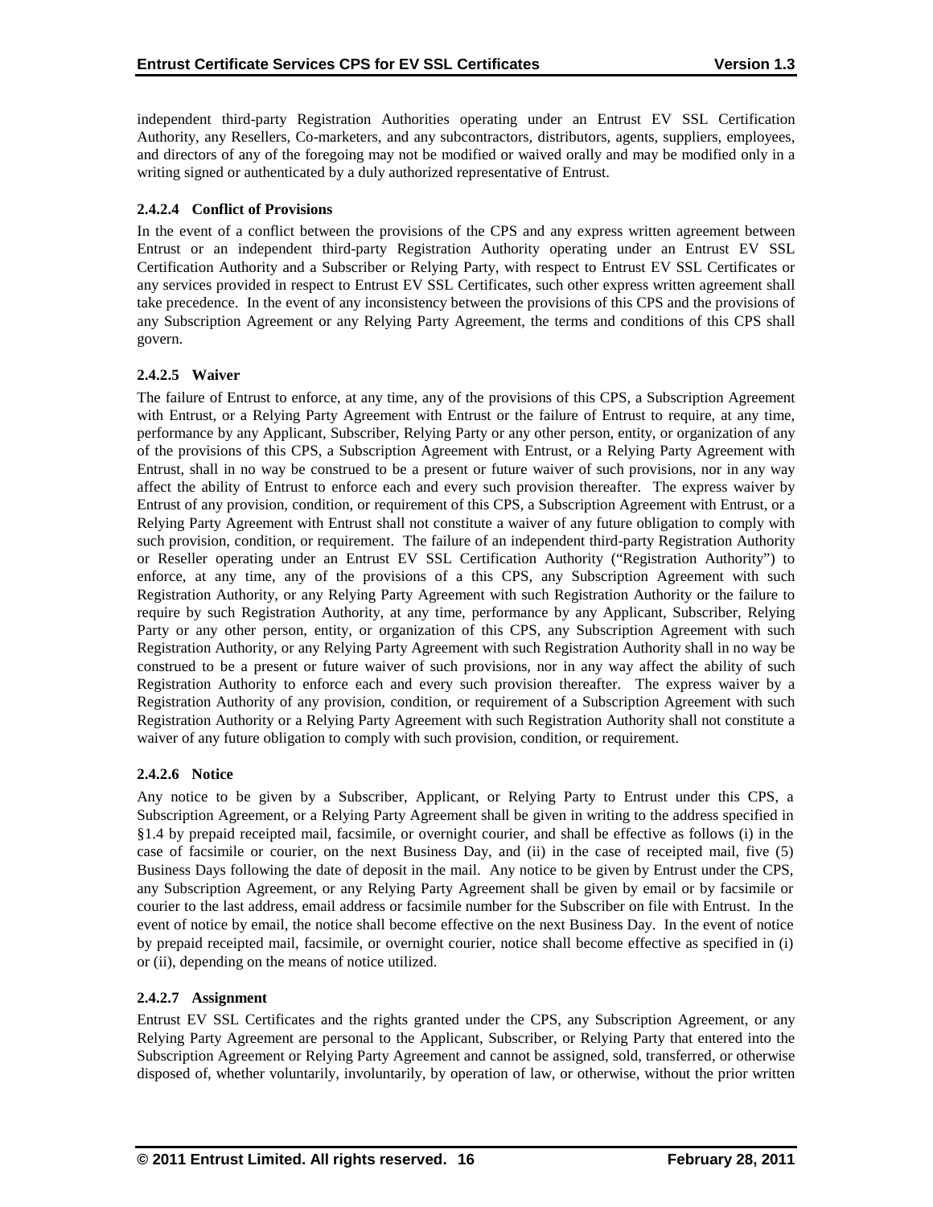independent third-party Registration Authorities operating under an Entrust EV SSL Certification Authority, any Resellers, Co-marketers, and any subcontractors, distributors, agents, suppliers, employees, and directors of any of the foregoing may not be modified or waived orally and may be modified only in a writing signed or authenticated by a duly authorized representative of Entrust.

#### 2.4.2.4 Conflict of Provisions

In the event of a conflict between the provisions of the CPS and any express written agreement between Entrust or an independent third-party Registration Authority operating under an Entrust EV SSL Certification Authority and a Subscriber or Relying Party, with respect to Entrust EV SSL Certificates or any services provided in respect to Entrust EV SSL Certificates, such other express written agreement shall take precedence. In the event of any inconsistency between the provisions of this CPS and the provisions of any Subscription Agreement or any Relying Party Agreement, the terms and conditions of this CPS shall govern.

#### 2.4.2.5 Waiver

The failure of Entrust to enforce, at any time, any of the provisions of this CPS, a Subscription Agreement with Entrust, or a Relying Party Agreement with Entrust or the failure of Entrust to require, at any time, performance by any Applicant, Subscriber, Relying Party or any other person, entity, or organization of any of the provisions of this CPS, a Subscription Agreement with Entrust, or a Relying Party Agreement with Entrust, shall in no way be construed to be a present or future waiver of such provisions, nor in any way affect the ability of Entrust to enforce each and every such provision thereafter. The express waiver by Entrust of any provision, condition, or requirement of this CPS, a Subscription Agreement with Entrust, or a Relying Party Agreement with Entrust shall not constitute a waiver of any future obligation to comply with such provision, condition, or requirement. The failure of an independent third-party Registration Authority or Reseller operating under an Entrust EV SSL Certification Authority ("Registration Authority") to enforce, at any time, any of the provisions of a this CPS, any Subscription Agreement with such Registration Authority, or any Relying Party Agreement with such Registration Authority or the failure to require by such Registration Authority, at any time, performance by any Applicant, Subscriber, Relying Party or any other person, entity, or organization of this CPS, any Subscription Agreement with such Registration Authority, or any Relying Party Agreement with such Registration Authority shall in no way be construed to be a present or future waiver of such provisions, nor in any way affect the ability of such Registration Authority to enforce each and every such provision thereafter. The express waiver by a Registration Authority of any provision, condition, or requirement of a Subscription Agreement with such Registration Authority or a Relying Party Agreement with such Registration Authority shall not constitute a waiver of any future obligation to comply with such provision, condition, or requirement.

#### 2.4.2.6 Notice

Any notice to be given by a Subscriber, Applicant, or Relying Party to Entrust under this CPS, a Subscription Agreement, or a Relying Party Agreement shall be given in writing to the address specified in §1.4 by prepaid receipted mail, facsimile, or overnight courier, and shall be effective as follows (i) in the case of facsimile or courier, on the next Business Day, and (ii) in the case of receipted mail, five (5) Business Days following the date of deposit in the mail. Any notice to be given by Entrust under the CPS, any Subscription Agreement, or any Relying Party Agreement shall be given by email or by facsimile or courier to the last address, email address or facsimile number for the Subscriber on file with Entrust. In the event of notice by email, the notice shall become effective on the next Business Day. In the event of notice by prepaid receipted mail, facsimile, or overnight courier, notice shall become effective as specified in (i) or (ii), depending on the means of notice utilized.

#### 2.4.2.7 Assignment

Entrust EV SSL Certificates and the rights granted under the CPS, any Subscription Agreement, or any Relying Party Agreement are personal to the Applicant, Subscriber, or Relying Party that entered into the Subscription Agreement or Relying Party Agreement and cannot be assigned, sold, transferred, or otherwise disposed of, whether voluntarily, involuntarily, by operation of law, or otherwise, without the prior written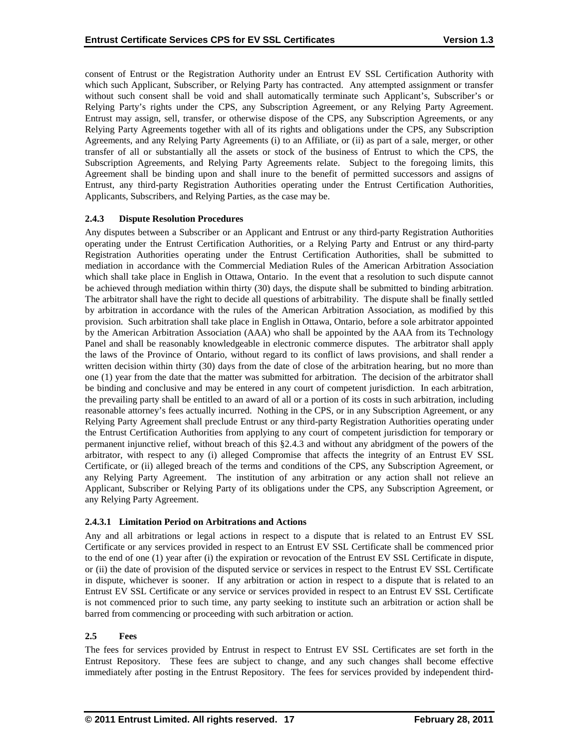consent of Entrust or the Registration Authority under an Entrust EV SSL Certification Authority with which such Applicant, Subscriber, or Relying Party has contracted. Any attempted assignment or transfer without such consent shall be void and shall automatically terminate such Applicant's, Subscriber's or Relying Party's rights under the CPS, any Subscription Agreement, or any Relying Party Agreement. Entrust may assign, sell, transfer, or otherwise dispose of the CPS, any Subscription Agreements, or any Relying Party Agreements together with all of its rights and obligations under the CPS, any Subscription Agreements, and any Relying Party Agreements (i) to an Affiliate, or (ii) as part of a sale, merger, or other transfer of all or substantially all the assets or stock of the business of Entrust to which the CPS, the Subscription Agreements, and Relying Party Agreements relate. Subject to the foregoing limits, this Agreement shall be binding upon and shall inure to the benefit of permitted successors and assigns of Entrust, any third-party Registration Authorities operating under the Entrust Certification Authorities, Applicants, Subscribers, and Relying Parties, as the case may be.

### 2.4.3 Dispute Resolution Procedures

Any disputes between a Subscriber or an Applicant and Entrust or any third-party Registration Authorities operating under the Entrust Certification Authorities, or a Relying Party and Entrust or any third-party Registration Authorities operating under the Entrust Certification Authorities, shall be submitted to mediation in accordance with the Commercial Mediation Rules of the American Arbitration Association which shall take place in English in Ottawa, Ontario. In the event that a resolution to such dispute cannot be achieved through mediation within thirty (30) days, the dispute shall be submitted to binding arbitration. The arbitrator shall have the right to decide all questions of arbitrability. The dispute shall be finally settled by arbitration in accordance with the rules of the American Arbitration Association, as modified by this provision. Such arbitration shall take place in English in Ottawa, Ontario, before a sole arbitrator appointed by the American Arbitration Association (AAA) who shall be appointed by the AAA from its Technology Panel and shall be reasonably knowledgeable in electronic commerce disputes. The arbitrator shall apply the laws of the Province of Ontario, without regard to its conflict of laws provisions, and shall render a written decision within thirty (30) days from the date of close of the arbitration hearing, but no more than one (1) year from the date that the matter was submitted for arbitration. The decision of the arbitrator shall be binding and conclusive and may be entered in any court of competent jurisdiction. In each arbitration, the prevailing party shall be entitled to an award of all or a portion of its costs in such arbitration, including reasonable attorney's fees actually incurred. Nothing in the CPS, or in any Subscription Agreement, or any Relying Party Agreement shall preclude Entrust or any third-party Registration Authorities operating under the Entrust Certification Authorities from applying to any court of competent jurisdiction for temporary or permanent injunctive relief, without breach of this §2.4.3 and without any abridgment of the powers of the arbitrator, with respect to any (i) alleged Compromise that affects the integrity of an Entrust EV SSL Certificate, or (ii) alleged breach of the terms and conditions of the CPS, any Subscription Agreement, or any Relying Party Agreement. The institution of any arbitration or any action shall not relieve an Applicant, Subscriber or Relying Party of its obligations under the CPS, any Subscription Agreement, or any Relying Party Agreement.

#### 2.4.3.1 Limitation Period on Arbitrations and Actions

Any and all arbitrations or legal actions in respect to a dispute that is related to an Entrust EV SSL Certificate or any services provided in respect to an Entrust EV SSL Certificate shall be commenced prior to the end of one (1) year after (i) the expiration or revocation of the Entrust EV SSL Certificate in dispute, or (ii) the date of provision of the disputed service or services in respect to the Entrust EV SSL Certificate in dispute, whichever is sooner. If any arbitration or action in respect to a dispute that is related to an Entrust EV SSL Certificate or any service or services provided in respect to an Entrust EV SSL Certificate is not commenced prior to such time, any party seeking to institute such an arbitration or action shall be barred from commencing or proceeding with such arbitration or action.

## 2.5 Fees

The fees for services provided by Entrust in respect to Entrust EV SSL Certificates are set forth in the Entrust Repository. These fees are subject to change, and any such changes shall become effective immediately after posting in the Entrust Repository. The fees for services provided by independent third-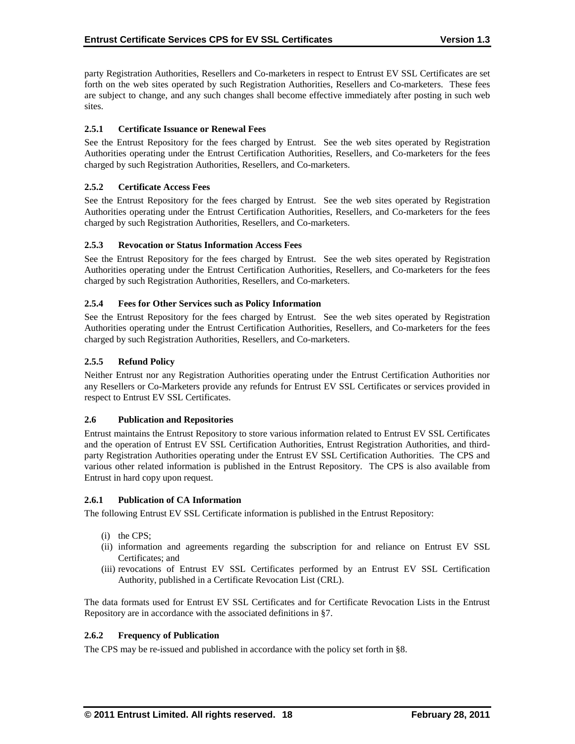party Registration Authorities, Resellers and Co-marketers in respect to Entrust EV SSL Certificates are set forth on the web sites operated by such Registration Authorities, Resellers and Co-marketers. These fees are subject to change, and any such changes shall become effective immediately after posting in such web sites.

### 2.5.1 Certificate Issuance or Renewal Fees

See the Entrust Repository for the fees charged by Entrust. See the web sites operated by Registration Authorities operating under the Entrust Certification Authorities, Resellers, and Co-marketers for the fees charged by such Registration Authorities, Resellers, and Co-marketers.

### 2.5.2 Certificate Access Fees

See the Entrust Repository for the fees charged by Entrust. See the web sites operated by Registration Authorities operating under the Entrust Certification Authorities, Resellers, and Co-marketers for the fees charged by such Registration Authorities, Resellers, and Co-marketers.

### 2.5.3 Revocation or Status Information Access Fees

See the Entrust Repository for the fees charged by Entrust. See the web sites operated by Registration Authorities operating under the Entrust Certification Authorities, Resellers, and Co-marketers for the fees charged by such Registration Authorities, Resellers, and Co-marketers.

### 2.5.4 Fees for Other Services such as Policy Information

See the Entrust Repository for the fees charged by Entrust. See the web sites operated by Registration Authorities operating under the Entrust Certification Authorities, Resellers, and Co-marketers for the fees charged by such Registration Authorities, Resellers, and Co-marketers.

### 2.5.5 Refund Policy

Neither Entrust nor any Registration Authorities operating under the Entrust Certification Authorities nor any Resellers or Co-Marketers provide any refunds for Entrust EV SSL Certificates or services provided in respect to Entrust EV SSL Certificates.

## 2.6 Publication and Repositories

Entrust maintains the Entrust Repository to store various information related to Entrust EV SSL Certificates and the operation of Entrust EV SSL Certification Authorities, Entrust Registration Authorities, and third-party Registration Authorities operating under the Entrust EV SSL Certification Authorities. The CPS and various other related information is published in the Entrust Repository. The CPS is also available from Entrust in hard copy upon request.

### 2.6.1 Publication of CA Information

The following Entrust EV SSL Certificate information is published in the Entrust Repository:

(i) the CPS;
(ii) information and agreements regarding the subscription for and reliance on Entrust EV SSL Certificates; and
(iii) revocations of Entrust EV SSL Certificates performed by an Entrust EV SSL Certification Authority, published in a Certificate Revocation List (CRL).

The data formats used for Entrust EV SSL Certificates and for Certificate Revocation Lists in the Entrust Repository are in accordance with the associated definitions in §7.

### 2.6.2 Frequency of Publication

The CPS may be re-issued and published in accordance with the policy set forth in §8.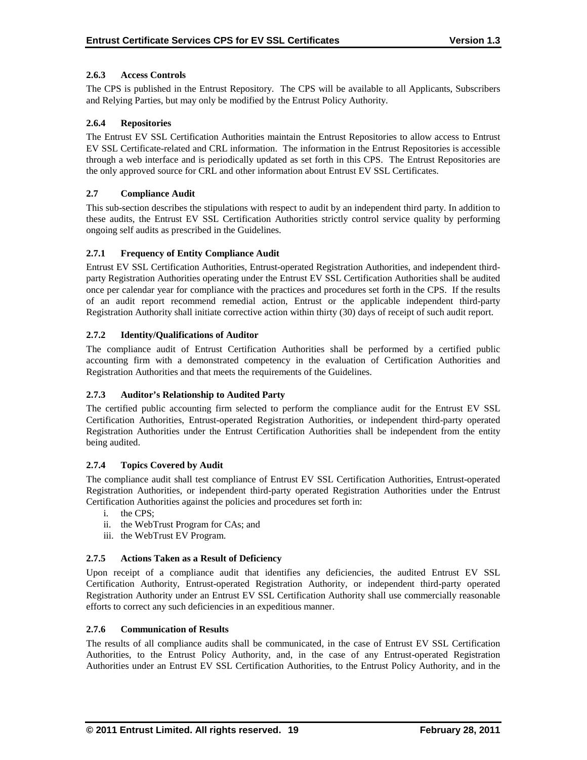#### 2.6.3 Access Controls

The CPS is published in the Entrust Repository. The CPS will be available to all Applicants, Subscribers and Relying Parties, but may only be modified by the Entrust Policy Authority.

#### 2.6.4 Repositories

The Entrust EV SSL Certification Authorities maintain the Entrust Repositories to allow access to Entrust EV SSL Certificate-related and CRL information. The information in the Entrust Repositories is accessible through a web interface and is periodically updated as set forth in this CPS. The Entrust Repositories are the only approved source for CRL and other information about Entrust EV SSL Certificates.

### 2.7 Compliance Audit

This sub-section describes the stipulations with respect to audit by an independent third party. In addition to these audits, the Entrust EV SSL Certification Authorities strictly control service quality by performing ongoing self audits as prescribed in the Guidelines.

#### 2.7.1 Frequency of Entity Compliance Audit

Entrust EV SSL Certification Authorities, Entrust-operated Registration Authorities, and independent third-party Registration Authorities operating under the Entrust EV SSL Certification Authorities shall be audited once per calendar year for compliance with the practices and procedures set forth in the CPS. If the results of an audit report recommend remedial action, Entrust or the applicable independent third-party Registration Authority shall initiate corrective action within thirty (30) days of receipt of such audit report.

#### 2.7.2 Identity/Qualifications of Auditor

The compliance audit of Entrust Certification Authorities shall be performed by a certified public accounting firm with a demonstrated competency in the evaluation of Certification Authorities and Registration Authorities and that meets the requirements of the Guidelines.

#### 2.7.3 Auditor's Relationship to Audited Party

The certified public accounting firm selected to perform the compliance audit for the Entrust EV SSL Certification Authorities, Entrust-operated Registration Authorities, or independent third-party operated Registration Authorities under the Entrust Certification Authorities shall be independent from the entity being audited.

#### 2.7.4 Topics Covered by Audit

The compliance audit shall test compliance of Entrust EV SSL Certification Authorities, Entrust-operated Registration Authorities, or independent third-party operated Registration Authorities under the Entrust Certification Authorities against the policies and procedures set forth in:

i. the CPS;
ii. the WebTrust Program for CAs; and
iii. the WebTrust EV Program.

#### 2.7.5 Actions Taken as a Result of Deficiency

Upon receipt of a compliance audit that identifies any deficiencies, the audited Entrust EV SSL Certification Authority, Entrust-operated Registration Authority, or independent third-party operated Registration Authority under an Entrust EV SSL Certification Authority shall use commercially reasonable efforts to correct any such deficiencies in an expeditious manner.

#### 2.7.6 Communication of Results

The results of all compliance audits shall be communicated, in the case of Entrust EV SSL Certification Authorities, to the Entrust Policy Authority, and, in the case of any Entrust-operated Registration Authorities under an Entrust EV SSL Certification Authorities, to the Entrust Policy Authority, and in the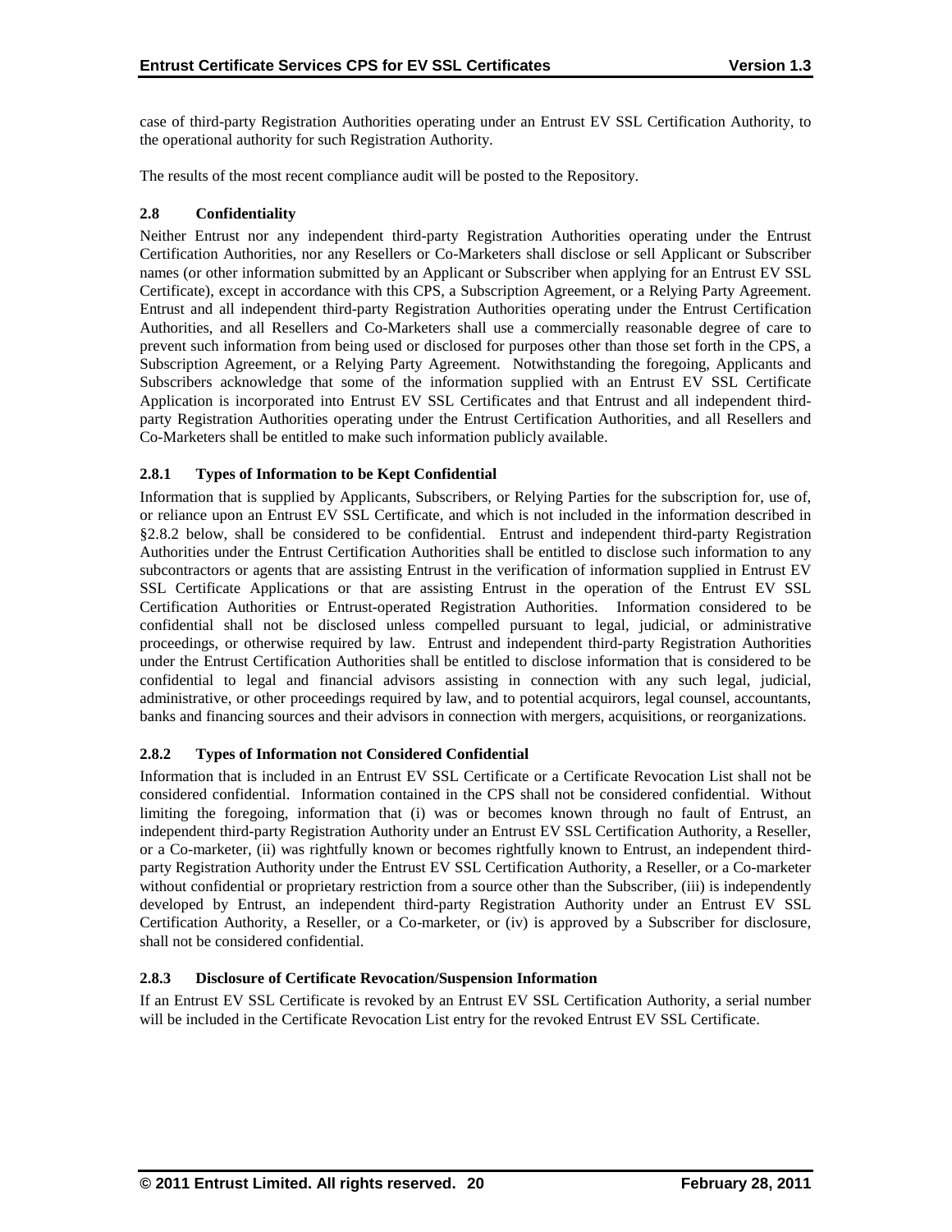case of third-party Registration Authorities operating under an Entrust EV SSL Certification Authority, to the operational authority for such Registration Authority.

The results of the most recent compliance audit will be posted to the Repository.

### 2.8 Confidentiality

Neither Entrust nor any independent third-party Registration Authorities operating under the Entrust Certification Authorities, nor any Resellers or Co-Marketers shall disclose or sell Applicant or Subscriber names (or other information submitted by an Applicant or Subscriber when applying for an Entrust EV SSL Certificate), except in accordance with this CPS, a Subscription Agreement, or a Relying Party Agreement. Entrust and all independent third-party Registration Authorities operating under the Entrust Certification Authorities, and all Resellers and Co-Marketers shall use a commercially reasonable degree of care to prevent such information from being used or disclosed for purposes other than those set forth in the CPS, a Subscription Agreement, or a Relying Party Agreement. Notwithstanding the foregoing, Applicants and Subscribers acknowledge that some of the information supplied with an Entrust EV SSL Certificate Application is incorporated into Entrust EV SSL Certificates and that Entrust and all independent third-party Registration Authorities operating under the Entrust Certification Authorities, and all Resellers and Co-Marketers shall be entitled to make such information publicly available.

#### 2.8.1 Types of Information to be Kept Confidential

Information that is supplied by Applicants, Subscribers, or Relying Parties for the subscription for, use of, or reliance upon an Entrust EV SSL Certificate, and which is not included in the information described in §2.8.2 below, shall be considered to be confidential. Entrust and independent third-party Registration Authorities under the Entrust Certification Authorities shall be entitled to disclose such information to any subcontractors or agents that are assisting Entrust in the verification of information supplied in Entrust EV SSL Certificate Applications or that are assisting Entrust in the operation of the Entrust EV SSL Certification Authorities or Entrust-operated Registration Authorities. Information considered to be confidential shall not be disclosed unless compelled pursuant to legal, judicial, or administrative proceedings, or otherwise required by law. Entrust and independent third-party Registration Authorities under the Entrust Certification Authorities shall be entitled to disclose information that is considered to be confidential to legal and financial advisors assisting in connection with any such legal, judicial, administrative, or other proceedings required by law, and to potential acquirors, legal counsel, accountants, banks and financing sources and their advisors in connection with mergers, acquisitions, or reorganizations.

#### 2.8.2 Types of Information not Considered Confidential

Information that is included in an Entrust EV SSL Certificate or a Certificate Revocation List shall not be considered confidential. Information contained in the CPS shall not be considered confidential. Without limiting the foregoing, information that (i) was or becomes known through no fault of Entrust, an independent third-party Registration Authority under an Entrust EV SSL Certification Authority, a Reseller, or a Co-marketer, (ii) was rightfully known or becomes rightfully known to Entrust, an independent third-party Registration Authority under the Entrust EV SSL Certification Authority, a Reseller, or a Co-marketer without confidential or proprietary restriction from a source other than the Subscriber, (iii) is independently developed by Entrust, an independent third-party Registration Authority under an Entrust EV SSL Certification Authority, a Reseller, or a Co-marketer, or (iv) is approved by a Subscriber for disclosure, shall not be considered confidential.

#### 2.8.3 Disclosure of Certificate Revocation/Suspension Information

If an Entrust EV SSL Certificate is revoked by an Entrust EV SSL Certification Authority, a serial number will be included in the Certificate Revocation List entry for the revoked Entrust EV SSL Certificate.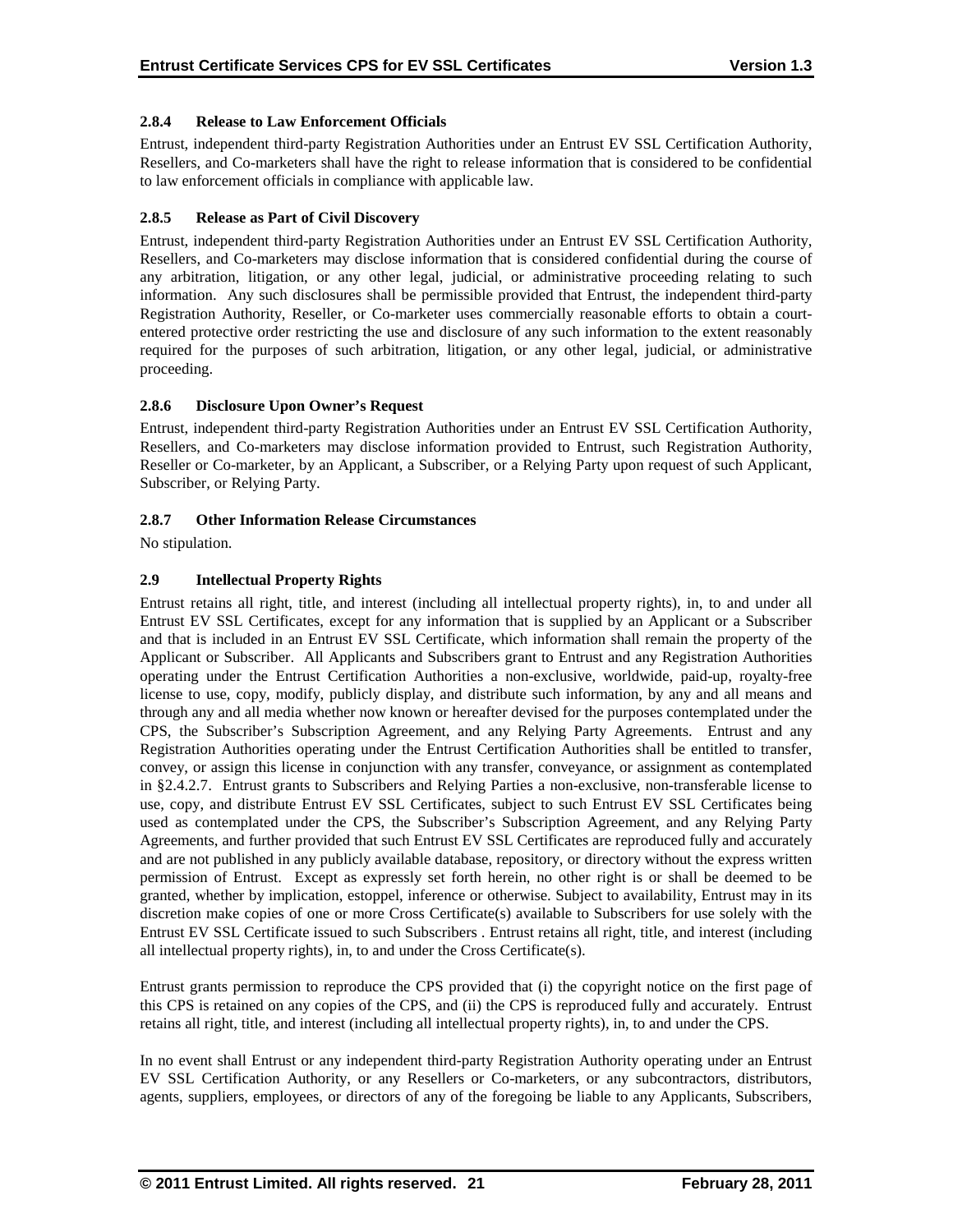#### 2.8.4 Release to Law Enforcement Officials

Entrust, independent third-party Registration Authorities under an Entrust EV SSL Certification Authority, Resellers, and Co-marketers shall have the right to release information that is considered to be confidential to law enforcement officials in compliance with applicable law.

#### 2.8.5 Release as Part of Civil Discovery

Entrust, independent third-party Registration Authorities under an Entrust EV SSL Certification Authority, Resellers, and Co-marketers may disclose information that is considered confidential during the course of any arbitration, litigation, or any other legal, judicial, or administrative proceeding relating to such information. Any such disclosures shall be permissible provided that Entrust, the independent third-party Registration Authority, Reseller, or Co-marketer uses commercially reasonable efforts to obtain a court-entered protective order restricting the use and disclosure of any such information to the extent reasonably required for the purposes of such arbitration, litigation, or any other legal, judicial, or administrative proceeding.

#### 2.8.6 Disclosure Upon Owner's Request

Entrust, independent third-party Registration Authorities under an Entrust EV SSL Certification Authority, Resellers, and Co-marketers may disclose information provided to Entrust, such Registration Authority, Reseller or Co-marketer, by an Applicant, a Subscriber, or a Relying Party upon request of such Applicant, Subscriber, or Relying Party.

#### 2.8.7 Other Information Release Circumstances

No stipulation.

### 2.9 Intellectual Property Rights

Entrust retains all right, title, and interest (including all intellectual property rights), in, to and under all Entrust EV SSL Certificates, except for any information that is supplied by an Applicant or a Subscriber and that is included in an Entrust EV SSL Certificate, which information shall remain the property of the Applicant or Subscriber. All Applicants and Subscribers grant to Entrust and any Registration Authorities operating under the Entrust Certification Authorities a non-exclusive, worldwide, paid-up, royalty-free license to use, copy, modify, publicly display, and distribute such information, by any and all means and through any and all media whether now known or hereafter devised for the purposes contemplated under the CPS, the Subscriber's Subscription Agreement, and any Relying Party Agreements. Entrust and any Registration Authorities operating under the Entrust Certification Authorities shall be entitled to transfer, convey, or assign this license in conjunction with any transfer, conveyance, or assignment as contemplated in §2.4.2.7. Entrust grants to Subscribers and Relying Parties a non-exclusive, non-transferable license to use, copy, and distribute Entrust EV SSL Certificates, subject to such Entrust EV SSL Certificates being used as contemplated under the CPS, the Subscriber's Subscription Agreement, and any Relying Party Agreements, and further provided that such Entrust EV SSL Certificates are reproduced fully and accurately and are not published in any publicly available database, repository, or directory without the express written permission of Entrust. Except as expressly set forth herein, no other right is or shall be deemed to be granted, whether by implication, estoppel, inference or otherwise. Subject to availability, Entrust may in its discretion make copies of one or more Cross Certificate(s) available to Subscribers for use solely with the Entrust EV SSL Certificate issued to such Subscribers . Entrust retains all right, title, and interest (including all intellectual property rights), in, to and under the Cross Certificate(s).

Entrust grants permission to reproduce the CPS provided that (i) the copyright notice on the first page of this CPS is retained on any copies of the CPS, and (ii) the CPS is reproduced fully and accurately. Entrust retains all right, title, and interest (including all intellectual property rights), in, to and under the CPS.

In no event shall Entrust or any independent third-party Registration Authority operating under an Entrust EV SSL Certification Authority, or any Resellers or Co-marketers, or any subcontractors, distributors, agents, suppliers, employees, or directors of any of the foregoing be liable to any Applicants, Subscribers,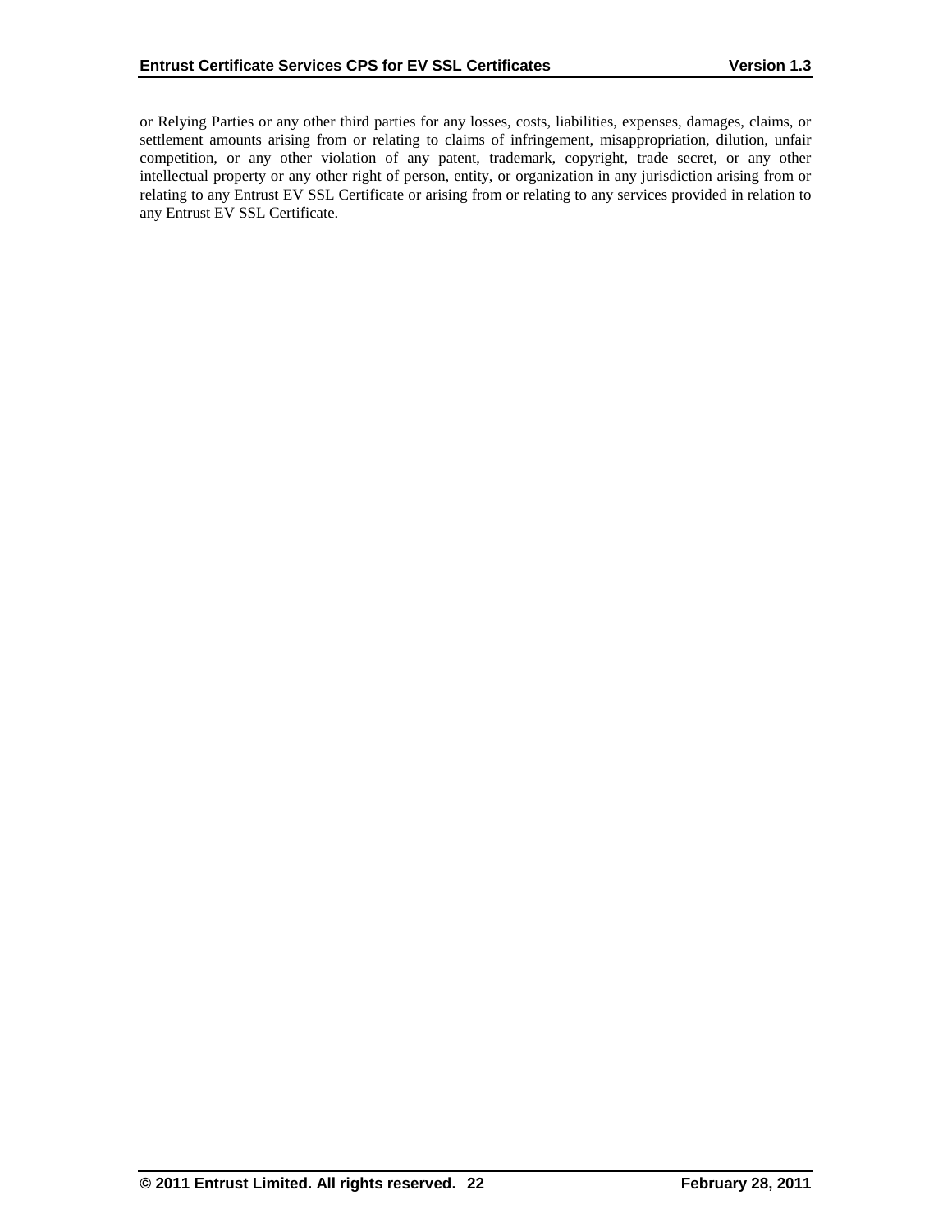or Relying Parties or any other third parties for any losses, costs, liabilities, expenses, damages, claims, or settlement amounts arising from or relating to claims of infringement, misappropriation, dilution, unfair competition, or any other violation of any patent, trademark, copyright, trade secret, or any other intellectual property or any other right of person, entity, or organization in any jurisdiction arising from or relating to any Entrust EV SSL Certificate or arising from or relating to any services provided in relation to any Entrust EV SSL Certificate.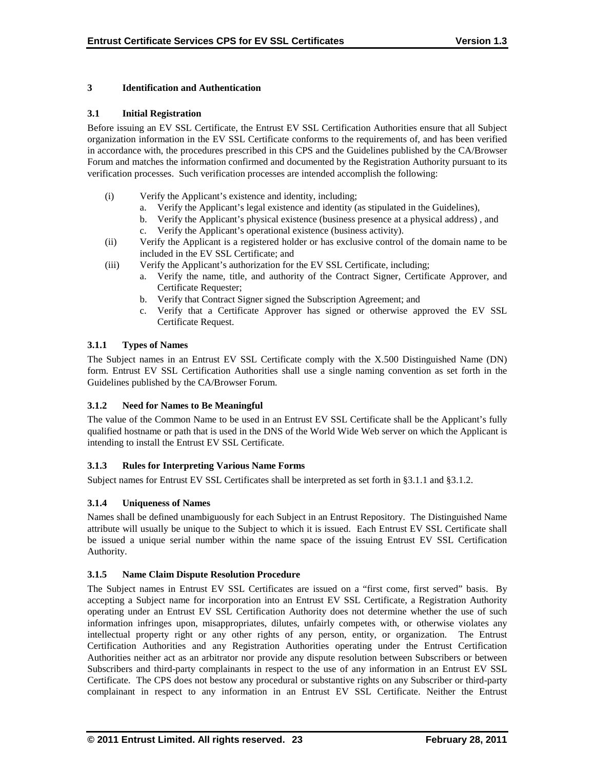# 3 Identification and Authentication

## 3.1 Initial Registration

Before issuing an EV SSL Certificate, the Entrust EV SSL Certification Authorities ensure that all Subject organization information in the EV SSL Certificate conforms to the requirements of, and has been verified in accordance with, the procedures prescribed in this CPS and the Guidelines published by the CA/Browser Forum and matches the information confirmed and documented by the Registration Authority pursuant to its verification processes. Such verification processes are intended accomplish the following:

(i) Verify the Applicant's existence and identity, including;
   a. Verify the Applicant's legal existence and identity (as stipulated in the Guidelines),
   b. Verify the Applicant's physical existence (business presence at a physical address) , and
   c. Verify the Applicant's operational existence (business activity).

(ii) Verify the Applicant is a registered holder or has exclusive control of the domain name to be included in the EV SSL Certificate; and

(iii) Verify the Applicant's authorization for the EV SSL Certificate, including;
   a. Verify the name, title, and authority of the Contract Signer, Certificate Approver, and Certificate Requester;
   b. Verify that Contract Signer signed the Subscription Agreement; and
   c. Verify that a Certificate Approver has signed or otherwise approved the EV SSL Certificate Request.

### 3.1.1 Types of Names

The Subject names in an Entrust EV SSL Certificate comply with the X.500 Distinguished Name (DN) form. Entrust EV SSL Certification Authorities shall use a single naming convention as set forth in the Guidelines published by the CA/Browser Forum.

### 3.1.2 Need for Names to Be Meaningful

The value of the Common Name to be used in an Entrust EV SSL Certificate shall be the Applicant's fully qualified hostname or path that is used in the DNS of the World Wide Web server on which the Applicant is intending to install the Entrust EV SSL Certificate.

### 3.1.3 Rules for Interpreting Various Name Forms

Subject names for Entrust EV SSL Certificates shall be interpreted as set forth in §3.1.1 and §3.1.2.

### 3.1.4 Uniqueness of Names

Names shall be defined unambiguously for each Subject in an Entrust Repository. The Distinguished Name attribute will usually be unique to the Subject to which it is issued. Each Entrust EV SSL Certificate shall be issued a unique serial number within the name space of the issuing Entrust EV SSL Certification Authority.

### 3.1.5 Name Claim Dispute Resolution Procedure

The Subject names in Entrust EV SSL Certificates are issued on a "first come, first served" basis. By accepting a Subject name for incorporation into an Entrust EV SSL Certificate, a Registration Authority operating under an Entrust EV SSL Certification Authority does not determine whether the use of such information infringes upon, misappropriates, dilutes, unfairly competes with, or otherwise violates any intellectual property right or any other rights of any person, entity, or organization. The Entrust Certification Authorities and any Registration Authorities operating under the Entrust Certification Authorities neither act as an arbitrator nor provide any dispute resolution between Subscribers or between Subscribers and third-party complainants in respect to the use of any information in an Entrust EV SSL Certificate. The CPS does not bestow any procedural or substantive rights on any Subscriber or third-party complainant in respect to any information in an Entrust EV SSL Certificate. Neither the Entrust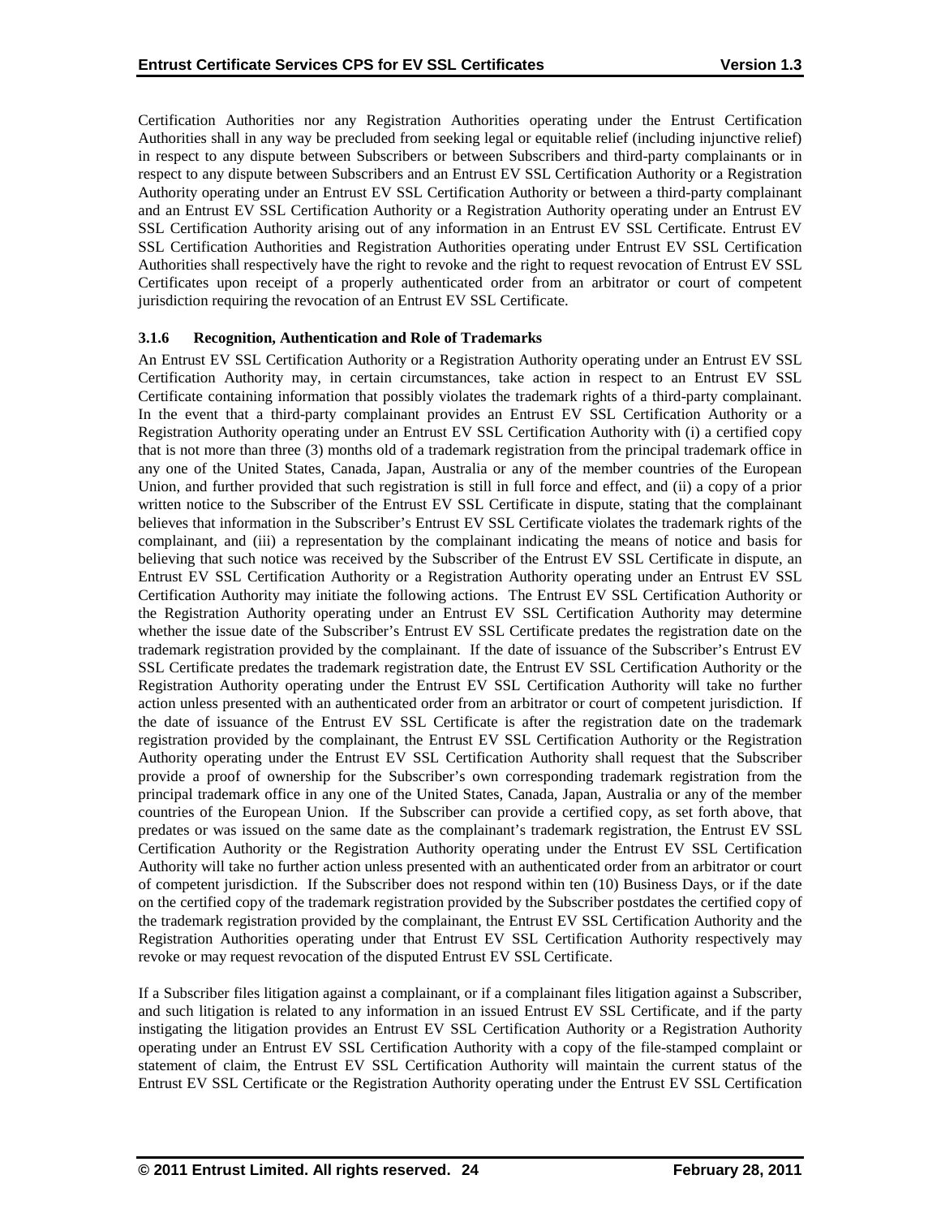Certification Authorities nor any Registration Authorities operating under the Entrust Certification Authorities shall in any way be precluded from seeking legal or equitable relief (including injunctive relief) in respect to any dispute between Subscribers or between Subscribers and third-party complainants or in respect to any dispute between Subscribers and an Entrust EV SSL Certification Authority or a Registration Authority operating under an Entrust EV SSL Certification Authority or between a third-party complainant and an Entrust EV SSL Certification Authority or a Registration Authority operating under an Entrust EV SSL Certification Authority arising out of any information in an Entrust EV SSL Certificate. Entrust EV SSL Certification Authorities and Registration Authorities operating under Entrust EV SSL Certification Authorities shall respectively have the right to revoke and the right to request revocation of Entrust EV SSL Certificates upon receipt of a properly authenticated order from an arbitrator or court of competent jurisdiction requiring the revocation of an Entrust EV SSL Certificate.

### 3.1.6 Recognition, Authentication and Role of Trademarks

An Entrust EV SSL Certification Authority or a Registration Authority operating under an Entrust EV SSL Certification Authority may, in certain circumstances, take action in respect to an Entrust EV SSL Certificate containing information that possibly violates the trademark rights of a third-party complainant. In the event that a third-party complainant provides an Entrust EV SSL Certification Authority or a Registration Authority operating under an Entrust EV SSL Certification Authority with (i) a certified copy that is not more than three (3) months old of a trademark registration from the principal trademark office in any one of the United States, Canada, Japan, Australia or any of the member countries of the European Union, and further provided that such registration is still in full force and effect, and (ii) a copy of a prior written notice to the Subscriber of the Entrust EV SSL Certificate in dispute, stating that the complainant believes that information in the Subscriber's Entrust EV SSL Certificate violates the trademark rights of the complainant, and (iii) a representation by the complainant indicating the means of notice and basis for believing that such notice was received by the Subscriber of the Entrust EV SSL Certificate in dispute, an Entrust EV SSL Certification Authority or a Registration Authority operating under an Entrust EV SSL Certification Authority may initiate the following actions. The Entrust EV SSL Certification Authority or the Registration Authority operating under an Entrust EV SSL Certification Authority may determine whether the issue date of the Subscriber's Entrust EV SSL Certificate predates the registration date on the trademark registration provided by the complainant. If the date of issuance of the Subscriber's Entrust EV SSL Certificate predates the trademark registration date, the Entrust EV SSL Certification Authority or the Registration Authority operating under the Entrust EV SSL Certification Authority will take no further action unless presented with an authenticated order from an arbitrator or court of competent jurisdiction. If the date of issuance of the Entrust EV SSL Certificate is after the registration date on the trademark registration provided by the complainant, the Entrust EV SSL Certification Authority or the Registration Authority operating under the Entrust EV SSL Certification Authority shall request that the Subscriber provide a proof of ownership for the Subscriber's own corresponding trademark registration from the principal trademark office in any one of the United States, Canada, Japan, Australia or any of the member countries of the European Union. If the Subscriber can provide a certified copy, as set forth above, that predates or was issued on the same date as the complainant's trademark registration, the Entrust EV SSL Certification Authority or the Registration Authority operating under the Entrust EV SSL Certification Authority will take no further action unless presented with an authenticated order from an arbitrator or court of competent jurisdiction. If the Subscriber does not respond within ten (10) Business Days, or if the date on the certified copy of the trademark registration provided by the Subscriber postdates the certified copy of the trademark registration provided by the complainant, the Entrust EV SSL Certification Authority and the Registration Authorities operating under that Entrust EV SSL Certification Authority respectively may revoke or may request revocation of the disputed Entrust EV SSL Certificate.

If a Subscriber files litigation against a complainant, or if a complainant files litigation against a Subscriber, and such litigation is related to any information in an issued Entrust EV SSL Certificate, and if the party instigating the litigation provides an Entrust EV SSL Certification Authority or a Registration Authority operating under an Entrust EV SSL Certification Authority with a copy of the file-stamped complaint or statement of claim, the Entrust EV SSL Certification Authority will maintain the current status of the Entrust EV SSL Certificate or the Registration Authority operating under the Entrust EV SSL Certification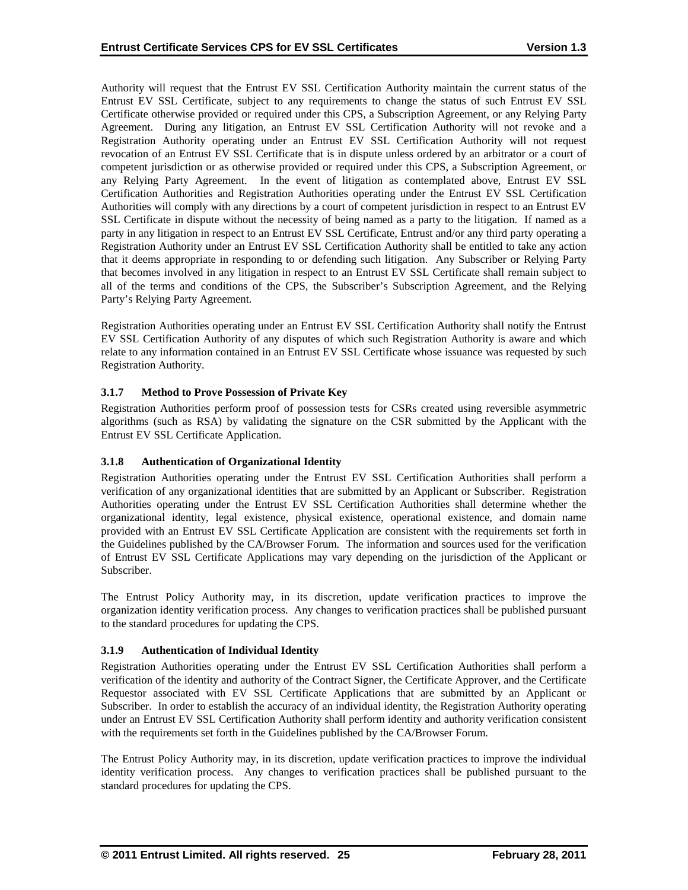Authority will request that the Entrust EV SSL Certification Authority maintain the current status of the Entrust EV SSL Certificate, subject to any requirements to change the status of such Entrust EV SSL Certificate otherwise provided or required under this CPS, a Subscription Agreement, or any Relying Party Agreement. During any litigation, an Entrust EV SSL Certification Authority will not revoke and a Registration Authority operating under an Entrust EV SSL Certification Authority will not request revocation of an Entrust EV SSL Certificate that is in dispute unless ordered by an arbitrator or a court of competent jurisdiction or as otherwise provided or required under this CPS, a Subscription Agreement, or any Relying Party Agreement. In the event of litigation as contemplated above, Entrust EV SSL Certification Authorities and Registration Authorities operating under the Entrust EV SSL Certification Authorities will comply with any directions by a court of competent jurisdiction in respect to an Entrust EV SSL Certificate in dispute without the necessity of being named as a party to the litigation. If named as a party in any litigation in respect to an Entrust EV SSL Certificate, Entrust and/or any third party operating a Registration Authority under an Entrust EV SSL Certification Authority shall be entitled to take any action that it deems appropriate in responding to or defending such litigation. Any Subscriber or Relying Party that becomes involved in any litigation in respect to an Entrust EV SSL Certificate shall remain subject to all of the terms and conditions of the CPS, the Subscriber's Subscription Agreement, and the Relying Party's Relying Party Agreement.

Registration Authorities operating under an Entrust EV SSL Certification Authority shall notify the Entrust EV SSL Certification Authority of any disputes of which such Registration Authority is aware and which relate to any information contained in an Entrust EV SSL Certificate whose issuance was requested by such Registration Authority.

### 3.1.7 Method to Prove Possession of Private Key

Registration Authorities perform proof of possession tests for CSRs created using reversible asymmetric algorithms (such as RSA) by validating the signature on the CSR submitted by the Applicant with the Entrust EV SSL Certificate Application.

### 3.1.8 Authentication of Organizational Identity

Registration Authorities operating under the Entrust EV SSL Certification Authorities shall perform a verification of any organizational identities that are submitted by an Applicant or Subscriber. Registration Authorities operating under the Entrust EV SSL Certification Authorities shall determine whether the organizational identity, legal existence, physical existence, operational existence, and domain name provided with an Entrust EV SSL Certificate Application are consistent with the requirements set forth in the Guidelines published by the CA/Browser Forum. The information and sources used for the verification of Entrust EV SSL Certificate Applications may vary depending on the jurisdiction of the Applicant or Subscriber.

The Entrust Policy Authority may, in its discretion, update verification practices to improve the organization identity verification process. Any changes to verification practices shall be published pursuant to the standard procedures for updating the CPS.

### 3.1.9 Authentication of Individual Identity

Registration Authorities operating under the Entrust EV SSL Certification Authorities shall perform a verification of the identity and authority of the Contract Signer, the Certificate Approver, and the Certificate Requestor associated with EV SSL Certificate Applications that are submitted by an Applicant or Subscriber. In order to establish the accuracy of an individual identity, the Registration Authority operating under an Entrust EV SSL Certification Authority shall perform identity and authority verification consistent with the requirements set forth in the Guidelines published by the CA/Browser Forum.

The Entrust Policy Authority may, in its discretion, update verification practices to improve the individual identity verification process. Any changes to verification practices shall be published pursuant to the standard procedures for updating the CPS.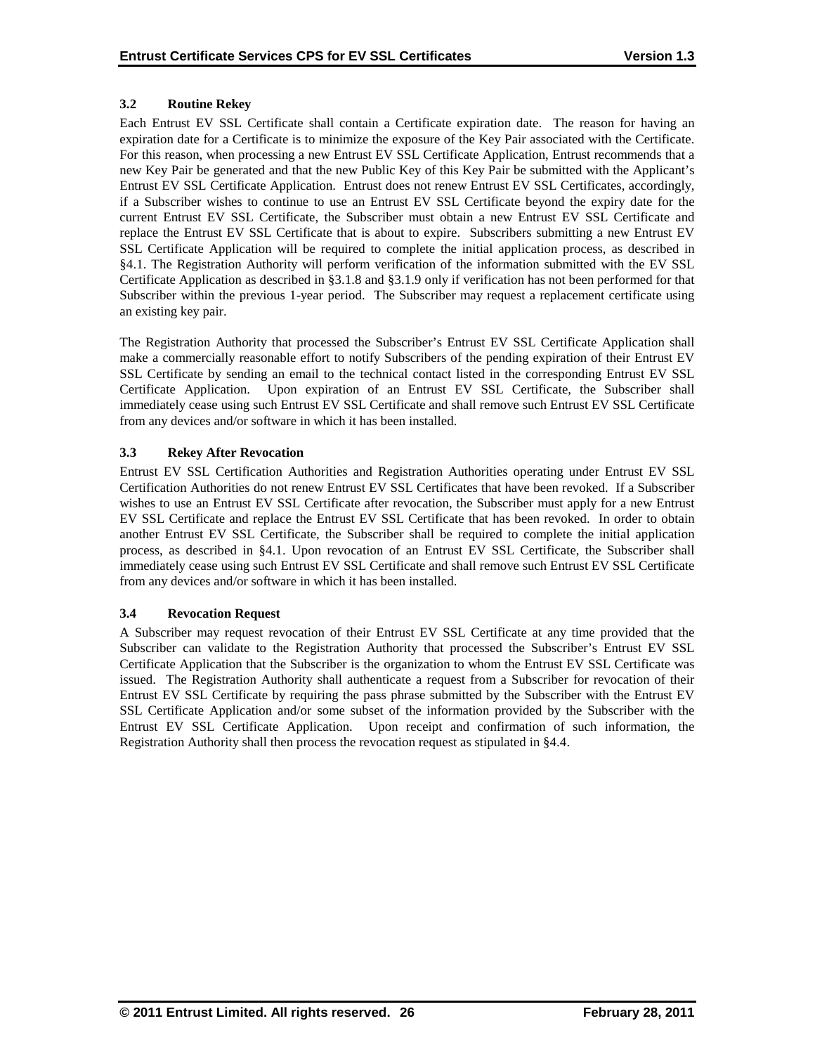### 3.2 Routine Rekey

Each Entrust EV SSL Certificate shall contain a Certificate expiration date. The reason for having an expiration date for a Certificate is to minimize the exposure of the Key Pair associated with the Certificate. For this reason, when processing a new Entrust EV SSL Certificate Application, Entrust recommends that a new Key Pair be generated and that the new Public Key of this Key Pair be submitted with the Applicant's Entrust EV SSL Certificate Application. Entrust does not renew Entrust EV SSL Certificates, accordingly, if a Subscriber wishes to continue to use an Entrust EV SSL Certificate beyond the expiry date for the current Entrust EV SSL Certificate, the Subscriber must obtain a new Entrust EV SSL Certificate and replace the Entrust EV SSL Certificate that is about to expire. Subscribers submitting a new Entrust EV SSL Certificate Application will be required to complete the initial application process, as described in §4.1. The Registration Authority will perform verification of the information submitted with the EV SSL Certificate Application as described in §3.1.8 and §3.1.9 only if verification has not been performed for that Subscriber within the previous 1-year period. The Subscriber may request a replacement certificate using an existing key pair.

The Registration Authority that processed the Subscriber's Entrust EV SSL Certificate Application shall make a commercially reasonable effort to notify Subscribers of the pending expiration of their Entrust EV SSL Certificate by sending an email to the technical contact listed in the corresponding Entrust EV SSL Certificate Application. Upon expiration of an Entrust EV SSL Certificate, the Subscriber shall immediately cease using such Entrust EV SSL Certificate and shall remove such Entrust EV SSL Certificate from any devices and/or software in which it has been installed.

### 3.3 Rekey After Revocation

Entrust EV SSL Certification Authorities and Registration Authorities operating under Entrust EV SSL Certification Authorities do not renew Entrust EV SSL Certificates that have been revoked. If a Subscriber wishes to use an Entrust EV SSL Certificate after revocation, the Subscriber must apply for a new Entrust EV SSL Certificate and replace the Entrust EV SSL Certificate that has been revoked. In order to obtain another Entrust EV SSL Certificate, the Subscriber shall be required to complete the initial application process, as described in §4.1. Upon revocation of an Entrust EV SSL Certificate, the Subscriber shall immediately cease using such Entrust EV SSL Certificate and shall remove such Entrust EV SSL Certificate from any devices and/or software in which it has been installed.

### 3.4 Revocation Request

A Subscriber may request revocation of their Entrust EV SSL Certificate at any time provided that the Subscriber can validate to the Registration Authority that processed the Subscriber's Entrust EV SSL Certificate Application that the Subscriber is the organization to whom the Entrust EV SSL Certificate was issued. The Registration Authority shall authenticate a request from a Subscriber for revocation of their Entrust EV SSL Certificate by requiring the pass phrase submitted by the Subscriber with the Entrust EV SSL Certificate Application and/or some subset of the information provided by the Subscriber with the Entrust EV SSL Certificate Application. Upon receipt and confirmation of such information, the Registration Authority shall then process the revocation request as stipulated in §4.4.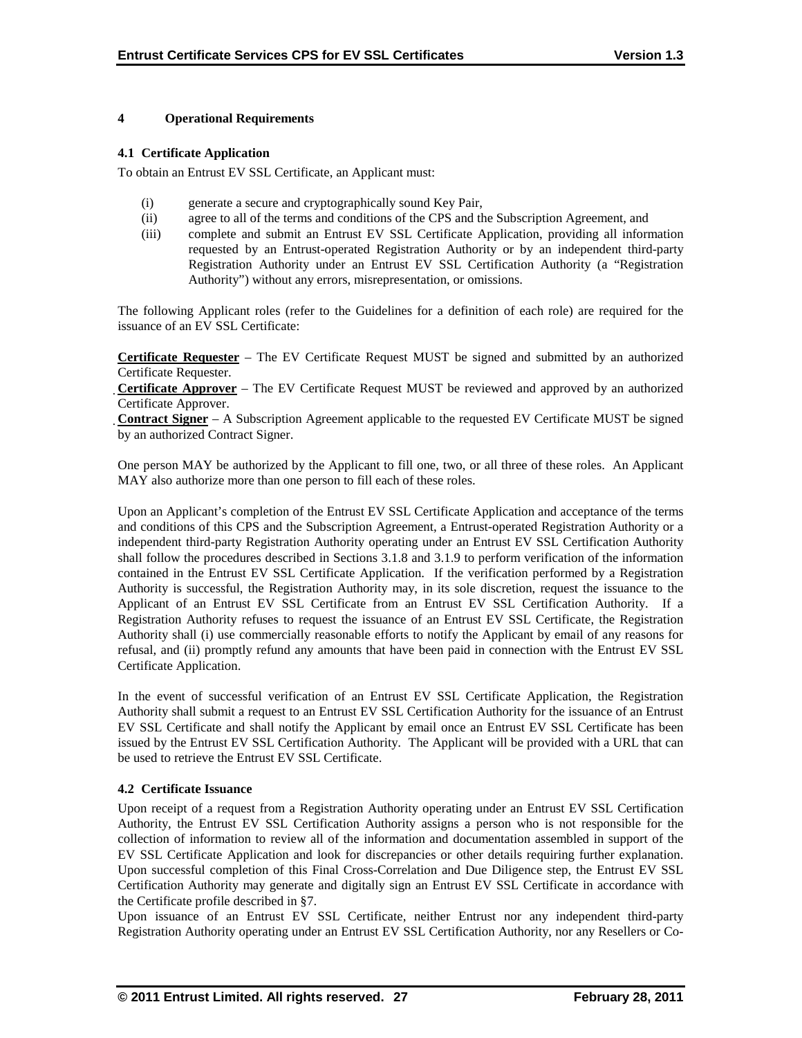# 4 Operational Requirements

## 4.1 Certificate Application

To obtain an Entrust EV SSL Certificate, an Applicant must:

(i) generate a secure and cryptographically sound Key Pair,

(ii) agree to all of the terms and conditions of the CPS and the Subscription Agreement, and

(iii) complete and submit an Entrust EV SSL Certificate Application, providing all information requested by an Entrust-operated Registration Authority or by an independent third-party Registration Authority under an Entrust EV SSL Certification Authority (a "Registration Authority") without any errors, misrepresentation, or omissions.

The following Applicant roles (refer to the Guidelines for a definition of each role) are required for the issuance of an EV SSL Certificate:

**Certificate Requester** – The EV Certificate Request MUST be signed and submitted by an authorized Certificate Requester.

**Certificate Approver** – The EV Certificate Request MUST be reviewed and approved by an authorized Certificate Approver.

**Contract Signer** – A Subscription Agreement applicable to the requested EV Certificate MUST be signed by an authorized Contract Signer.

One person MAY be authorized by the Applicant to fill one, two, or all three of these roles. An Applicant MAY also authorize more than one person to fill each of these roles.

Upon an Applicant's completion of the Entrust EV SSL Certificate Application and acceptance of the terms and conditions of this CPS and the Subscription Agreement, a Entrust-operated Registration Authority or a independent third-party Registration Authority operating under an Entrust EV SSL Certification Authority shall follow the procedures described in Sections 3.1.8 and 3.1.9 to perform verification of the information contained in the Entrust EV SSL Certificate Application. If the verification performed by a Registration Authority is successful, the Registration Authority may, in its sole discretion, request the issuance to the Applicant of an Entrust EV SSL Certificate from an Entrust EV SSL Certification Authority. If a Registration Authority refuses to request the issuance of an Entrust EV SSL Certificate, the Registration Authority shall (i) use commercially reasonable efforts to notify the Applicant by email of any reasons for refusal, and (ii) promptly refund any amounts that have been paid in connection with the Entrust EV SSL Certificate Application.

In the event of successful verification of an Entrust EV SSL Certificate Application, the Registration Authority shall submit a request to an Entrust EV SSL Certification Authority for the issuance of an Entrust EV SSL Certificate and shall notify the Applicant by email once an Entrust EV SSL Certificate has been issued by the Entrust EV SSL Certification Authority. The Applicant will be provided with a URL that can be used to retrieve the Entrust EV SSL Certificate.

## 4.2 Certificate Issuance

Upon receipt of a request from a Registration Authority operating under an Entrust EV SSL Certification Authority, the Entrust EV SSL Certification Authority assigns a person who is not responsible for the collection of information to review all of the information and documentation assembled in support of the EV SSL Certificate Application and look for discrepancies or other details requiring further explanation. Upon successful completion of this Final Cross-Correlation and Due Diligence step, the Entrust EV SSL Certification Authority may generate and digitally sign an Entrust EV SSL Certificate in accordance with the Certificate profile described in §7.

Upon issuance of an Entrust EV SSL Certificate, neither Entrust nor any independent third-party Registration Authority operating under an Entrust EV SSL Certification Authority, nor any Resellers or Co-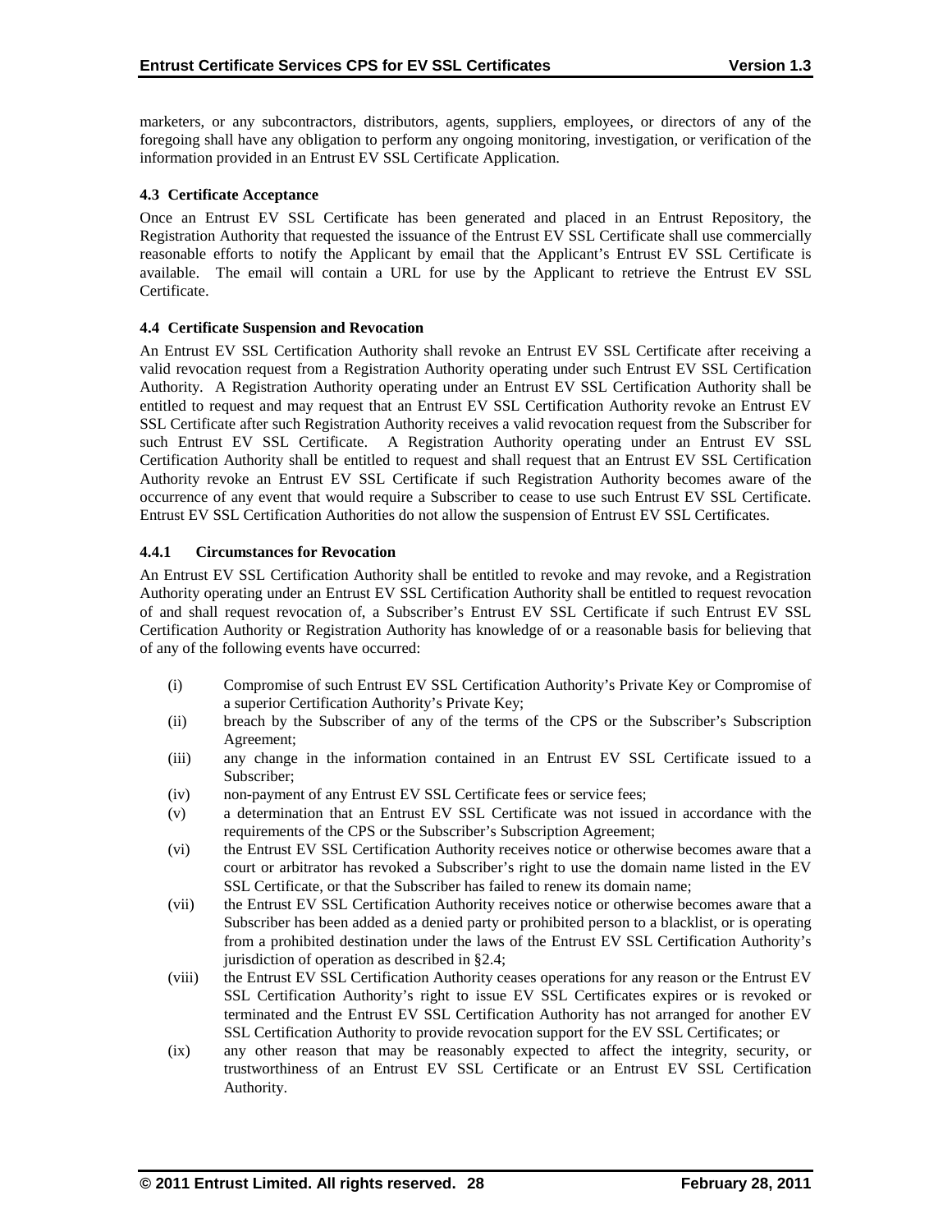marketers, or any subcontractors, distributors, agents, suppliers, employees, or directors of any of the foregoing shall have any obligation to perform any ongoing monitoring, investigation, or verification of the information provided in an Entrust EV SSL Certificate Application.

### 4.3 Certificate Acceptance

Once an Entrust EV SSL Certificate has been generated and placed in an Entrust Repository, the Registration Authority that requested the issuance of the Entrust EV SSL Certificate shall use commercially reasonable efforts to notify the Applicant by email that the Applicant's Entrust EV SSL Certificate is available. The email will contain a URL for use by the Applicant to retrieve the Entrust EV SSL Certificate.

### 4.4 Certificate Suspension and Revocation

An Entrust EV SSL Certification Authority shall revoke an Entrust EV SSL Certificate after receiving a valid revocation request from a Registration Authority operating under such Entrust EV SSL Certification Authority. A Registration Authority operating under an Entrust EV SSL Certification Authority shall be entitled to request and may request that an Entrust EV SSL Certification Authority revoke an Entrust EV SSL Certificate after such Registration Authority receives a valid revocation request from the Subscriber for such Entrust EV SSL Certificate. A Registration Authority operating under an Entrust EV SSL Certification Authority shall be entitled to request and shall request that an Entrust EV SSL Certification Authority revoke an Entrust EV SSL Certificate if such Registration Authority becomes aware of the occurrence of any event that would require a Subscriber to cease to use such Entrust EV SSL Certificate. Entrust EV SSL Certification Authorities do not allow the suspension of Entrust EV SSL Certificates.

#### 4.4.1 Circumstances for Revocation

An Entrust EV SSL Certification Authority shall be entitled to revoke and may revoke, and a Registration Authority operating under an Entrust EV SSL Certification Authority shall be entitled to request revocation of and shall request revocation of, a Subscriber's Entrust EV SSL Certificate if such Entrust EV SSL Certification Authority or Registration Authority has knowledge of or a reasonable basis for believing that of any of the following events have occurred:

(i) Compromise of such Entrust EV SSL Certification Authority's Private Key or Compromise of a superior Certification Authority's Private Key;

(ii) breach by the Subscriber of any of the terms of the CPS or the Subscriber's Subscription Agreement;

(iii) any change in the information contained in an Entrust EV SSL Certificate issued to a Subscriber;

(iv) non-payment of any Entrust EV SSL Certificate fees or service fees;

(v) a determination that an Entrust EV SSL Certificate was not issued in accordance with the requirements of the CPS or the Subscriber's Subscription Agreement;

(vi) the Entrust EV SSL Certification Authority receives notice or otherwise becomes aware that a court or arbitrator has revoked a Subscriber's right to use the domain name listed in the EV SSL Certificate, or that the Subscriber has failed to renew its domain name;

(vii) the Entrust EV SSL Certification Authority receives notice or otherwise becomes aware that a Subscriber has been added as a denied party or prohibited person to a blacklist, or is operating from a prohibited destination under the laws of the Entrust EV SSL Certification Authority's jurisdiction of operation as described in §2.4;

(viii) the Entrust EV SSL Certification Authority ceases operations for any reason or the Entrust EV SSL Certification Authority's right to issue EV SSL Certificates expires or is revoked or terminated and the Entrust EV SSL Certification Authority has not arranged for another EV SSL Certification Authority to provide revocation support for the EV SSL Certificates; or

(ix) any other reason that may be reasonably expected to affect the integrity, security, or trustworthiness of an Entrust EV SSL Certificate or an Entrust EV SSL Certification Authority.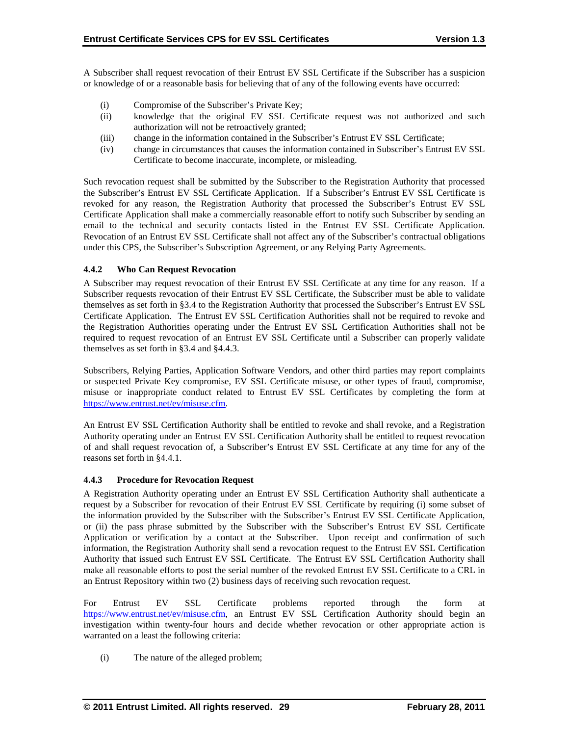A Subscriber shall request revocation of their Entrust EV SSL Certificate if the Subscriber has a suspicion or knowledge of or a reasonable basis for believing that of any of the following events have occurred:

(i) Compromise of the Subscriber's Private Key;
(ii) knowledge that the original EV SSL Certificate request was not authorized and such authorization will not be retroactively granted;
(iii) change in the information contained in the Subscriber's Entrust EV SSL Certificate;
(iv) change in circumstances that causes the information contained in Subscriber's Entrust EV SSL Certificate to become inaccurate, incomplete, or misleading.

Such revocation request shall be submitted by the Subscriber to the Registration Authority that processed the Subscriber's Entrust EV SSL Certificate Application. If a Subscriber's Entrust EV SSL Certificate is revoked for any reason, the Registration Authority that processed the Subscriber's Entrust EV SSL Certificate Application shall make a commercially reasonable effort to notify such Subscriber by sending an email to the technical and security contacts listed in the Entrust EV SSL Certificate Application. Revocation of an Entrust EV SSL Certificate shall not affect any of the Subscriber's contractual obligations under this CPS, the Subscriber's Subscription Agreement, or any Relying Party Agreements.

### 4.4.2 Who Can Request Revocation

A Subscriber may request revocation of their Entrust EV SSL Certificate at any time for any reason. If a Subscriber requests revocation of their Entrust EV SSL Certificate, the Subscriber must be able to validate themselves as set forth in §3.4 to the Registration Authority that processed the Subscriber's Entrust EV SSL Certificate Application. The Entrust EV SSL Certification Authorities shall not be required to revoke and the Registration Authorities operating under the Entrust EV SSL Certification Authorities shall not be required to request revocation of an Entrust EV SSL Certificate until a Subscriber can properly validate themselves as set forth in §3.4 and §4.4.3.

Subscribers, Relying Parties, Application Software Vendors, and other third parties may report complaints or suspected Private Key compromise, EV SSL Certificate misuse, or other types of fraud, compromise, misuse or inappropriate conduct related to Entrust EV SSL Certificates by completing the form at https://www.entrust.net/ev/misuse.cfm.

An Entrust EV SSL Certification Authority shall be entitled to revoke and shall revoke, and a Registration Authority operating under an Entrust EV SSL Certification Authority shall be entitled to request revocation of and shall request revocation of, a Subscriber's Entrust EV SSL Certificate at any time for any of the reasons set forth in §4.4.1.

### 4.4.3 Procedure for Revocation Request

A Registration Authority operating under an Entrust EV SSL Certification Authority shall authenticate a request by a Subscriber for revocation of their Entrust EV SSL Certificate by requiring (i) some subset of the information provided by the Subscriber with the Subscriber's Entrust EV SSL Certificate Application, or (ii) the pass phrase submitted by the Subscriber with the Subscriber's Entrust EV SSL Certificate Application or verification by a contact at the Subscriber. Upon receipt and confirmation of such information, the Registration Authority shall send a revocation request to the Entrust EV SSL Certification Authority that issued such Entrust EV SSL Certificate. The Entrust EV SSL Certification Authority shall make all reasonable efforts to post the serial number of the revoked Entrust EV SSL Certificate to a CRL in an Entrust Repository within two (2) business days of receiving such revocation request.

For Entrust EV SSL Certificate problems reported through the form at https://www.entrust.net/ev/misuse.cfm, an Entrust EV SSL Certification Authority should begin an investigation within twenty-four hours and decide whether revocation or other appropriate action is warranted on a least the following criteria:

(i) The nature of the alleged problem;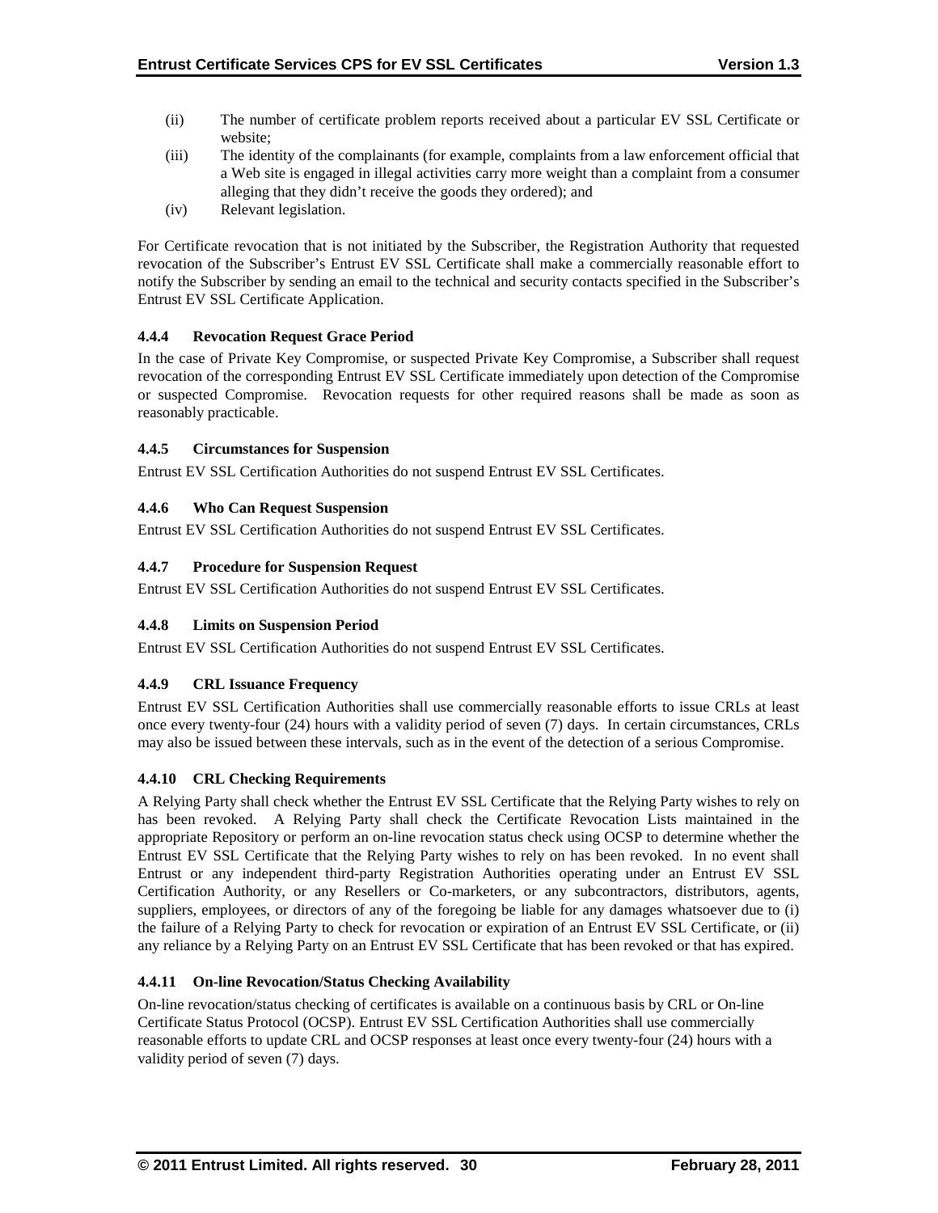(ii) The number of certificate problem reports received about a particular EV SSL Certificate or website;

(iii) The identity of the complainants (for example, complaints from a law enforcement official that a Web site is engaged in illegal activities carry more weight than a complaint from a consumer alleging that they didn't receive the goods they ordered); and

(iv) Relevant legislation.

For Certificate revocation that is not initiated by the Subscriber, the Registration Authority that requested revocation of the Subscriber's Entrust EV SSL Certificate shall make a commercially reasonable effort to notify the Subscriber by sending an email to the technical and security contacts specified in the Subscriber's Entrust EV SSL Certificate Application.

#### 4.4.4 Revocation Request Grace Period

In the case of Private Key Compromise, or suspected Private Key Compromise, a Subscriber shall request revocation of the corresponding Entrust EV SSL Certificate immediately upon detection of the Compromise or suspected Compromise. Revocation requests for other required reasons shall be made as soon as reasonably practicable.

#### 4.4.5 Circumstances for Suspension

Entrust EV SSL Certification Authorities do not suspend Entrust EV SSL Certificates.

#### 4.4.6 Who Can Request Suspension

Entrust EV SSL Certification Authorities do not suspend Entrust EV SSL Certificates.

#### 4.4.7 Procedure for Suspension Request

Entrust EV SSL Certification Authorities do not suspend Entrust EV SSL Certificates.

#### 4.4.8 Limits on Suspension Period

Entrust EV SSL Certification Authorities do not suspend Entrust EV SSL Certificates.

#### 4.4.9 CRL Issuance Frequency

Entrust EV SSL Certification Authorities shall use commercially reasonable efforts to issue CRLs at least once every twenty-four (24) hours with a validity period of seven (7) days. In certain circumstances, CRLs may also be issued between these intervals, such as in the event of the detection of a serious Compromise.

#### 4.4.10 CRL Checking Requirements

A Relying Party shall check whether the Entrust EV SSL Certificate that the Relying Party wishes to rely on has been revoked. A Relying Party shall check the Certificate Revocation Lists maintained in the appropriate Repository or perform an on-line revocation status check using OCSP to determine whether the Entrust EV SSL Certificate that the Relying Party wishes to rely on has been revoked. In no event shall Entrust or any independent third-party Registration Authorities operating under an Entrust EV SSL Certification Authority, or any Resellers or Co-marketers, or any subcontractors, distributors, agents, suppliers, employees, or directors of any of the foregoing be liable for any damages whatsoever due to (i) the failure of a Relying Party to check for revocation or expiration of an Entrust EV SSL Certificate, or (ii) any reliance by a Relying Party on an Entrust EV SSL Certificate that has been revoked or that has expired.

#### 4.4.11 On-line Revocation/Status Checking Availability

On-line revocation/status checking of certificates is available on a continuous basis by CRL or On-line Certificate Status Protocol (OCSP). Entrust EV SSL Certification Authorities shall use commercially reasonable efforts to update CRL and OCSP responses at least once every twenty-four (24) hours with a validity period of seven (7) days.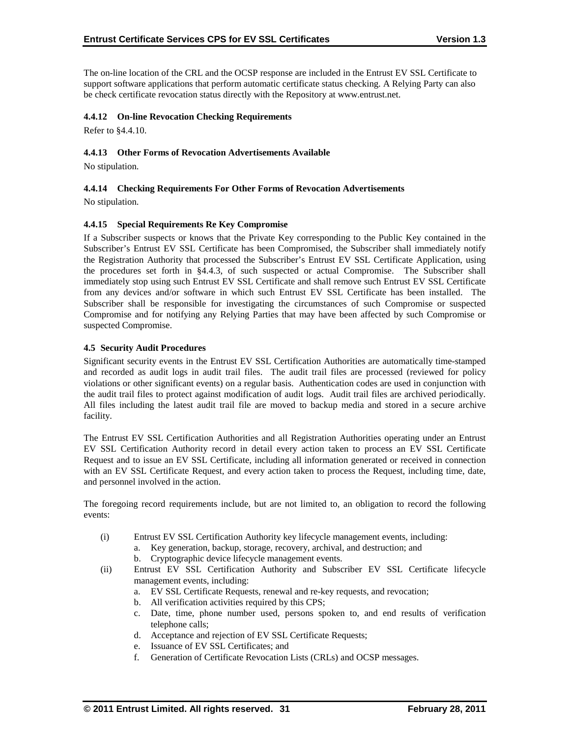The on-line location of the CRL and the OCSP response are included in the Entrust EV SSL Certificate to support software applications that perform automatic certificate status checking. A Relying Party can also be check certificate revocation status directly with the Repository at www.entrust.net.

#### 4.4.12 On-line Revocation Checking Requirements

Refer to §4.4.10.

#### 4.4.13 Other Forms of Revocation Advertisements Available

No stipulation.

#### 4.4.14 Checking Requirements For Other Forms of Revocation Advertisements

No stipulation.

#### 4.4.15 Special Requirements Re Key Compromise

If a Subscriber suspects or knows that the Private Key corresponding to the Public Key contained in the Subscriber's Entrust EV SSL Certificate has been Compromised, the Subscriber shall immediately notify the Registration Authority that processed the Subscriber's Entrust EV SSL Certificate Application, using the procedures set forth in §4.4.3, of such suspected or actual Compromise. The Subscriber shall immediately stop using such Entrust EV SSL Certificate and shall remove such Entrust EV SSL Certificate from any devices and/or software in which such Entrust EV SSL Certificate has been installed. The Subscriber shall be responsible for investigating the circumstances of such Compromise or suspected Compromise and for notifying any Relying Parties that may have been affected by such Compromise or suspected Compromise.

### 4.5 Security Audit Procedures

Significant security events in the Entrust EV SSL Certification Authorities are automatically time-stamped and recorded as audit logs in audit trail files. The audit trail files are processed (reviewed for policy violations or other significant events) on a regular basis. Authentication codes are used in conjunction with the audit trail files to protect against modification of audit logs. Audit trail files are archived periodically. All files including the latest audit trail file are moved to backup media and stored in a secure archive facility.

The Entrust EV SSL Certification Authorities and all Registration Authorities operating under an Entrust EV SSL Certification Authority record in detail every action taken to process an EV SSL Certificate Request and to issue an EV SSL Certificate, including all information generated or received in connection with an EV SSL Certificate Request, and every action taken to process the Request, including time, date, and personnel involved in the action.

The foregoing record requirements include, but are not limited to, an obligation to record the following events:

(i) Entrust EV SSL Certification Authority key lifecycle management events, including:
   a. Key generation, backup, storage, recovery, archival, and destruction; and
   b. Cryptographic device lifecycle management events.

(ii) Entrust EV SSL Certification Authority and Subscriber EV SSL Certificate lifecycle management events, including:
   a. EV SSL Certificate Requests, renewal and re-key requests, and revocation;
   b. All verification activities required by this CPS;
   c. Date, time, phone number used, persons spoken to, and end results of verification telephone calls;
   d. Acceptance and rejection of EV SSL Certificate Requests;
   e. Issuance of EV SSL Certificates; and
   f. Generation of Certificate Revocation Lists (CRLs) and OCSP messages.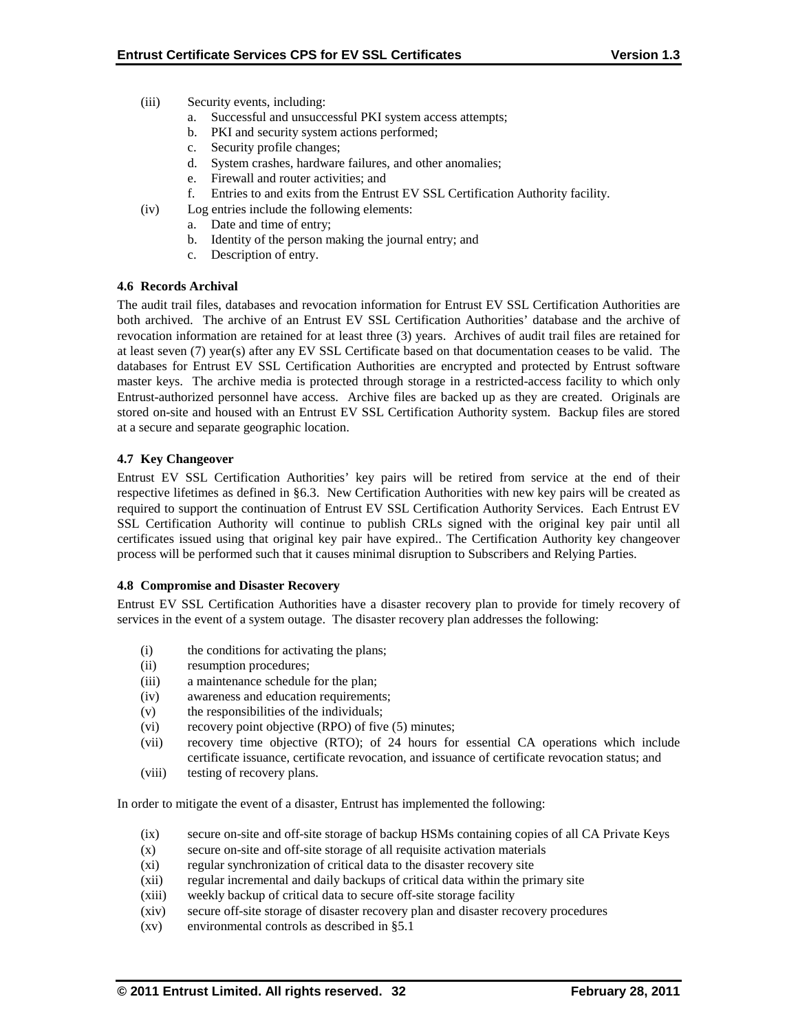(iii) Security events, including:
   a. Successful and unsuccessful PKI system access attempts;
   b. PKI and security system actions performed;
   c. Security profile changes;
   d. System crashes, hardware failures, and other anomalies;
   e. Firewall and router activities; and
   f. Entries to and exits from the Entrust EV SSL Certification Authority facility.

(iv) Log entries include the following elements:
   a. Date and time of entry;
   b. Identity of the person making the journal entry; and
   c. Description of entry.

**4.6 Records Archival**

The audit trail files, databases and revocation information for Entrust EV SSL Certification Authorities are both archived. The archive of an Entrust EV SSL Certification Authorities' database and the archive of revocation information are retained for at least three (3) years. Archives of audit trail files are retained for at least seven (7) year(s) after any EV SSL Certificate based on that documentation ceases to be valid. The databases for Entrust EV SSL Certification Authorities are encrypted and protected by Entrust software master keys. The archive media is protected through storage in a restricted-access facility to which only Entrust-authorized personnel have access. Archive files are backed up as they are created. Originals are stored on-site and housed with an Entrust EV SSL Certification Authority system. Backup files are stored at a secure and separate geographic location.

**4.7 Key Changeover**

Entrust EV SSL Certification Authorities' key pairs will be retired from service at the end of their respective lifetimes as defined in §6.3. New Certification Authorities with new key pairs will be created as required to support the continuation of Entrust EV SSL Certification Authority Services. Each Entrust EV SSL Certification Authority will continue to publish CRLs signed with the original key pair until all certificates issued using that original key pair have expired.. The Certification Authority key changeover process will be performed such that it causes minimal disruption to Subscribers and Relying Parties.

**4.8 Compromise and Disaster Recovery**

Entrust EV SSL Certification Authorities have a disaster recovery plan to provide for timely recovery of services in the event of a system outage. The disaster recovery plan addresses the following:

(i) the conditions for activating the plans;
(ii) resumption procedures;
(iii) a maintenance schedule for the plan;
(iv) awareness and education requirements;
(v) the responsibilities of the individuals;
(vi) recovery point objective (RPO) of five (5) minutes;
(vii) recovery time objective (RTO); of 24 hours for essential CA operations which include certificate issuance, certificate revocation, and issuance of certificate revocation status; and
(viii) testing of recovery plans.

In order to mitigate the event of a disaster, Entrust has implemented the following:

(ix) secure on-site and off-site storage of backup HSMs containing copies of all CA Private Keys
(x) secure on-site and off-site storage of all requisite activation materials
(xi) regular synchronization of critical data to the disaster recovery site
(xii) regular incremental and daily backups of critical data within the primary site
(xiii) weekly backup of critical data to secure off-site storage facility
(xiv) secure off-site storage of disaster recovery plan and disaster recovery procedures
(xv) environmental controls as described in §5.1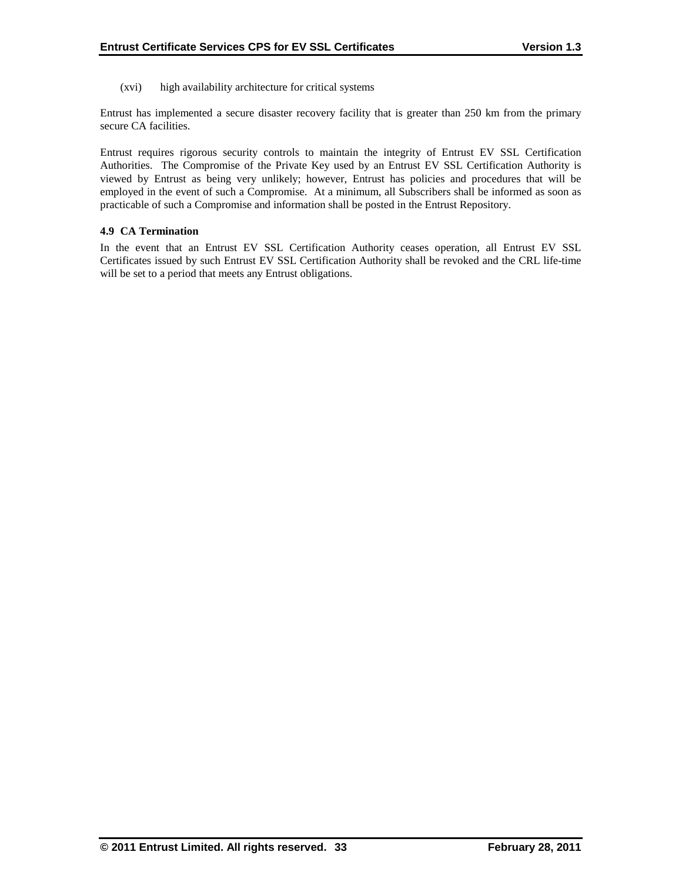(xvi) high availability architecture for critical systems

Entrust has implemented a secure disaster recovery facility that is greater than 250 km from the primary secure CA facilities.

Entrust requires rigorous security controls to maintain the integrity of Entrust EV SSL Certification Authorities. The Compromise of the Private Key used by an Entrust EV SSL Certification Authority is viewed by Entrust as being very unlikely; however, Entrust has policies and procedures that will be employed in the event of such a Compromise. At a minimum, all Subscribers shall be informed as soon as practicable of such a Compromise and information shall be posted in the Entrust Repository.

### 4.9 CA Termination

In the event that an Entrust EV SSL Certification Authority ceases operation, all Entrust EV SSL Certificates issued by such Entrust EV SSL Certification Authority shall be revoked and the CRL life-time will be set to a period that meets any Entrust obligations.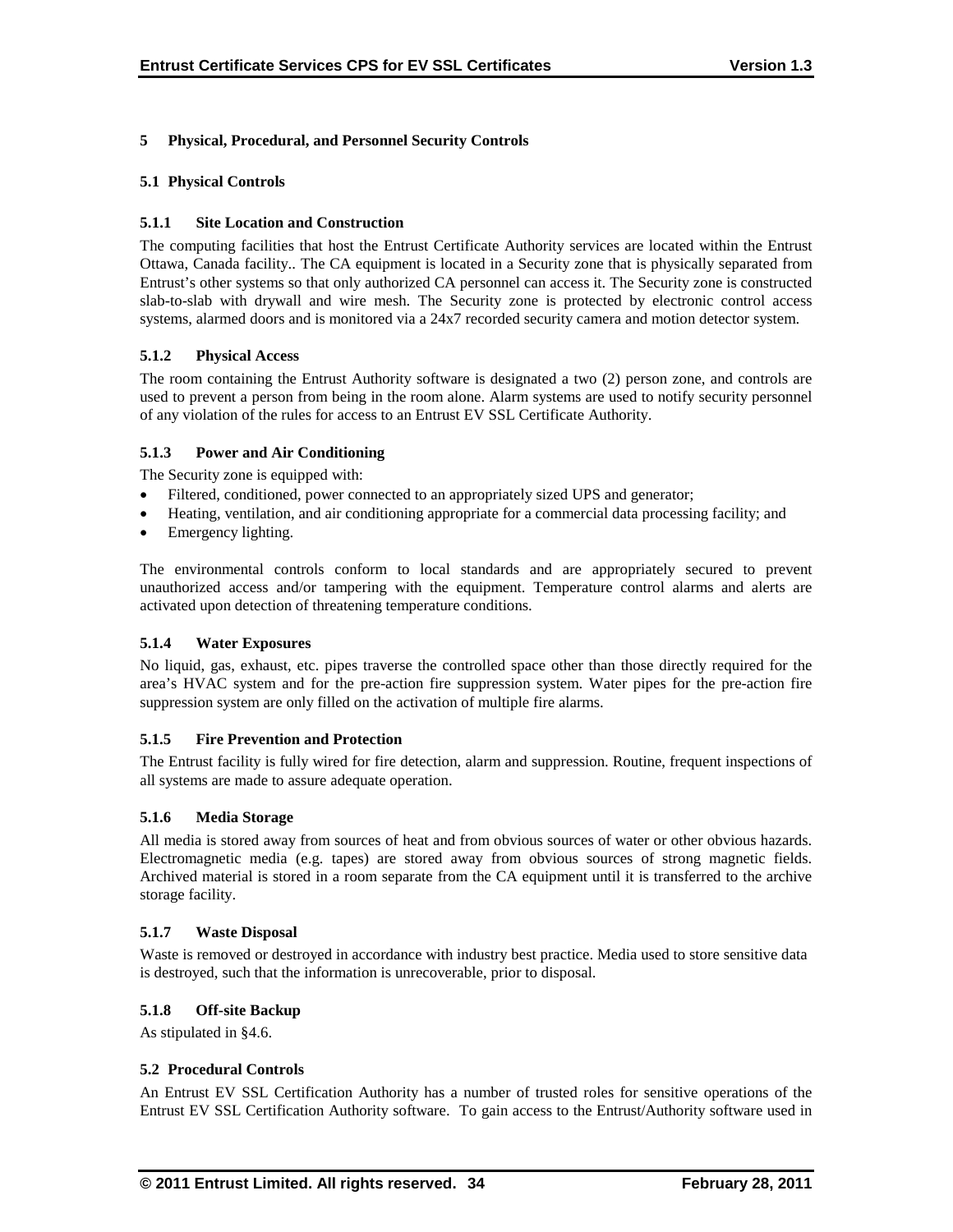# 5 Physical, Procedural, and Personnel Security Controls

## 5.1 Physical Controls

### 5.1.1 Site Location and Construction

The computing facilities that host the Entrust Certificate Authority services are located within the Entrust Ottawa, Canada facility.. The CA equipment is located in a Security zone that is physically separated from Entrust's other systems so that only authorized CA personnel can access it. The Security zone is constructed slab-to-slab with drywall and wire mesh. The Security zone is protected by electronic control access systems, alarmed doors and is monitored via a 24x7 recorded security camera and motion detector system.

### 5.1.2 Physical Access

The room containing the Entrust Authority software is designated a two (2) person zone, and controls are used to prevent a person from being in the room alone. Alarm systems are used to notify security personnel of any violation of the rules for access to an Entrust EV SSL Certificate Authority.

### 5.1.3 Power and Air Conditioning

The Security zone is equipped with:

- Filtered, conditioned, power connected to an appropriately sized UPS and generator;
- Heating, ventilation, and air conditioning appropriate for a commercial data processing facility; and
- Emergency lighting.

The environmental controls conform to local standards and are appropriately secured to prevent unauthorized access and/or tampering with the equipment. Temperature control alarms and alerts are activated upon detection of threatening temperature conditions.

### 5.1.4 Water Exposures

No liquid, gas, exhaust, etc. pipes traverse the controlled space other than those directly required for the area's HVAC system and for the pre-action fire suppression system. Water pipes for the pre-action fire suppression system are only filled on the activation of multiple fire alarms.

### 5.1.5 Fire Prevention and Protection

The Entrust facility is fully wired for fire detection, alarm and suppression. Routine, frequent inspections of all systems are made to assure adequate operation.

### 5.1.6 Media Storage

All media is stored away from sources of heat and from obvious sources of water or other obvious hazards. Electromagnetic media (e.g. tapes) are stored away from obvious sources of strong magnetic fields. Archived material is stored in a room separate from the CA equipment until it is transferred to the archive storage facility.

### 5.1.7 Waste Disposal

Waste is removed or destroyed in accordance with industry best practice. Media used to store sensitive data is destroyed, such that the information is unrecoverable, prior to disposal.

### 5.1.8 Off-site Backup

As stipulated in §4.6.

## 5.2 Procedural Controls

An Entrust EV SSL Certification Authority has a number of trusted roles for sensitive operations of the Entrust EV SSL Certification Authority software. To gain access to the Entrust/Authority software used in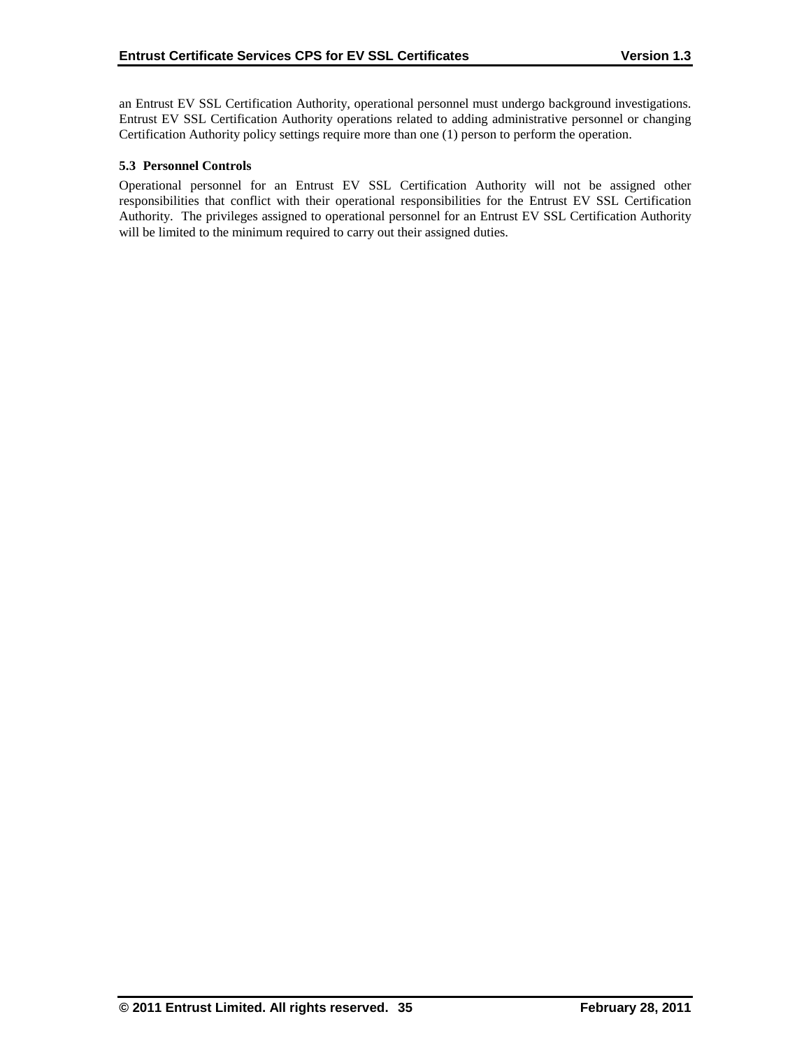an Entrust EV SSL Certification Authority, operational personnel must undergo background investigations. Entrust EV SSL Certification Authority operations related to adding administrative personnel or changing Certification Authority policy settings require more than one (1) person to perform the operation.

### 5.3 Personnel Controls

Operational personnel for an Entrust EV SSL Certification Authority will not be assigned other responsibilities that conflict with their operational responsibilities for the Entrust EV SSL Certification Authority. The privileges assigned to operational personnel for an Entrust EV SSL Certification Authority will be limited to the minimum required to carry out their assigned duties.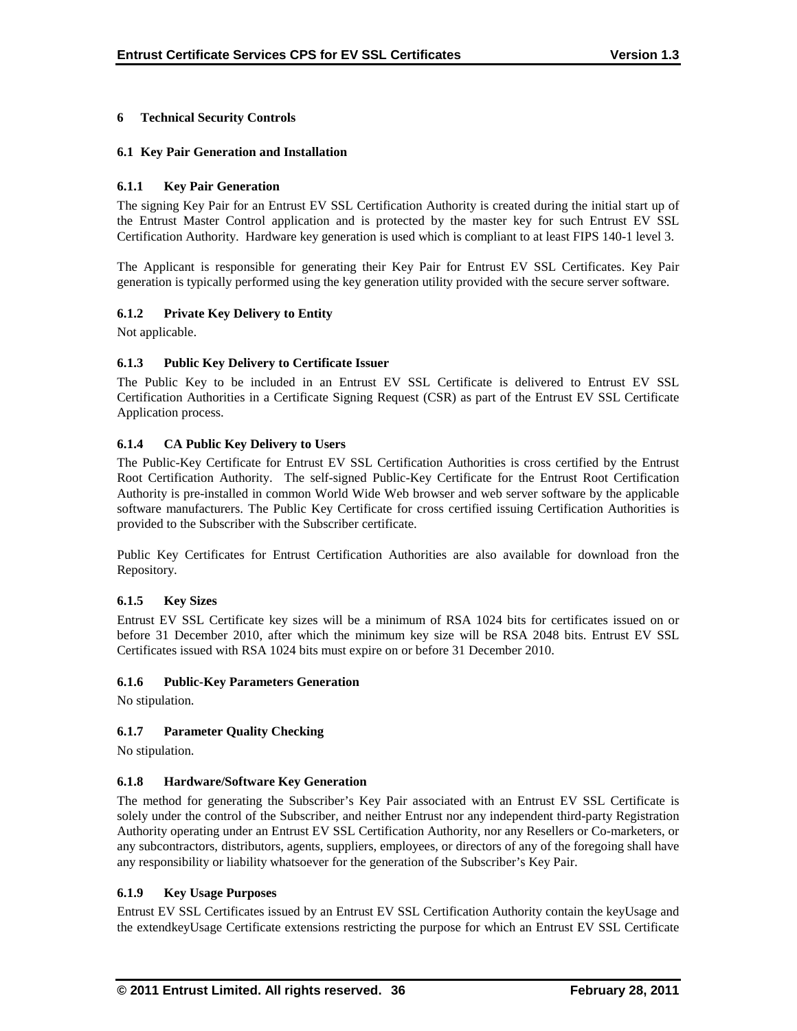# 6 Technical Security Controls

## 6.1 Key Pair Generation and Installation

### 6.1.1 Key Pair Generation

The signing Key Pair for an Entrust EV SSL Certification Authority is created during the initial start up of the Entrust Master Control application and is protected by the master key for such Entrust EV SSL Certification Authority. Hardware key generation is used which is compliant to at least FIPS 140-1 level 3.

The Applicant is responsible for generating their Key Pair for Entrust EV SSL Certificates. Key Pair generation is typically performed using the key generation utility provided with the secure server software.

### 6.1.2 Private Key Delivery to Entity

Not applicable.

### 6.1.3 Public Key Delivery to Certificate Issuer

The Public Key to be included in an Entrust EV SSL Certificate is delivered to Entrust EV SSL Certification Authorities in a Certificate Signing Request (CSR) as part of the Entrust EV SSL Certificate Application process.

### 6.1.4 CA Public Key Delivery to Users

The Public-Key Certificate for Entrust EV SSL Certification Authorities is cross certified by the Entrust Root Certification Authority. The self-signed Public-Key Certificate for the Entrust Root Certification Authority is pre-installed in common World Wide Web browser and web server software by the applicable software manufacturers. The Public Key Certificate for cross certified issuing Certification Authorities is provided to the Subscriber with the Subscriber certificate.

Public Key Certificates for Entrust Certification Authorities are also available for download fron the Repository.

### 6.1.5 Key Sizes

Entrust EV SSL Certificate key sizes will be a minimum of RSA 1024 bits for certificates issued on or before 31 December 2010, after which the minimum key size will be RSA 2048 bits. Entrust EV SSL Certificates issued with RSA 1024 bits must expire on or before 31 December 2010.

### 6.1.6 Public-Key Parameters Generation

No stipulation.

### 6.1.7 Parameter Quality Checking

No stipulation.

### 6.1.8 Hardware/Software Key Generation

The method for generating the Subscriber's Key Pair associated with an Entrust EV SSL Certificate is solely under the control of the Subscriber, and neither Entrust nor any independent third-party Registration Authority operating under an Entrust EV SSL Certification Authority, nor any Resellers or Co-marketers, or any subcontractors, distributors, agents, suppliers, employees, or directors of any of the foregoing shall have any responsibility or liability whatsoever for the generation of the Subscriber's Key Pair.

### 6.1.9 Key Usage Purposes

Entrust EV SSL Certificates issued by an Entrust EV SSL Certification Authority contain the keyUsage and the extendkeyUsage Certificate extensions restricting the purpose for which an Entrust EV SSL Certificate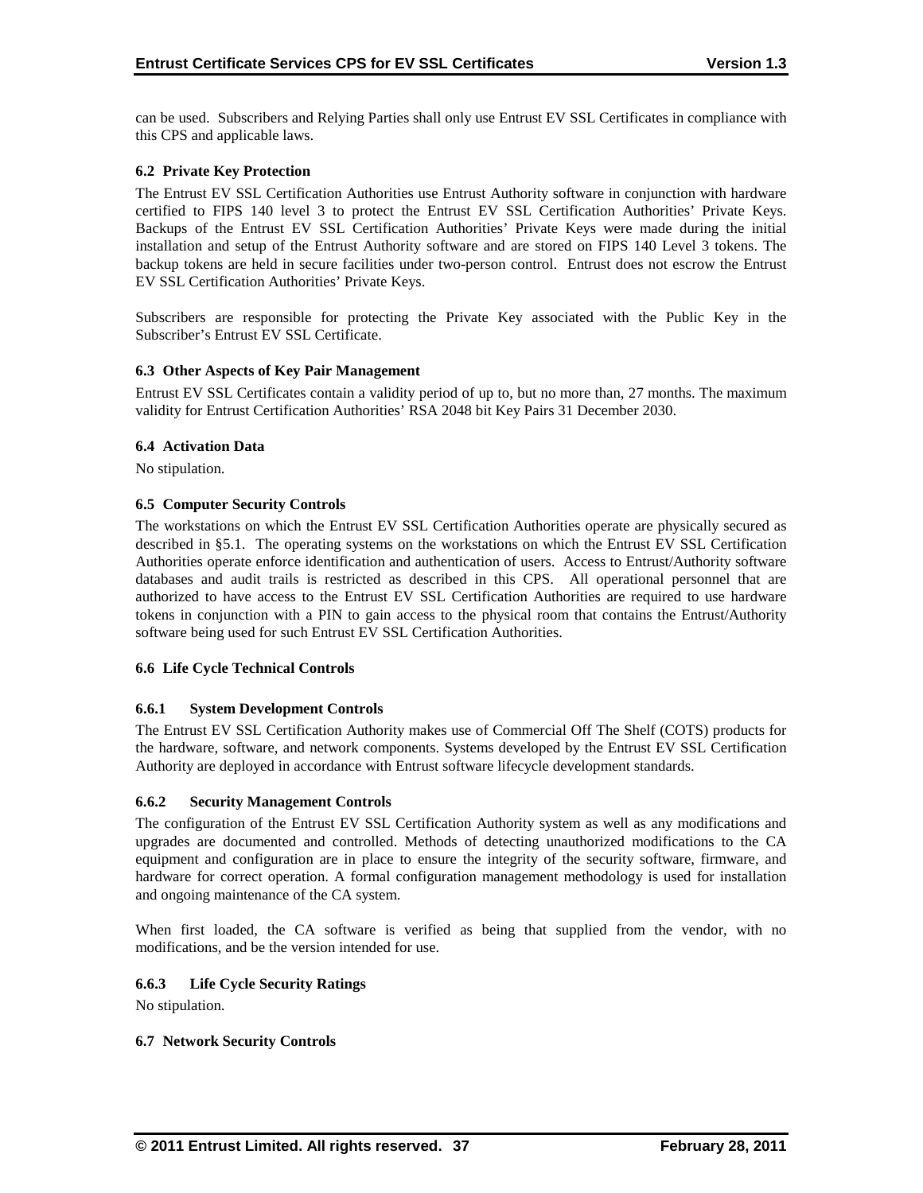can be used. Subscribers and Relying Parties shall only use Entrust EV SSL Certificates in compliance with this CPS and applicable laws.

### 6.2 Private Key Protection

The Entrust EV SSL Certification Authorities use Entrust Authority software in conjunction with hardware certified to FIPS 140 level 3 to protect the Entrust EV SSL Certification Authorities' Private Keys. Backups of the Entrust EV SSL Certification Authorities' Private Keys were made during the initial installation and setup of the Entrust Authority software and are stored on FIPS 140 Level 3 tokens. The backup tokens are held in secure facilities under two-person control. Entrust does not escrow the Entrust EV SSL Certification Authorities' Private Keys.

Subscribers are responsible for protecting the Private Key associated with the Public Key in the Subscriber's Entrust EV SSL Certificate.

### 6.3 Other Aspects of Key Pair Management

Entrust EV SSL Certificates contain a validity period of up to, but no more than, 27 months. The maximum validity for Entrust Certification Authorities' RSA 2048 bit Key Pairs 31 December 2030.

### 6.4 Activation Data

No stipulation.

### 6.5 Computer Security Controls

The workstations on which the Entrust EV SSL Certification Authorities operate are physically secured as described in §5.1. The operating systems on the workstations on which the Entrust EV SSL Certification Authorities operate enforce identification and authentication of users. Access to Entrust/Authority software databases and audit trails is restricted as described in this CPS. All operational personnel that are authorized to have access to the Entrust EV SSL Certification Authorities are required to use hardware tokens in conjunction with a PIN to gain access to the physical room that contains the Entrust/Authority software being used for such Entrust EV SSL Certification Authorities.

### 6.6 Life Cycle Technical Controls

#### 6.6.1 System Development Controls

The Entrust EV SSL Certification Authority makes use of Commercial Off The Shelf (COTS) products for the hardware, software, and network components. Systems developed by the Entrust EV SSL Certification Authority are deployed in accordance with Entrust software lifecycle development standards.

#### 6.6.2 Security Management Controls

The configuration of the Entrust EV SSL Certification Authority system as well as any modifications and upgrades are documented and controlled. Methods of detecting unauthorized modifications to the CA equipment and configuration are in place to ensure the integrity of the security software, firmware, and hardware for correct operation. A formal configuration management methodology is used for installation and ongoing maintenance of the CA system.

When first loaded, the CA software is verified as being that supplied from the vendor, with no modifications, and be the version intended for use.

#### 6.6.3 Life Cycle Security Ratings

No stipulation.

### 6.7 Network Security Controls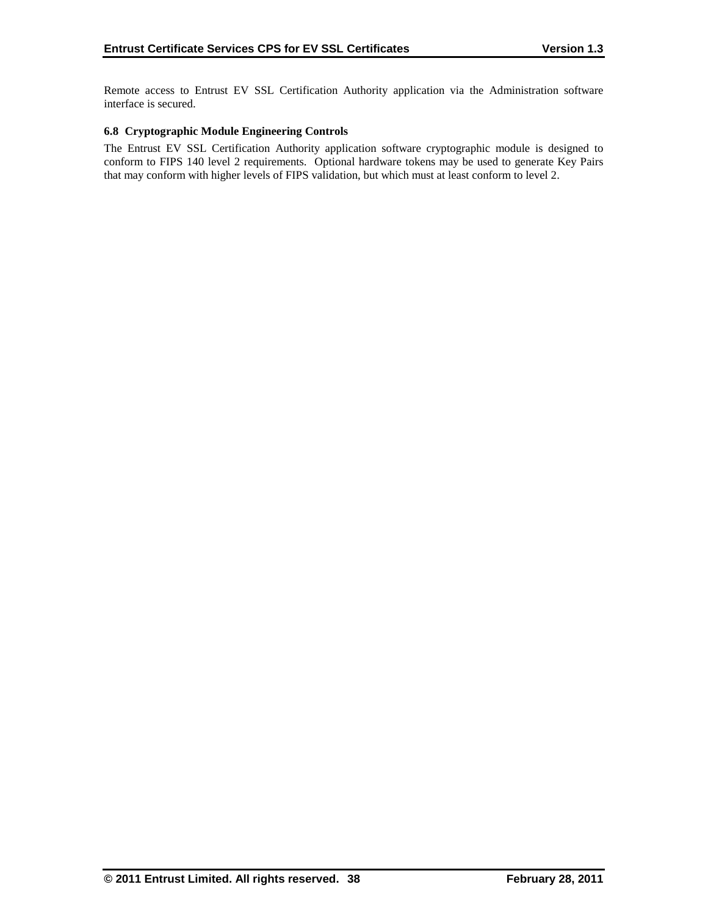Remote access to Entrust EV SSL Certification Authority application via the Administration software interface is secured.

### 6.8 Cryptographic Module Engineering Controls

The Entrust EV SSL Certification Authority application software cryptographic module is designed to conform to FIPS 140 level 2 requirements. Optional hardware tokens may be used to generate Key Pairs that may conform with higher levels of FIPS validation, but which must at least conform to level 2.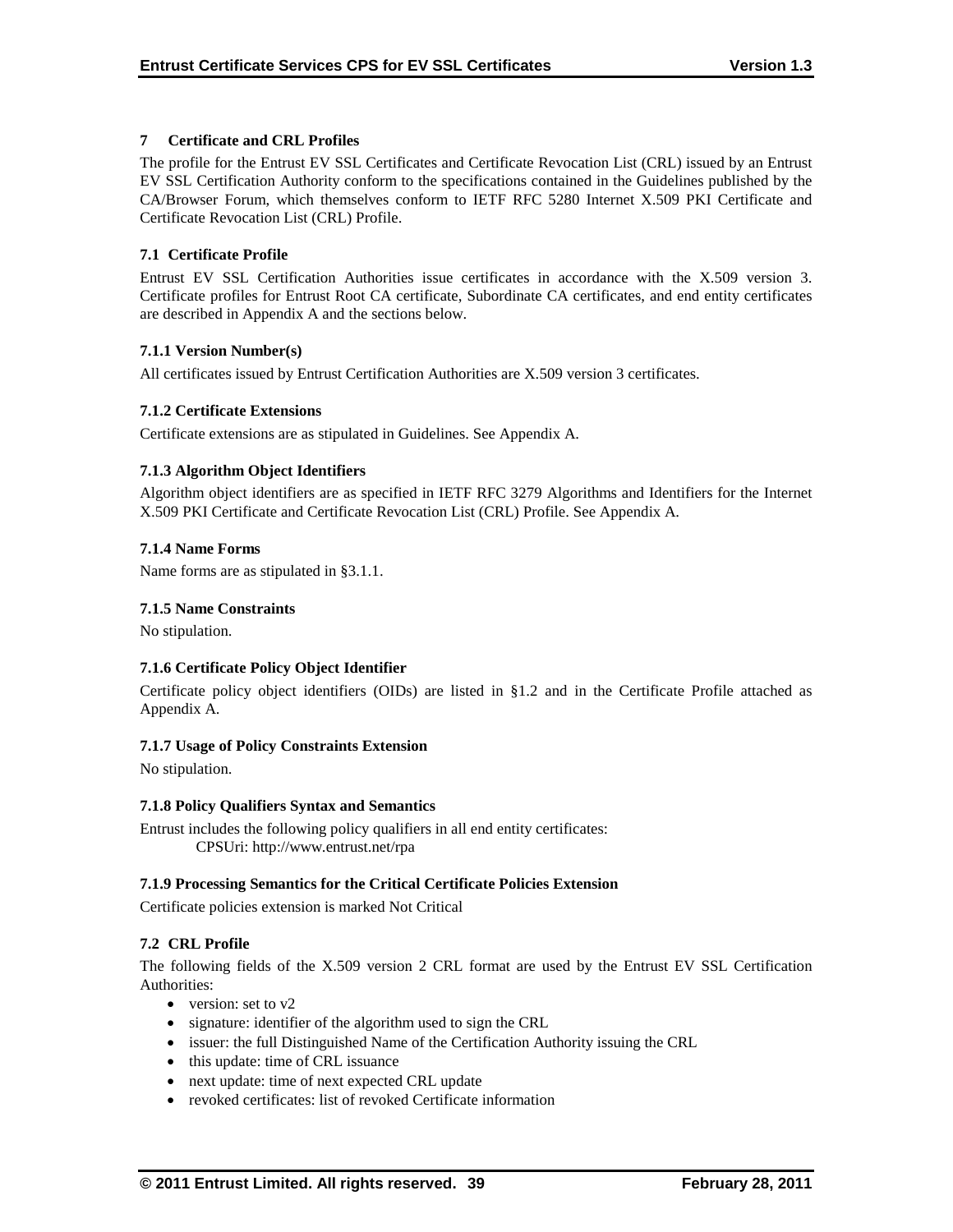# 7 Certificate and CRL Profiles

The profile for the Entrust EV SSL Certificates and Certificate Revocation List (CRL) issued by an Entrust EV SSL Certification Authority conform to the specifications contained in the Guidelines published by the CA/Browser Forum, which themselves conform to IETF RFC 5280 Internet X.509 PKI Certificate and Certificate Revocation List (CRL) Profile.

## 7.1 Certificate Profile

Entrust EV SSL Certification Authorities issue certificates in accordance with the X.509 version 3. Certificate profiles for Entrust Root CA certificate, Subordinate CA certificates, and end entity certificates are described in Appendix A and the sections below.

### 7.1.1 Version Number(s)

All certificates issued by Entrust Certification Authorities are X.509 version 3 certificates.

### 7.1.2 Certificate Extensions

Certificate extensions are as stipulated in Guidelines. See Appendix A.

### 7.1.3 Algorithm Object Identifiers

Algorithm object identifiers are as specified in IETF RFC 3279 Algorithms and Identifiers for the Internet X.509 PKI Certificate and Certificate Revocation List (CRL) Profile. See Appendix A.

### 7.1.4 Name Forms

Name forms are as stipulated in §3.1.1.

### 7.1.5 Name Constraints

No stipulation.

### 7.1.6 Certificate Policy Object Identifier

Certificate policy object identifiers (OIDs) are listed in §1.2 and in the Certificate Profile attached as Appendix A.

### 7.1.7 Usage of Policy Constraints Extension

No stipulation.

### 7.1.8 Policy Qualifiers Syntax and Semantics

Entrust includes the following policy qualifiers in all end entity certificates:

CPSUri: http://www.entrust.net/rpa

### 7.1.9 Processing Semantics for the Critical Certificate Policies Extension

Certificate policies extension is marked Not Critical

## 7.2 CRL Profile

The following fields of the X.509 version 2 CRL format are used by the Entrust EV SSL Certification Authorities:

- version: set to v2
- signature: identifier of the algorithm used to sign the CRL
- issuer: the full Distinguished Name of the Certification Authority issuing the CRL
- this update: time of CRL issuance
- next update: time of next expected CRL update
- revoked certificates: list of revoked Certificate information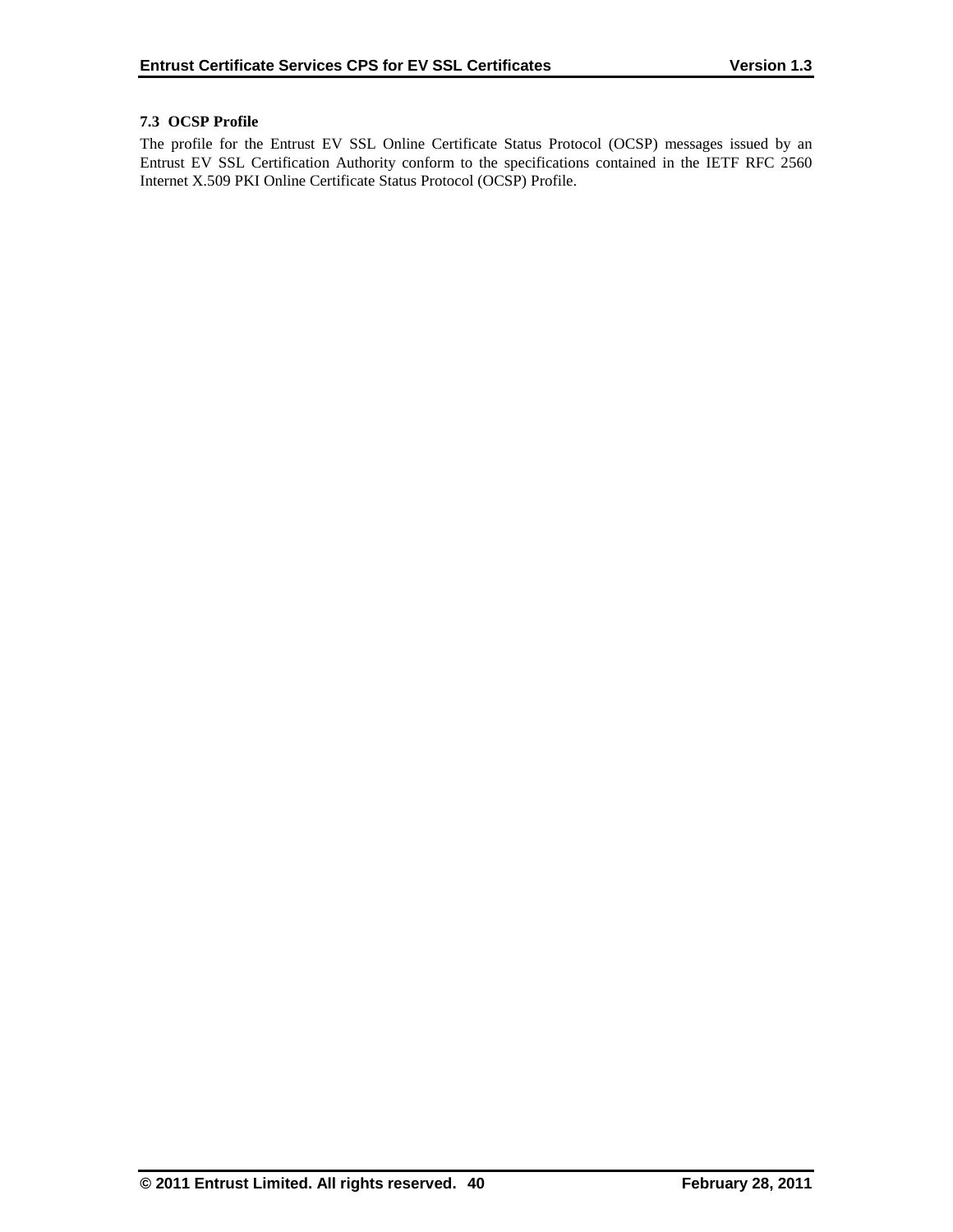### 7.3 OCSP Profile

The profile for the Entrust EV SSL Online Certificate Status Protocol (OCSP) messages issued by an Entrust EV SSL Certification Authority conform to the specifications contained in the IETF RFC 2560 Internet X.509 PKI Online Certificate Status Protocol (OCSP) Profile.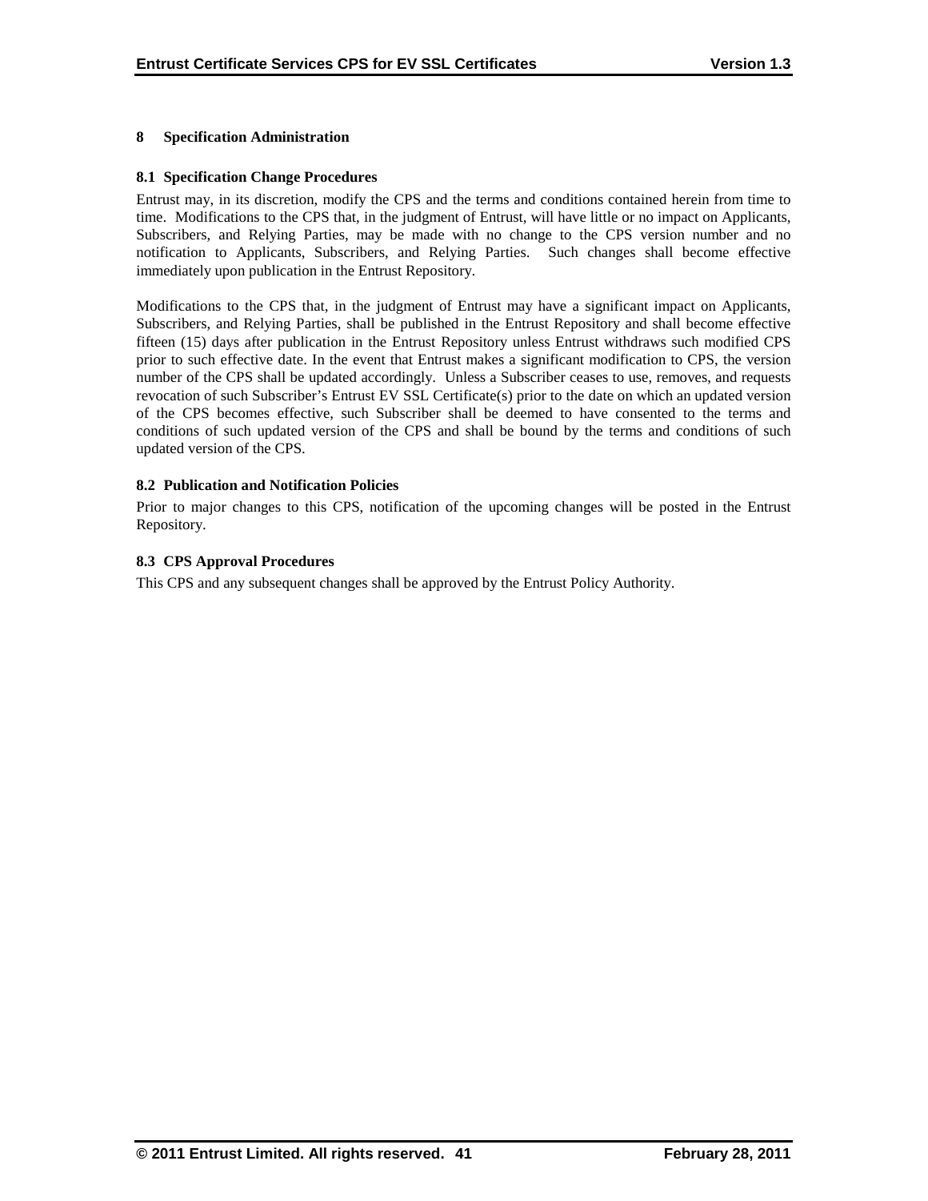# 8 Specification Administration

## 8.1 Specification Change Procedures

Entrust may, in its discretion, modify the CPS and the terms and conditions contained herein from time to time. Modifications to the CPS that, in the judgment of Entrust, will have little or no impact on Applicants, Subscribers, and Relying Parties, may be made with no change to the CPS version number and no notification to Applicants, Subscribers, and Relying Parties. Such changes shall become effective immediately upon publication in the Entrust Repository.

Modifications to the CPS that, in the judgment of Entrust may have a significant impact on Applicants, Subscribers, and Relying Parties, shall be published in the Entrust Repository and shall become effective fifteen (15) days after publication in the Entrust Repository unless Entrust withdraws such modified CPS prior to such effective date. In the event that Entrust makes a significant modification to CPS, the version number of the CPS shall be updated accordingly. Unless a Subscriber ceases to use, removes, and requests revocation of such Subscriber's Entrust EV SSL Certificate(s) prior to the date on which an updated version of the CPS becomes effective, such Subscriber shall be deemed to have consented to the terms and conditions of such updated version of the CPS and shall be bound by the terms and conditions of such updated version of the CPS.

## 8.2 Publication and Notification Policies

Prior to major changes to this CPS, notification of the upcoming changes will be posted in the Entrust Repository.

## 8.3 CPS Approval Procedures

This CPS and any subsequent changes shall be approved by the Entrust Policy Authority.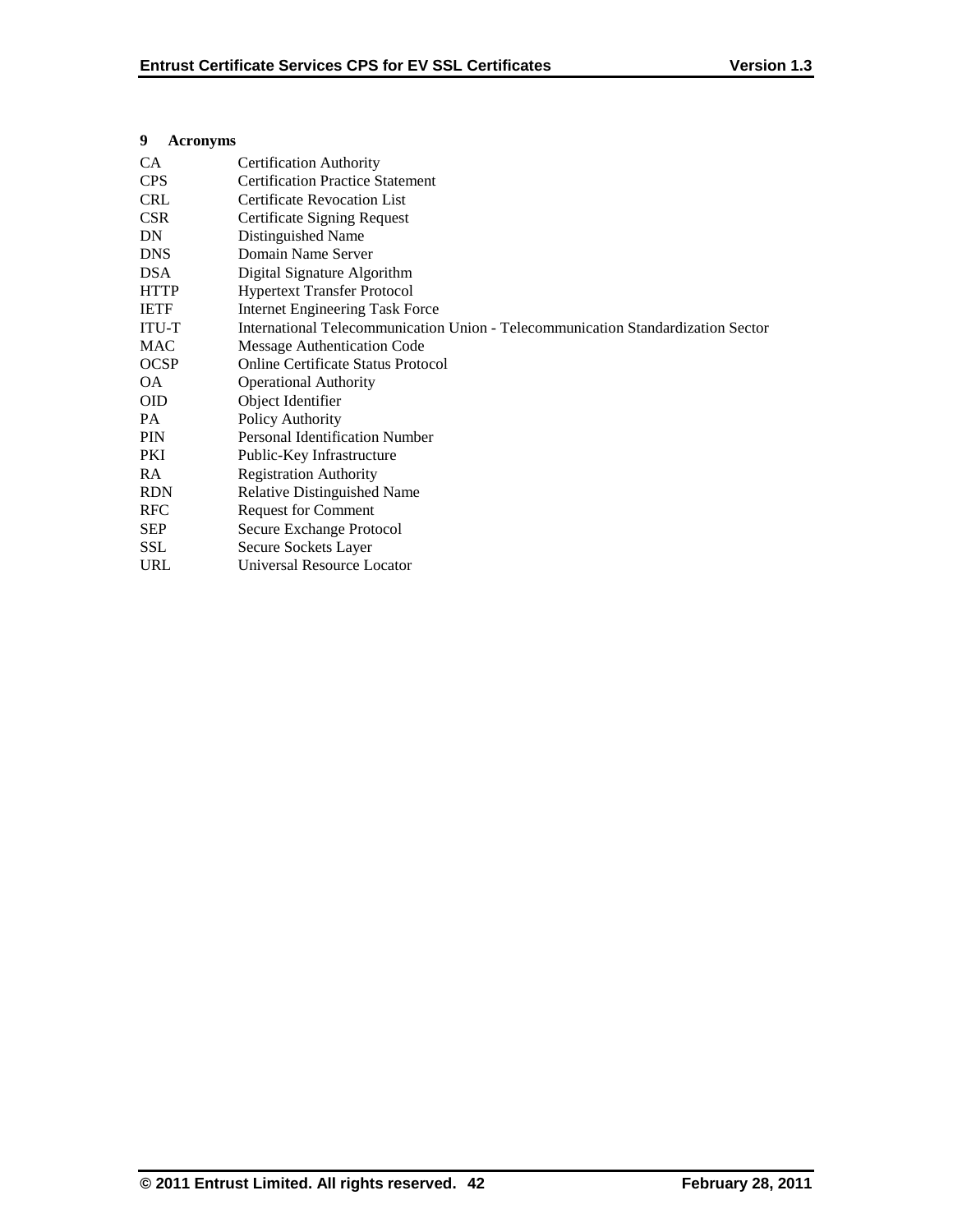# 9 Acronyms

| | |
|---|---|
| CA | Certification Authority |
| CPS | Certification Practice Statement |
| CRL | Certificate Revocation List |
| CSR | Certificate Signing Request |
| DN | Distinguished Name |
| DNS | Domain Name Server |
| DSA | Digital Signature Algorithm |
| HTTP | Hypertext Transfer Protocol |
| IETF | Internet Engineering Task Force |
| ITU-T | International Telecommunication Union - Telecommunication Standardization Sector |
| MAC | Message Authentication Code |
| OCSP | Online Certificate Status Protocol |
| OA | Operational Authority |
| OID | Object Identifier |
| PA | Policy Authority |
| PIN | Personal Identification Number |
| PKI | Public-Key Infrastructure |
| RA | Registration Authority |
| RDN | Relative Distinguished Name |
| RFC | Request for Comment |
| SEP | Secure Exchange Protocol |
| SSL | Secure Sockets Layer |
| URL | Universal Resource Locator |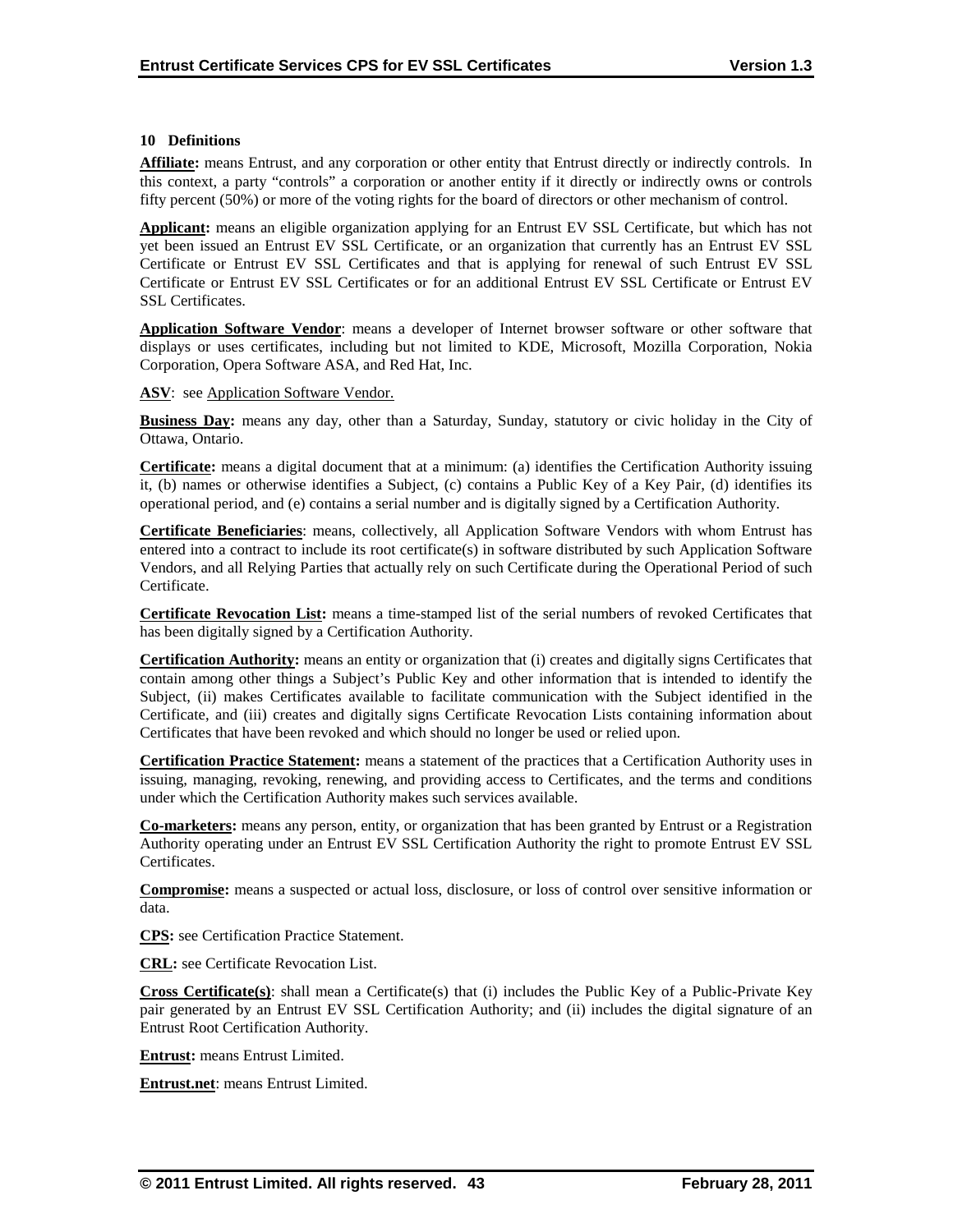## 10 Definitions

**Affiliate:** means Entrust, and any corporation or other entity that Entrust directly or indirectly controls. In this context, a party "controls" a corporation or another entity if it directly or indirectly owns or controls fifty percent (50%) or more of the voting rights for the board of directors or other mechanism of control.

**Applicant:** means an eligible organization applying for an Entrust EV SSL Certificate, but which has not yet been issued an Entrust EV SSL Certificate, or an organization that currently has an Entrust EV SSL Certificate or Entrust EV SSL Certificates and that is applying for renewal of such Entrust EV SSL Certificate or Entrust EV SSL Certificates or for an additional Entrust EV SSL Certificate or Entrust EV SSL Certificates.

**Application Software Vendor**: means a developer of Internet browser software or other software that displays or uses certificates, including but not limited to KDE, Microsoft, Mozilla Corporation, Nokia Corporation, Opera Software ASA, and Red Hat, Inc.

**ASV**: see Application Software Vendor.

**Business Day:** means any day, other than a Saturday, Sunday, statutory or civic holiday in the City of Ottawa, Ontario.

**Certificate:** means a digital document that at a minimum: (a) identifies the Certification Authority issuing it, (b) names or otherwise identifies a Subject, (c) contains a Public Key of a Key Pair, (d) identifies its operational period, and (e) contains a serial number and is digitally signed by a Certification Authority.

**Certificate Beneficiaries**: means, collectively, all Application Software Vendors with whom Entrust has entered into a contract to include its root certificate(s) in software distributed by such Application Software Vendors, and all Relying Parties that actually rely on such Certificate during the Operational Period of such Certificate.

**Certificate Revocation List:** means a time-stamped list of the serial numbers of revoked Certificates that has been digitally signed by a Certification Authority.

**Certification Authority:** means an entity or organization that (i) creates and digitally signs Certificates that contain among other things a Subject's Public Key and other information that is intended to identify the Subject, (ii) makes Certificates available to facilitate communication with the Subject identified in the Certificate, and (iii) creates and digitally signs Certificate Revocation Lists containing information about Certificates that have been revoked and which should no longer be used or relied upon.

**Certification Practice Statement:** means a statement of the practices that a Certification Authority uses in issuing, managing, revoking, renewing, and providing access to Certificates, and the terms and conditions under which the Certification Authority makes such services available.

**Co-marketers:** means any person, entity, or organization that has been granted by Entrust or a Registration Authority operating under an Entrust EV SSL Certification Authority the right to promote Entrust EV SSL Certificates.

**Compromise:** means a suspected or actual loss, disclosure, or loss of control over sensitive information or data.

**CPS:** see Certification Practice Statement.

**CRL:** see Certificate Revocation List.

**Cross Certificate(s)**: shall mean a Certificate(s) that (i) includes the Public Key of a Public-Private Key pair generated by an Entrust EV SSL Certification Authority; and (ii) includes the digital signature of an Entrust Root Certification Authority.

**Entrust:** means Entrust Limited.

**Entrust.net**: means Entrust Limited.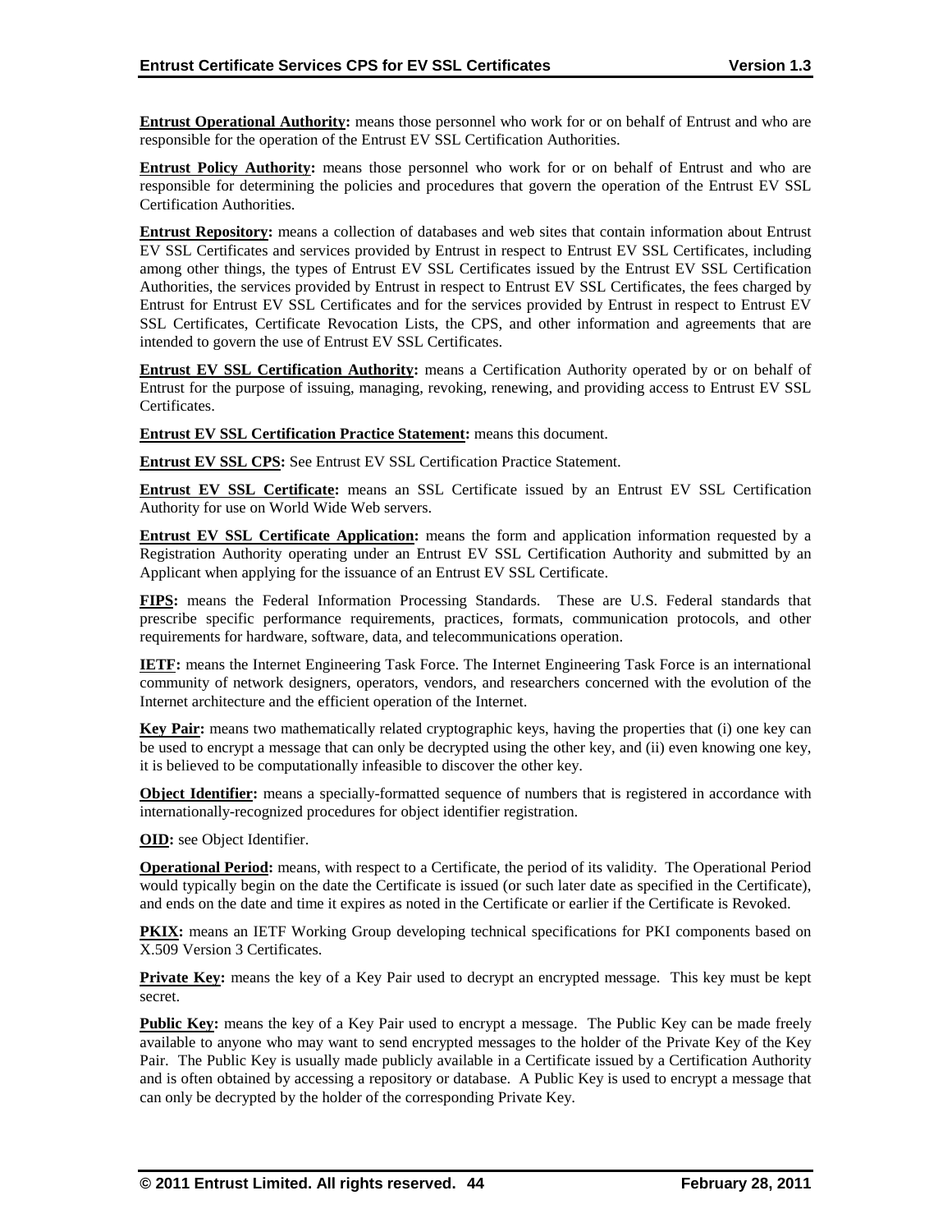**Entrust Operational Authority:** means those personnel who work for or on behalf of Entrust and who are responsible for the operation of the Entrust EV SSL Certification Authorities.

**Entrust Policy Authority:** means those personnel who work for or on behalf of Entrust and who are responsible for determining the policies and procedures that govern the operation of the Entrust EV SSL Certification Authorities.

**Entrust Repository:** means a collection of databases and web sites that contain information about Entrust EV SSL Certificates and services provided by Entrust in respect to Entrust EV SSL Certificates, including among other things, the types of Entrust EV SSL Certificates issued by the Entrust EV SSL Certification Authorities, the services provided by Entrust in respect to Entrust EV SSL Certificates, the fees charged by Entrust for Entrust EV SSL Certificates and for the services provided by Entrust in respect to Entrust EV SSL Certificates, Certificate Revocation Lists, the CPS, and other information and agreements that are intended to govern the use of Entrust EV SSL Certificates.

**Entrust EV SSL Certification Authority:** means a Certification Authority operated by or on behalf of Entrust for the purpose of issuing, managing, revoking, renewing, and providing access to Entrust EV SSL Certificates.

**Entrust EV SSL Certification Practice Statement:** means this document.

**Entrust EV SSL CPS:** See Entrust EV SSL Certification Practice Statement.

**Entrust EV SSL Certificate:** means an SSL Certificate issued by an Entrust EV SSL Certification Authority for use on World Wide Web servers.

**Entrust EV SSL Certificate Application:** means the form and application information requested by a Registration Authority operating under an Entrust EV SSL Certification Authority and submitted by an Applicant when applying for the issuance of an Entrust EV SSL Certificate.

**FIPS:** means the Federal Information Processing Standards. These are U.S. Federal standards that prescribe specific performance requirements, practices, formats, communication protocols, and other requirements for hardware, software, data, and telecommunications operation.

**IETF:** means the Internet Engineering Task Force. The Internet Engineering Task Force is an international community of network designers, operators, vendors, and researchers concerned with the evolution of the Internet architecture and the efficient operation of the Internet.

**Key Pair:** means two mathematically related cryptographic keys, having the properties that (i) one key can be used to encrypt a message that can only be decrypted using the other key, and (ii) even knowing one key, it is believed to be computationally infeasible to discover the other key.

**Object Identifier:** means a specially-formatted sequence of numbers that is registered in accordance with internationally-recognized procedures for object identifier registration.

**OID:** see Object Identifier.

**Operational Period:** means, with respect to a Certificate, the period of its validity. The Operational Period would typically begin on the date the Certificate is issued (or such later date as specified in the Certificate), and ends on the date and time it expires as noted in the Certificate or earlier if the Certificate is Revoked.

**PKIX:** means an IETF Working Group developing technical specifications for PKI components based on X.509 Version 3 Certificates.

**Private Key:** means the key of a Key Pair used to decrypt an encrypted message. This key must be kept secret.

**Public Key:** means the key of a Key Pair used to encrypt a message. The Public Key can be made freely available to anyone who may want to send encrypted messages to the holder of the Private Key of the Key Pair. The Public Key is usually made publicly available in a Certificate issued by a Certification Authority and is often obtained by accessing a repository or database. A Public Key is used to encrypt a message that can only be decrypted by the holder of the corresponding Private Key.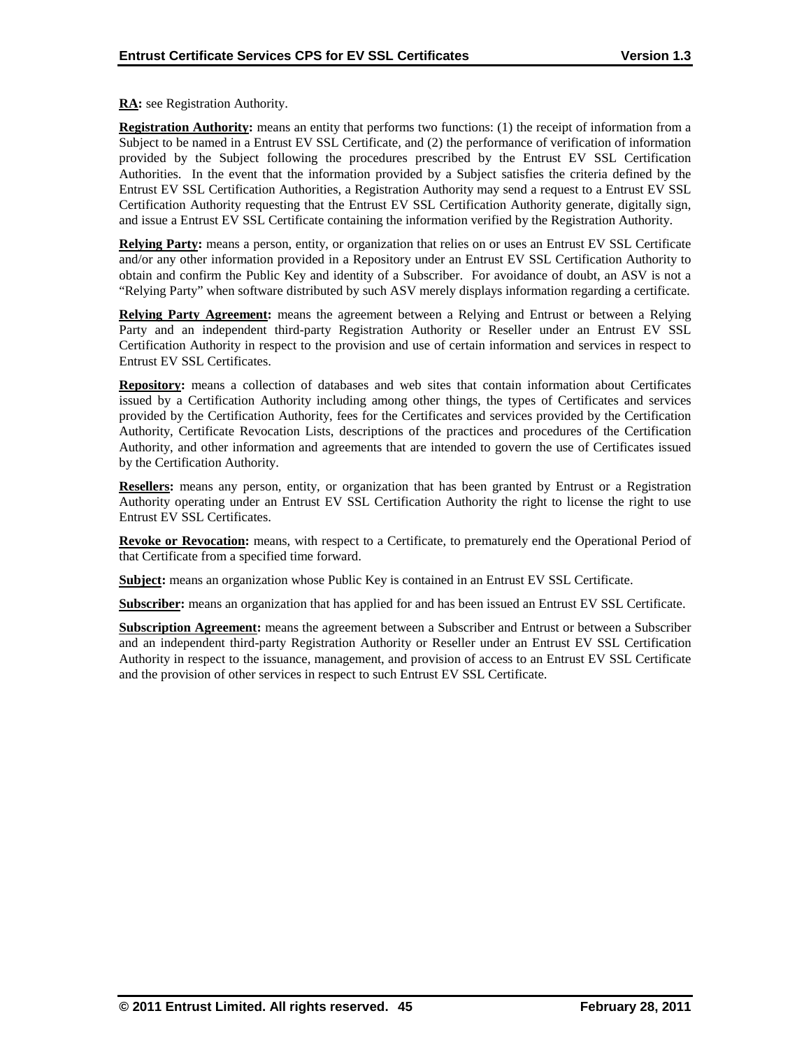**RA:** see Registration Authority.

**Registration Authority:** means an entity that performs two functions: (1) the receipt of information from a Subject to be named in a Entrust EV SSL Certificate, and (2) the performance of verification of information provided by the Subject following the procedures prescribed by the Entrust EV SSL Certification Authorities. In the event that the information provided by a Subject satisfies the criteria defined by the Entrust EV SSL Certification Authorities, a Registration Authority may send a request to a Entrust EV SSL Certification Authority requesting that the Entrust EV SSL Certification Authority generate, digitally sign, and issue a Entrust EV SSL Certificate containing the information verified by the Registration Authority.

**Relying Party:** means a person, entity, or organization that relies on or uses an Entrust EV SSL Certificate and/or any other information provided in a Repository under an Entrust EV SSL Certification Authority to obtain and confirm the Public Key and identity of a Subscriber. For avoidance of doubt, an ASV is not a "Relying Party" when software distributed by such ASV merely displays information regarding a certificate.

**Relying Party Agreement:** means the agreement between a Relying and Entrust or between a Relying Party and an independent third-party Registration Authority or Reseller under an Entrust EV SSL Certification Authority in respect to the provision and use of certain information and services in respect to Entrust EV SSL Certificates.

**Repository:** means a collection of databases and web sites that contain information about Certificates issued by a Certification Authority including among other things, the types of Certificates and services provided by the Certification Authority, fees for the Certificates and services provided by the Certification Authority, Certificate Revocation Lists, descriptions of the practices and procedures of the Certification Authority, and other information and agreements that are intended to govern the use of Certificates issued by the Certification Authority.

**Resellers:** means any person, entity, or organization that has been granted by Entrust or a Registration Authority operating under an Entrust EV SSL Certification Authority the right to license the right to use Entrust EV SSL Certificates.

**Revoke or Revocation:** means, with respect to a Certificate, to prematurely end the Operational Period of that Certificate from a specified time forward.

**Subject:** means an organization whose Public Key is contained in an Entrust EV SSL Certificate.

**Subscriber:** means an organization that has applied for and has been issued an Entrust EV SSL Certificate.

**Subscription Agreement:** means the agreement between a Subscriber and Entrust or between a Subscriber and an independent third-party Registration Authority or Reseller under an Entrust EV SSL Certification Authority in respect to the issuance, management, and provision of access to an Entrust EV SSL Certificate and the provision of other services in respect to such Entrust EV SSL Certificate.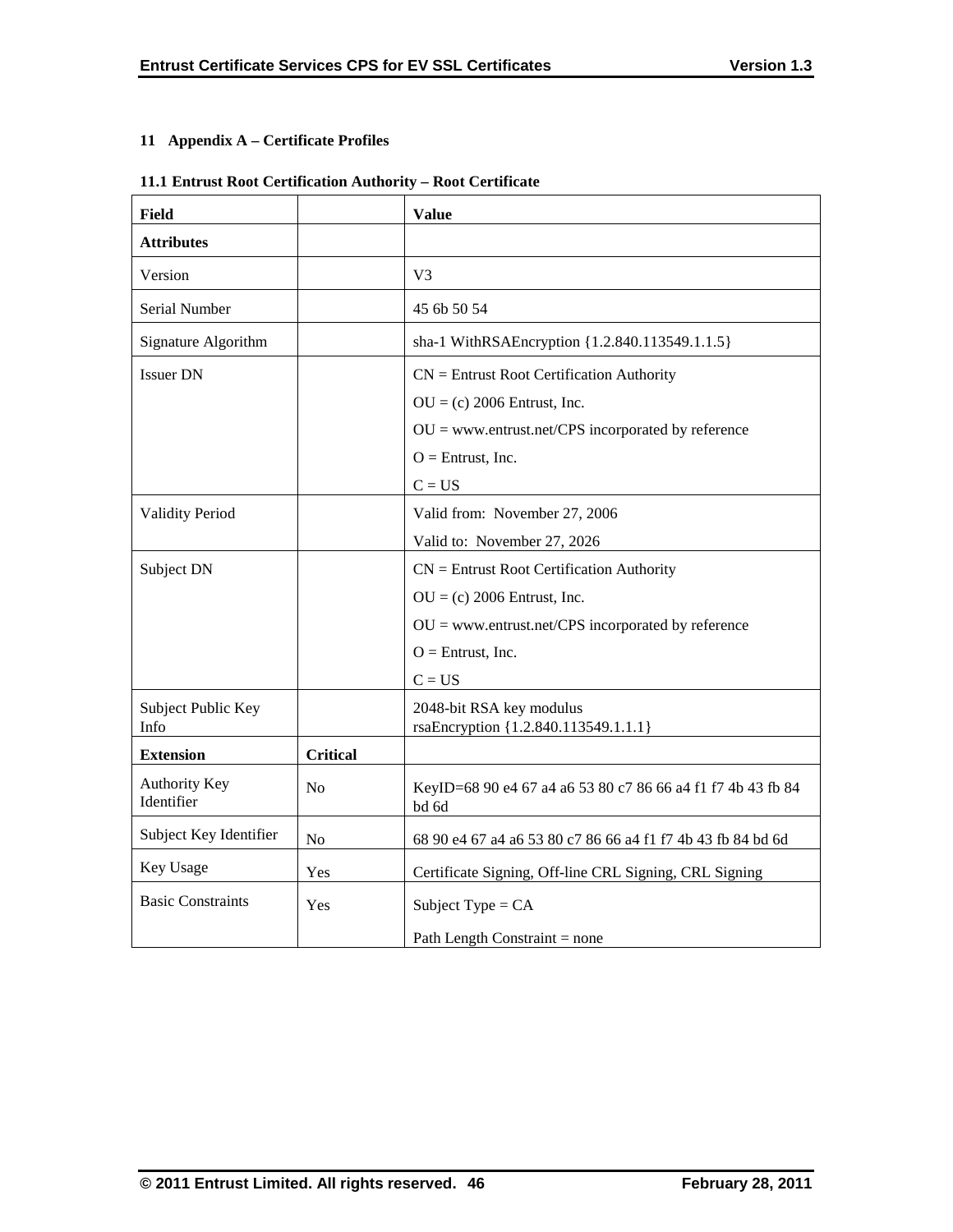# 11 Appendix A – Certificate Profiles

## 11.1 Entrust Root Certification Authority – Root Certificate

| Field | | Value |
|---|---|---|
| **Attributes** | | |
| Version | | V3 |
| Serial Number | | 45 6b 50 54 |
| Signature Algorithm | | sha-1 WithRSAEncryption {1.2.840.113549.1.1.5} |
| Issuer DN | | CN = Entrust Root Certification Authority<br>OU = (c) 2006 Entrust, Inc.<br>OU = www.entrust.net/CPS incorporated by reference<br>O = Entrust, Inc.<br>C = US |
| Validity Period | | Valid from: November 27, 2006<br>Valid to: November 27, 2026 |
| Subject DN | | CN = Entrust Root Certification Authority<br>OU = (c) 2006 Entrust, Inc.<br>OU = www.entrust.net/CPS incorporated by reference<br>O = Entrust, Inc.<br>C = US |
| Subject Public Key Info | | 2048-bit RSA key modulus<br>rsaEncryption {1.2.840.113549.1.1.1} |
| **Extension** | **Critical** | |
| Authority Key Identifier | No | KeyID=68 90 e4 67 a4 a6 53 80 c7 86 66 a4 f1 f7 4b 43 fb 84 bd 6d |
| Subject Key Identifier | No | 68 90 e4 67 a4 a6 53 80 c7 86 66 a4 f1 f7 4b 43 fb 84 bd 6d |
| Key Usage | Yes | Certificate Signing, Off-line CRL Signing, CRL Signing |
| Basic Constraints | Yes | Subject Type = CA<br>Path Length Constraint = none |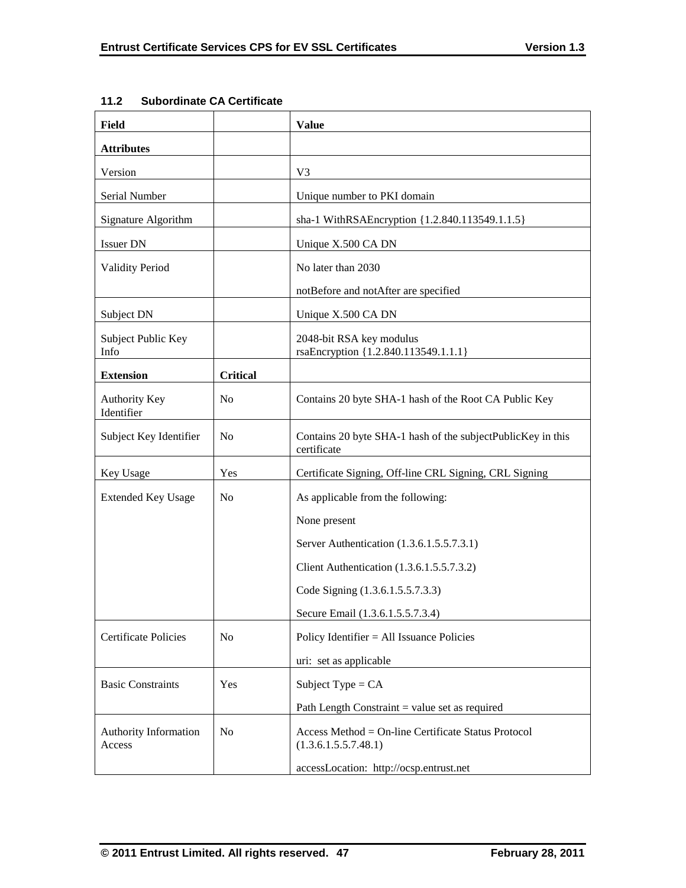### 11.2 Subordinate CA Certificate

| Field | | Value |
|---|---|---|
| **Attributes** | | |
| Version | | V3 |
| Serial Number | | Unique number to PKI domain |
| Signature Algorithm | | sha-1 WithRSAEncryption {1.2.840.113549.1.1.5} |
| Issuer DN | | Unique X.500 CA DN |
| Validity Period | | No later than 2030<br><br>notBefore and notAfter are specified |
| Subject DN | | Unique X.500 CA DN |
| Subject Public Key Info | | 2048-bit RSA key modulus<br>rsaEncryption {1.2.840.113549.1.1.1} |
| **Extension** | **Critical** | |
| Authority Key Identifier | No | Contains 20 byte SHA-1 hash of the Root CA Public Key |
| Subject Key Identifier | No | Contains 20 byte SHA-1 hash of the subjectPublicKey in this certificate |
| Key Usage | Yes | Certificate Signing, Off-line CRL Signing, CRL Signing |
| Extended Key Usage | No | As applicable from the following:<br><br>None present<br><br>Server Authentication (1.3.6.1.5.5.7.3.1)<br><br>Client Authentication (1.3.6.1.5.5.7.3.2)<br><br>Code Signing (1.3.6.1.5.5.7.3.3)<br><br>Secure Email (1.3.6.1.5.5.7.3.4) |
| Certificate Policies | No | Policy Identifier = All Issuance Policies<br><br>uri: set as applicable |
| Basic Constraints | Yes | Subject Type = CA<br><br>Path Length Constraint = value set as required |
| Authority Information Access | No | Access Method = On-line Certificate Status Protocol (1.3.6.1.5.5.7.48.1)<br><br>accessLocation: http://ocsp.entrust.net |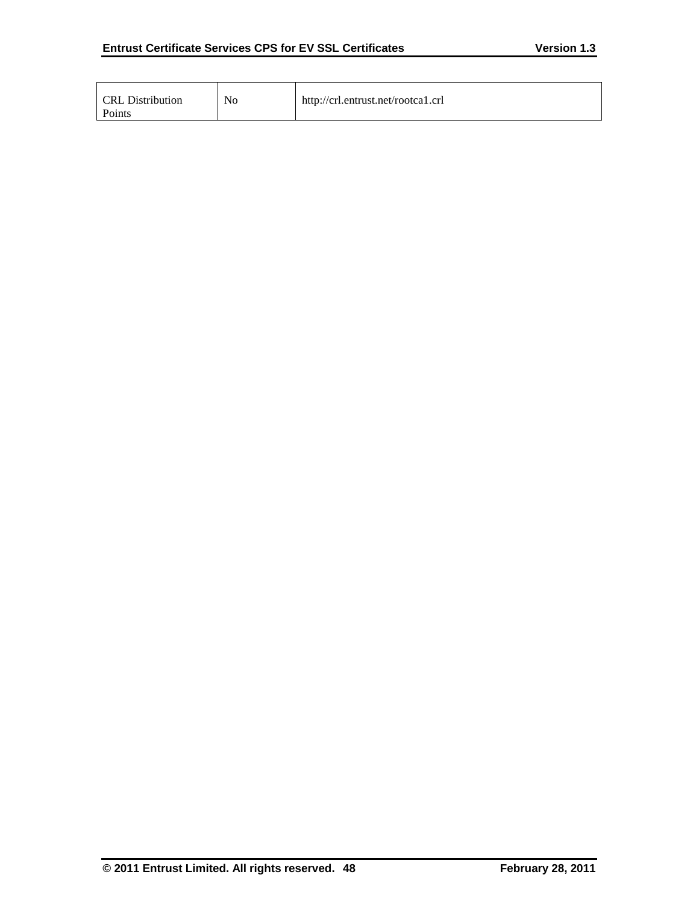| CRL Distribution Points | No | http://crl.entrust.net/rootca1.crl |
|---|---|---|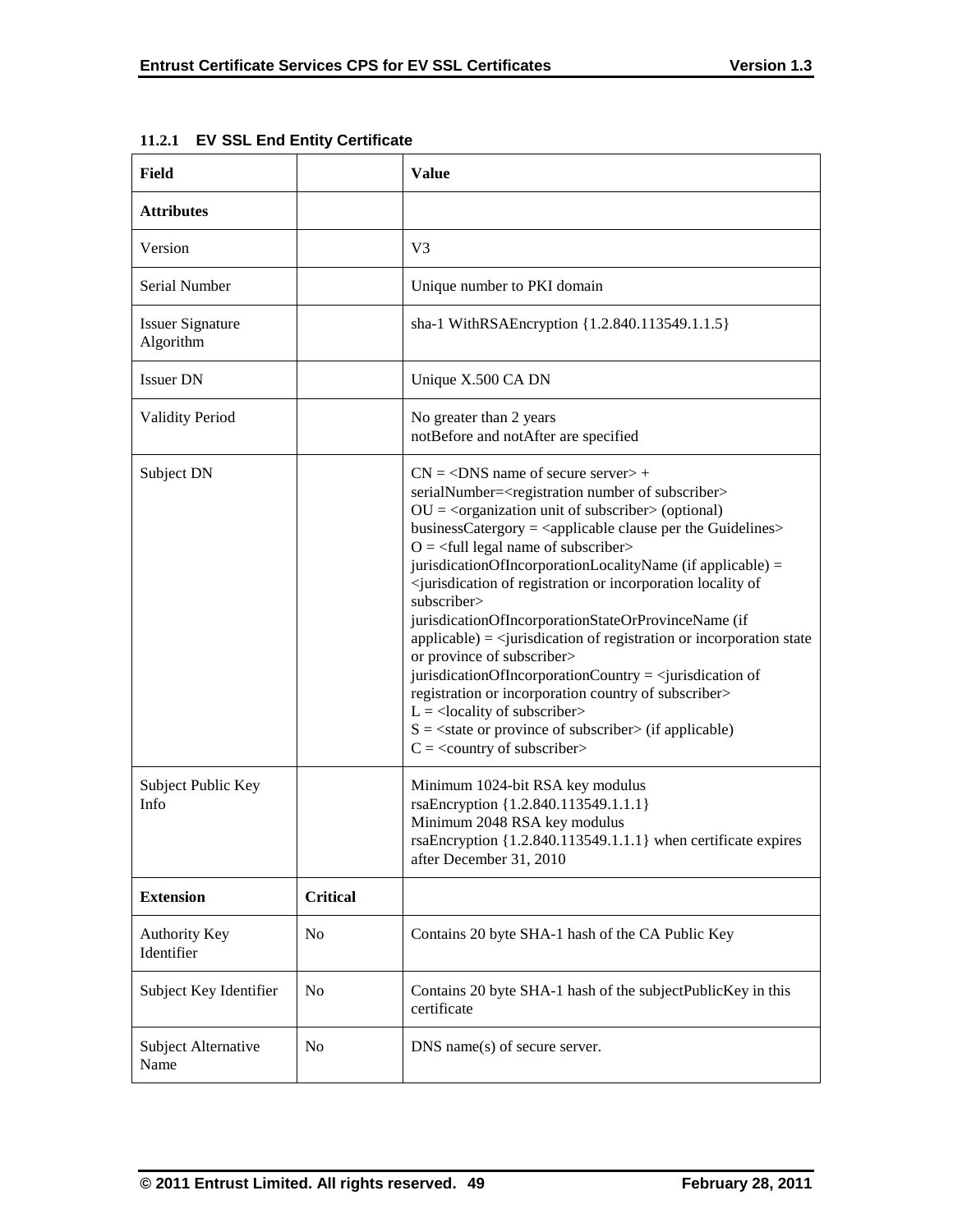### 11.2.1 EV SSL End Entity Certificate

| Field | | Value |
|---|---|---|
| **Attributes** | | |
| Version | | V3 |
| Serial Number | | Unique number to PKI domain |
| Issuer Signature Algorithm | | sha-1 WithRSAEncryption {1.2.840.113549.1.1.5} |
| Issuer DN | | Unique X.500 CA DN |
| Validity Period | | No greater than 2 years<br>notBefore and notAfter are specified |
| Subject DN | | CN = <DNS name of secure server> + serialNumber=<registration number of subscriber><br>OU = <organization unit of subscriber> (optional)<br>businessCatergory = <applicable clause per the Guidelines><br>O = <full legal name of subscriber><br>jurisdicationOfIncorporationLocalityName (if applicable) = <jurisdication of registration or incorporation locality of subscriber><br>jurisdicationOfIncorporationStateOrProvinceName (if applicable) = <jurisdication of registration or incorporation state or province of subscriber><br>jurisdicationOfIncorporationCountry = <jurisdication of registration or incorporation country of subscriber><br>L = <locality of subscriber><br>S = <state or province of subscriber> (if applicable)<br>C = <country of subscriber> |
| Subject Public Key Info | | Minimum 1024-bit RSA key modulus<br>rsaEncryption {1.2.840.113549.1.1.1}<br>Minimum 2048 RSA key modulus<br>rsaEncryption {1.2.840.113549.1.1.1} when certificate expires after December 31, 2010 |
| **Extension** | **Critical** | |
| Authority Key Identifier | No | Contains 20 byte SHA-1 hash of the CA Public Key |
| Subject Key Identifier | No | Contains 20 byte SHA-1 hash of the subjectPublicKey in this certificate |
| Subject Alternative Name | No | DNS name(s) of secure server. |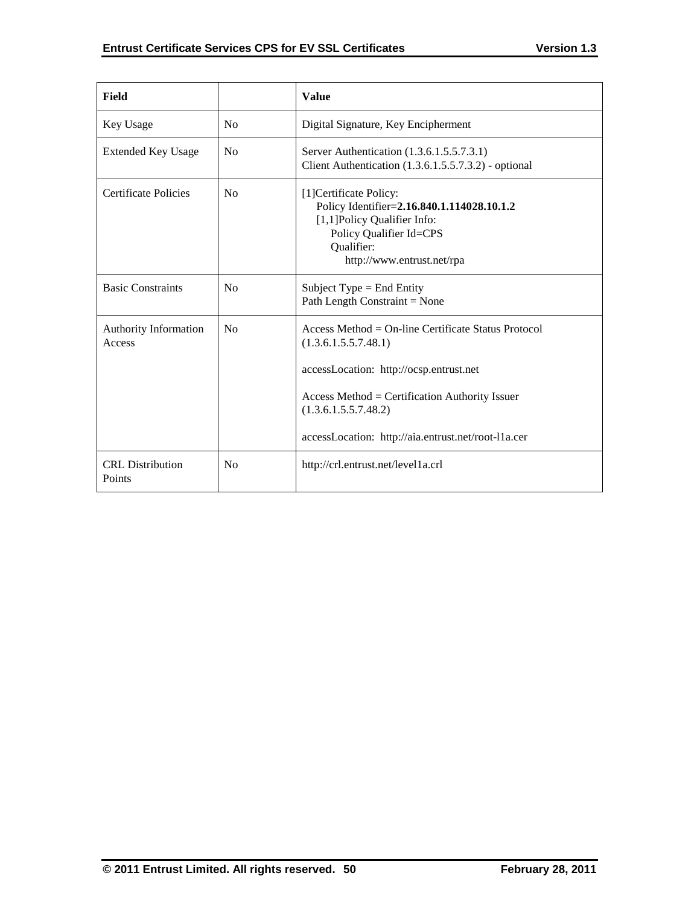| Field | | Value |
|---|---|---|
| Key Usage | No | Digital Signature, Key Encipherment |
| Extended Key Usage | No | Server Authentication (1.3.6.1.5.5.7.3.1)<br>Client Authentication (1.3.6.1.5.5.7.3.2) - optional |
| Certificate Policies | No | [1]Certificate Policy:<br>Policy Identifier=**2.16.840.1.114028.10.1.2**<br>[1,1]Policy Qualifier Info:<br>Policy Qualifier Id=CPS<br>Qualifier:<br>http://www.entrust.net/rpa |
| Basic Constraints | No | Subject Type = End Entity<br>Path Length Constraint = None |
| Authority Information Access | No | Access Method = On-line Certificate Status Protocol (1.3.6.1.5.5.7.48.1)<br><br>accessLocation: http://ocsp.entrust.net<br><br>Access Method = Certification Authority Issuer (1.3.6.1.5.5.7.48.2)<br><br>accessLocation: http://aia.entrust.net/root-l1a.cer |
| CRL Distribution Points | No | http://crl.entrust.net/level1a.crl |